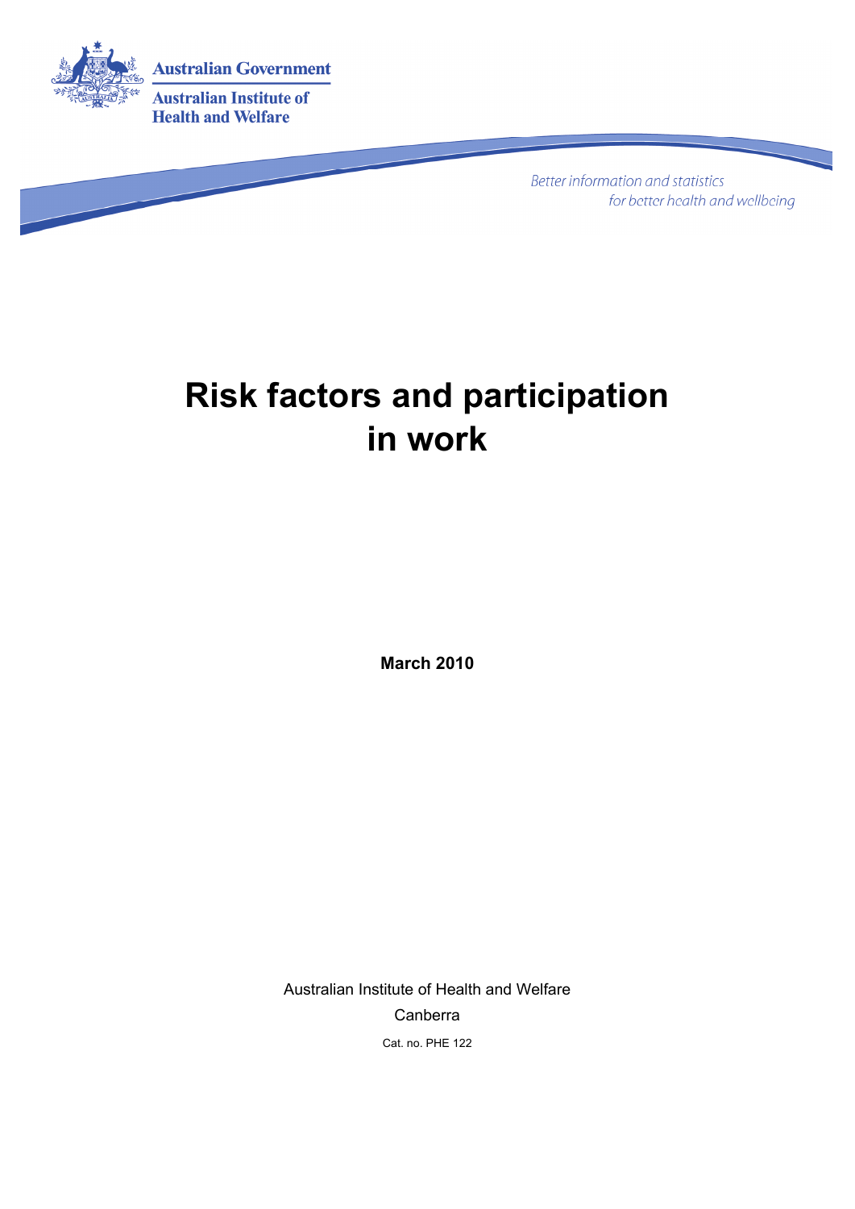Australian Government

Australian Institute of Health and Welfare

*Better information and statistics for better health and wellbeing*

# Risk factors and participation in work

**March 2010**

Australian Institute of Health and Welfare

Canberra

Cat. no. PHE 122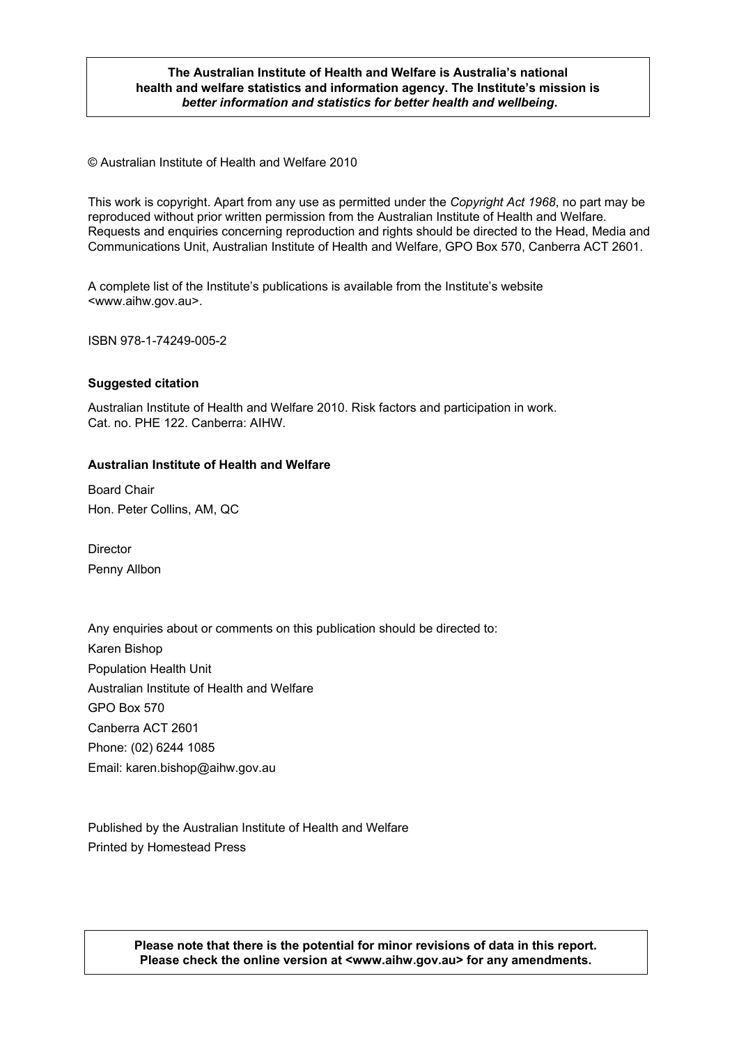**The Australian Institute of Health and Welfare is Australia's national health and welfare statistics and information agency. The Institute's mission is *better information and statistics for better health and wellbeing*.**

© Australian Institute of Health and Welfare 2010

This work is copyright. Apart from any use as permitted under the *Copyright Act 1968*, no part may be reproduced without prior written permission from the Australian Institute of Health and Welfare. Requests and enquiries concerning reproduction and rights should be directed to the Head, Media and Communications Unit, Australian Institute of Health and Welfare, GPO Box 570, Canberra ACT 2601.

A complete list of the Institute's publications is available from the Institute's website <www.aihw.gov.au>.

ISBN 978-1-74249-005-2

**Suggested citation**

Australian Institute of Health and Welfare 2010. Risk factors and participation in work. Cat. no. PHE 122. Canberra: AIHW.

**Australian Institute of Health and Welfare**

Board Chair
Hon. Peter Collins, AM, QC

Director
Penny Allbon

Any enquiries about or comments on this publication should be directed to:
Karen Bishop
Population Health Unit
Australian Institute of Health and Welfare
GPO Box 570
Canberra ACT 2601
Phone: (02) 6244 1085
Email: karen.bishop@aihw.gov.au

Published by the Australian Institute of Health and Welfare
Printed by Homestead Press

**Please note that there is the potential for minor revisions of data in this report. Please check the online version at <www.aihw.gov.au> for any amendments.**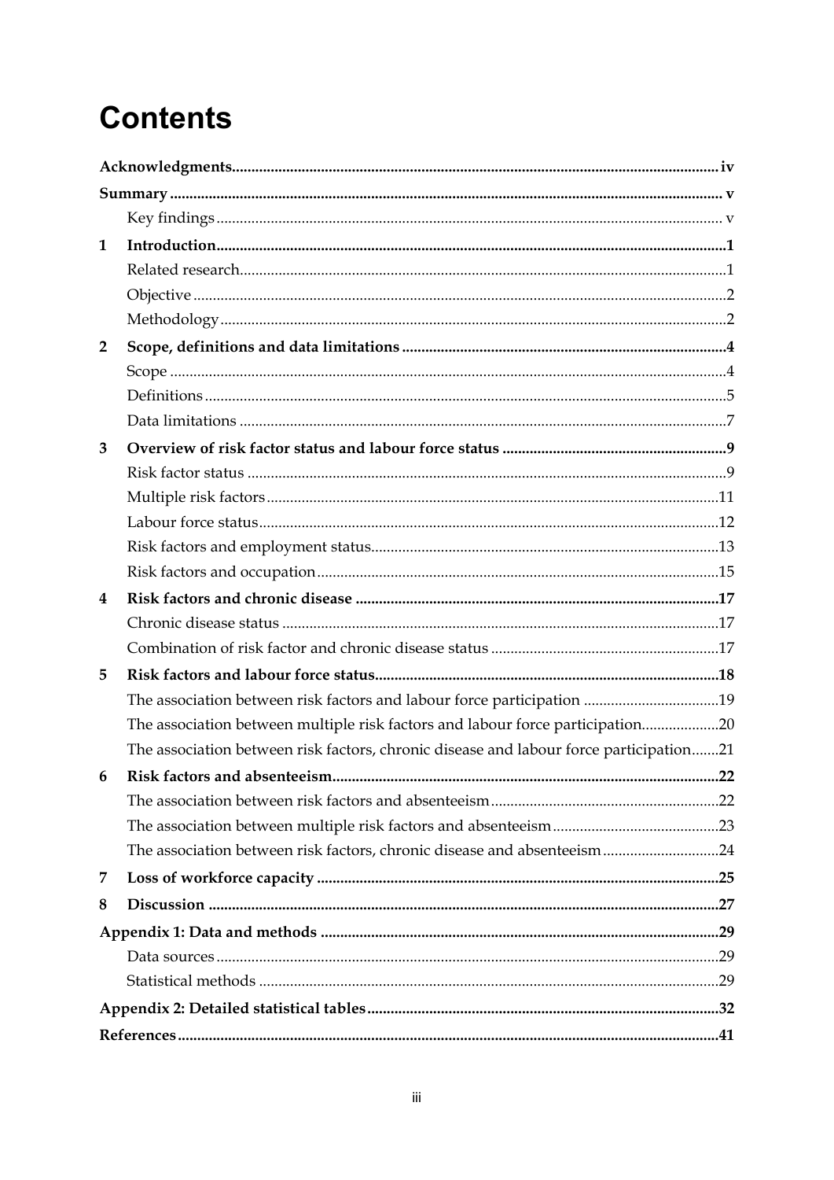# Contents

| | | |
|---|---|---|
| **Acknowledgments** | | **iv** |
| **Summary** | | **v** |
| | Key findings | v |
| **1** | **Introduction** | **1** |
| | Related research | 1 |
| | Objective | 2 |
| | Methodology | 2 |
| **2** | **Scope, definitions and data limitations** | **4** |
| | Scope | 4 |
| | Definitions | 5 |
| | Data limitations | 7 |
| **3** | **Overview of risk factor status and labour force status** | **9** |
| | Risk factor status | 9 |
| | Multiple risk factors | 11 |
| | Labour force status | 12 |
| | Risk factors and employment status | 13 |
| | Risk factors and occupation | 15 |
| **4** | **Risk factors and chronic disease** | **17** |
| | Chronic disease status | 17 |
| | Combination of risk factor and chronic disease status | 17 |
| **5** | **Risk factors and labour force status** | **18** |
| | The association between risk factors and labour force participation | 19 |
| | The association between multiple risk factors and labour force participation | 20 |
| | The association between risk factors, chronic disease and labour force participation | 21 |
| **6** | **Risk factors and absenteeism** | **22** |
| | The association between risk factors and absenteeism | 22 |
| | The association between multiple risk factors and absenteeism | 23 |
| | The association between risk factors, chronic disease and absenteeism | 24 |
| **7** | **Loss of workforce capacity** | **25** |
| **8** | **Discussion** | **27** |
| **Appendix 1: Data and methods** | | **29** |
| | Data sources | 29 |
| | Statistical methods | 29 |
| **Appendix 2: Detailed statistical tables** | | **32** |
| **References** | | **41** |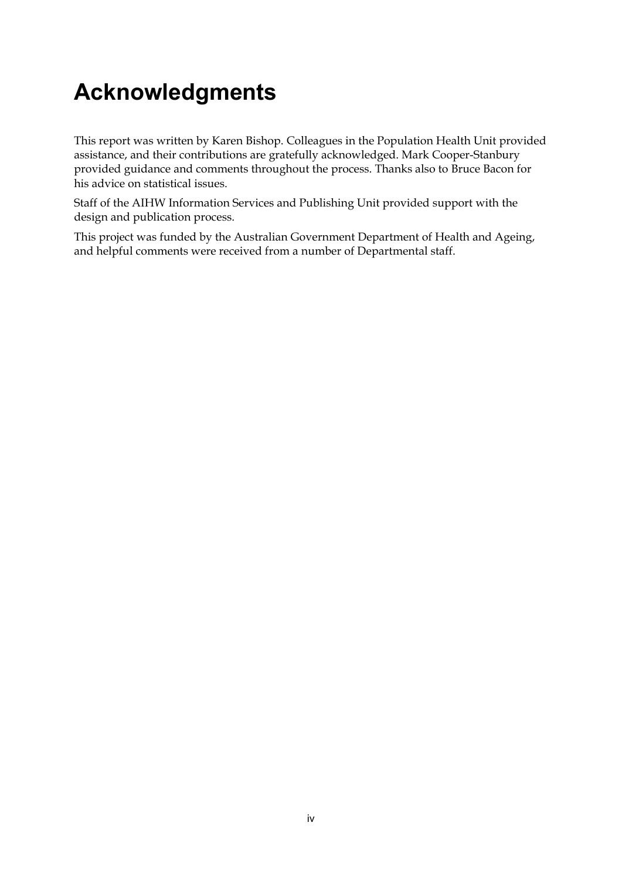# Acknowledgments

This report was written by Karen Bishop. Colleagues in the Population Health Unit provided assistance, and their contributions are gratefully acknowledged. Mark Cooper-Stanbury provided guidance and comments throughout the process. Thanks also to Bruce Bacon for his advice on statistical issues.

Staff of the AIHW Information Services and Publishing Unit provided support with the design and publication process.

This project was funded by the Australian Government Department of Health and Ageing, and helpful comments were received from a number of Departmental staff.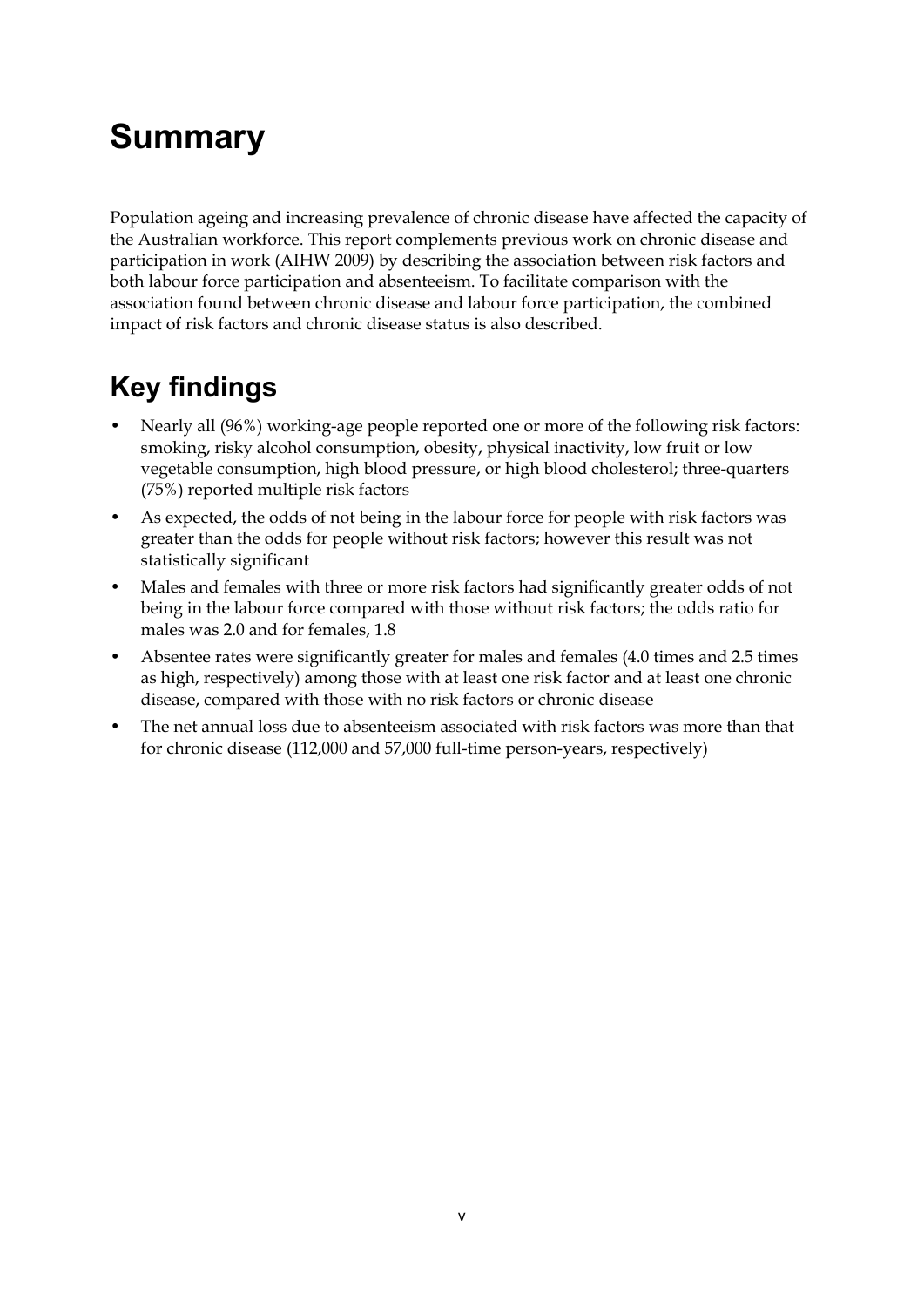# Summary

Population ageing and increasing prevalence of chronic disease have affected the capacity of the Australian workforce. This report complements previous work on chronic disease and participation in work (AIHW 2009) by describing the association between risk factors and both labour force participation and absenteeism. To facilitate comparison with the association found between chronic disease and labour force participation, the combined impact of risk factors and chronic disease status is also described.

## Key findings

- Nearly all (96%) working-age people reported one or more of the following risk factors: smoking, risky alcohol consumption, obesity, physical inactivity, low fruit or low vegetable consumption, high blood pressure, or high blood cholesterol; three-quarters (75%) reported multiple risk factors
- As expected, the odds of not being in the labour force for people with risk factors was greater than the odds for people without risk factors; however this result was not statistically significant
- Males and females with three or more risk factors had significantly greater odds of not being in the labour force compared with those without risk factors; the odds ratio for males was 2.0 and for females, 1.8
- Absentee rates were significantly greater for males and females (4.0 times and 2.5 times as high, respectively) among those with at least one risk factor and at least one chronic disease, compared with those with no risk factors or chronic disease
- The net annual loss due to absenteeism associated with risk factors was more than that for chronic disease (112,000 and 57,000 full-time person-years, respectively)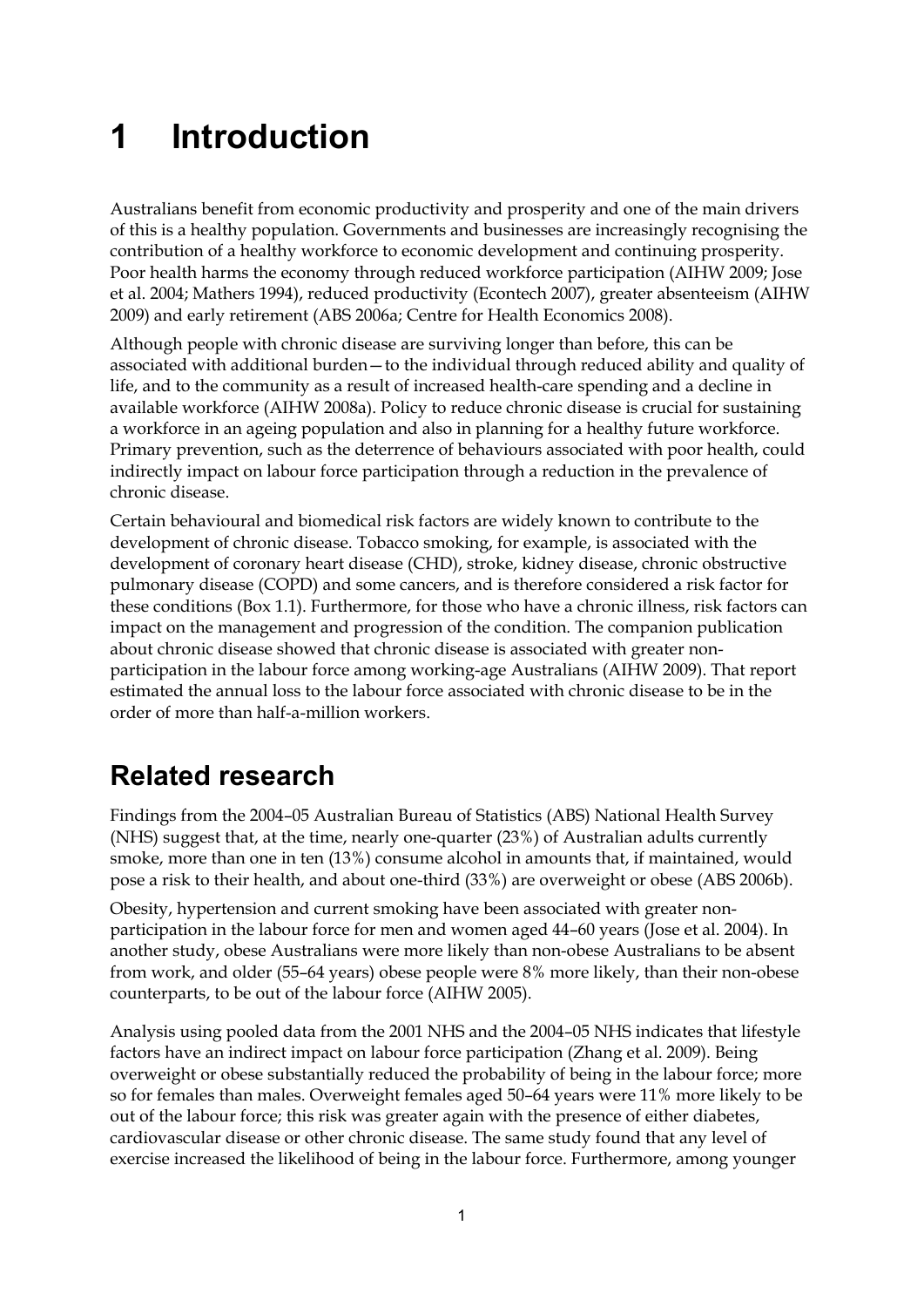# 1 Introduction

Australians benefit from economic productivity and prosperity and one of the main drivers of this is a healthy population. Governments and businesses are increasingly recognising the contribution of a healthy workforce to economic development and continuing prosperity. Poor health harms the economy through reduced workforce participation (AIHW 2009; Jose et al. 2004; Mathers 1994), reduced productivity (Econtech 2007), greater absenteeism (AIHW 2009) and early retirement (ABS 2006a; Centre for Health Economics 2008).

Although people with chronic disease are surviving longer than before, this can be associated with additional burden—to the individual through reduced ability and quality of life, and to the community as a result of increased health-care spending and a decline in available workforce (AIHW 2008a). Policy to reduce chronic disease is crucial for sustaining a workforce in an ageing population and also in planning for a healthy future workforce. Primary prevention, such as the deterrence of behaviours associated with poor health, could indirectly impact on labour force participation through a reduction in the prevalence of chronic disease.

Certain behavioural and biomedical risk factors are widely known to contribute to the development of chronic disease. Tobacco smoking, for example, is associated with the development of coronary heart disease (CHD), stroke, kidney disease, chronic obstructive pulmonary disease (COPD) and some cancers, and is therefore considered a risk factor for these conditions (Box 1.1). Furthermore, for those who have a chronic illness, risk factors can impact on the management and progression of the condition. The companion publication about chronic disease showed that chronic disease is associated with greater non-participation in the labour force among working-age Australians (AIHW 2009). That report estimated the annual loss to the labour force associated with chronic disease to be in the order of more than half-a-million workers.

## Related research

Findings from the 2004–05 Australian Bureau of Statistics (ABS) National Health Survey (NHS) suggest that, at the time, nearly one-quarter (23%) of Australian adults currently smoke, more than one in ten (13%) consume alcohol in amounts that, if maintained, would pose a risk to their health, and about one-third (33%) are overweight or obese (ABS 2006b).

Obesity, hypertension and current smoking have been associated with greater non-participation in the labour force for men and women aged 44–60 years (Jose et al. 2004). In another study, obese Australians were more likely than non-obese Australians to be absent from work, and older (55–64 years) obese people were 8% more likely, than their non-obese counterparts, to be out of the labour force (AIHW 2005).

Analysis using pooled data from the 2001 NHS and the 2004–05 NHS indicates that lifestyle factors have an indirect impact on labour force participation (Zhang et al. 2009). Being overweight or obese substantially reduced the probability of being in the labour force; more so for females than males. Overweight females aged 50–64 years were 11% more likely to be out of the labour force; this risk was greater again with the presence of either diabetes, cardiovascular disease or other chronic disease. The same study found that any level of exercise increased the likelihood of being in the labour force. Furthermore, among younger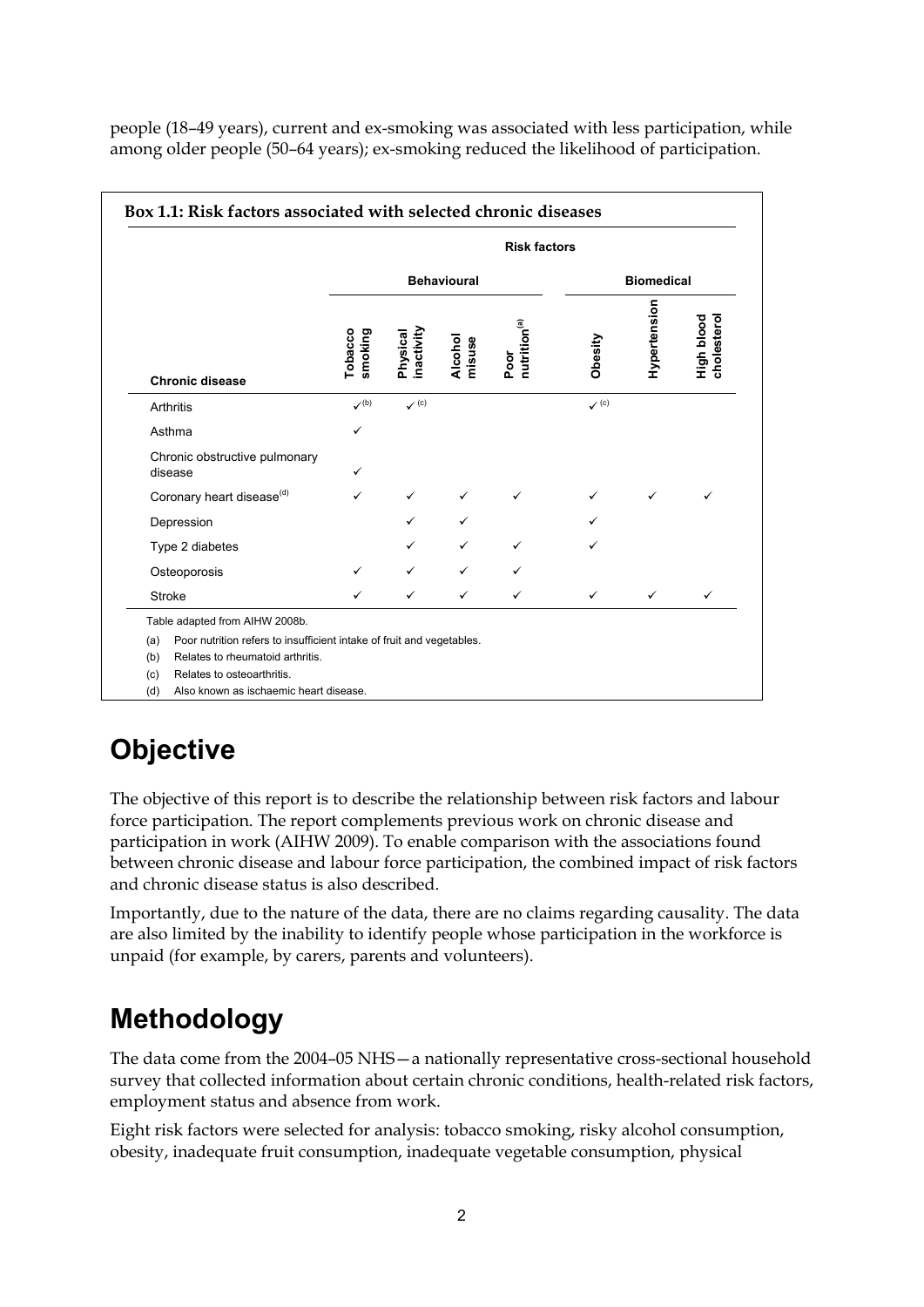people (18–49 years), current and ex-smoking was associated with less participation, while among older people (50–64 years); ex-smoking reduced the likelihood of participation.

**Box 1.1: Risk factors associated with selected chronic diseases**

| | Risk factors | | | | | | |
|---|---|---|---|---|---|---|---|
| | Behavioural | | | | Biomedical | | |
| **Chronic disease** | Tobacco smoking | Physical inactivity | Alcohol misuse | Poor nutrition[(a)] | Obesity | Hypertension | High blood cholesterol |
| Arthritis | ✓[(b)] | ✓[(c)] | | | ✓[(c)] | | |
| Asthma | ✓ | | | | | | |
| Chronic obstructive pulmonary disease | ✓ | | | | | | |
| Coronary heart disease[(d)] | ✓ | ✓ | ✓ | ✓ | ✓ | ✓ | ✓ |
| Depression | | ✓ | ✓ | | ✓ | | |
| Type 2 diabetes | | ✓ | ✓ | ✓ | ✓ | | |
| Osteoporosis | ✓ | ✓ | ✓ | ✓ | | | |
| Stroke | ✓ | ✓ | ✓ | ✓ | ✓ | ✓ | ✓ |

Table adapted from AIHW 2008b.

(a) Poor nutrition refers to insufficient intake of fruit and vegetables.

(b) Relates to rheumatoid arthritis.

(c) Relates to osteoarthritis.

(d) Also known as ischaemic heart disease.

# Objective

The objective of this report is to describe the relationship between risk factors and labour force participation. The report complements previous work on chronic disease and participation in work (AIHW 2009). To enable comparison with the associations found between chronic disease and labour force participation, the combined impact of risk factors and chronic disease status is also described.

Importantly, due to the nature of the data, there are no claims regarding causality. The data are also limited by the inability to identify people whose participation in the workforce is unpaid (for example, by carers, parents and volunteers).

# Methodology

The data come from the 2004–05 NHS—a nationally representative cross-sectional household survey that collected information about certain chronic conditions, health-related risk factors, employment status and absence from work.

Eight risk factors were selected for analysis: tobacco smoking, risky alcohol consumption, obesity, inadequate fruit consumption, inadequate vegetable consumption, physical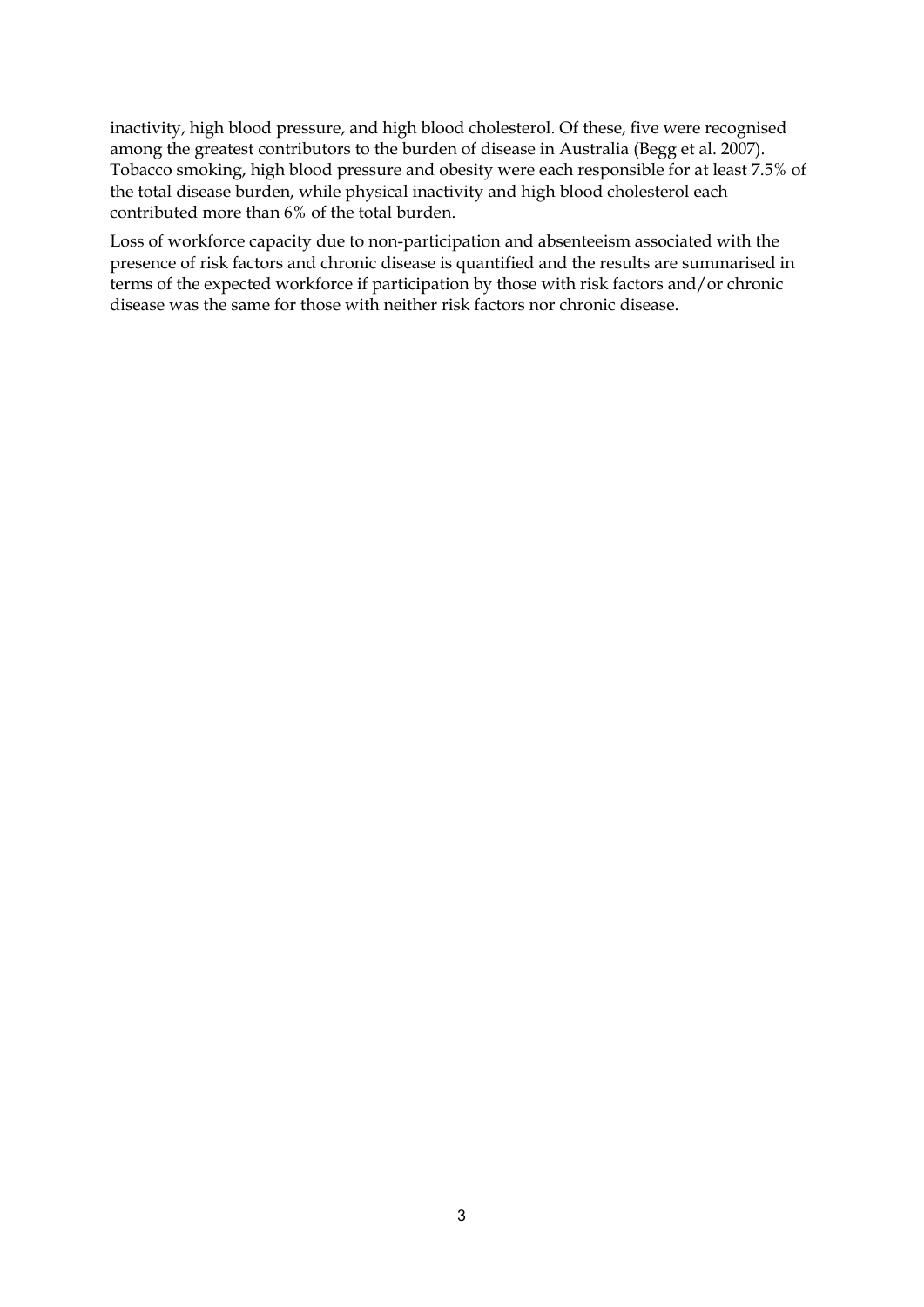inactivity, high blood pressure, and high blood cholesterol. Of these, five were recognised among the greatest contributors to the burden of disease in Australia (Begg et al. 2007). Tobacco smoking, high blood pressure and obesity were each responsible for at least 7.5% of the total disease burden, while physical inactivity and high blood cholesterol each contributed more than 6% of the total burden.

Loss of workforce capacity due to non-participation and absenteeism associated with the presence of risk factors and chronic disease is quantified and the results are summarised in terms of the expected workforce if participation by those with risk factors and/or chronic disease was the same for those with neither risk factors nor chronic disease.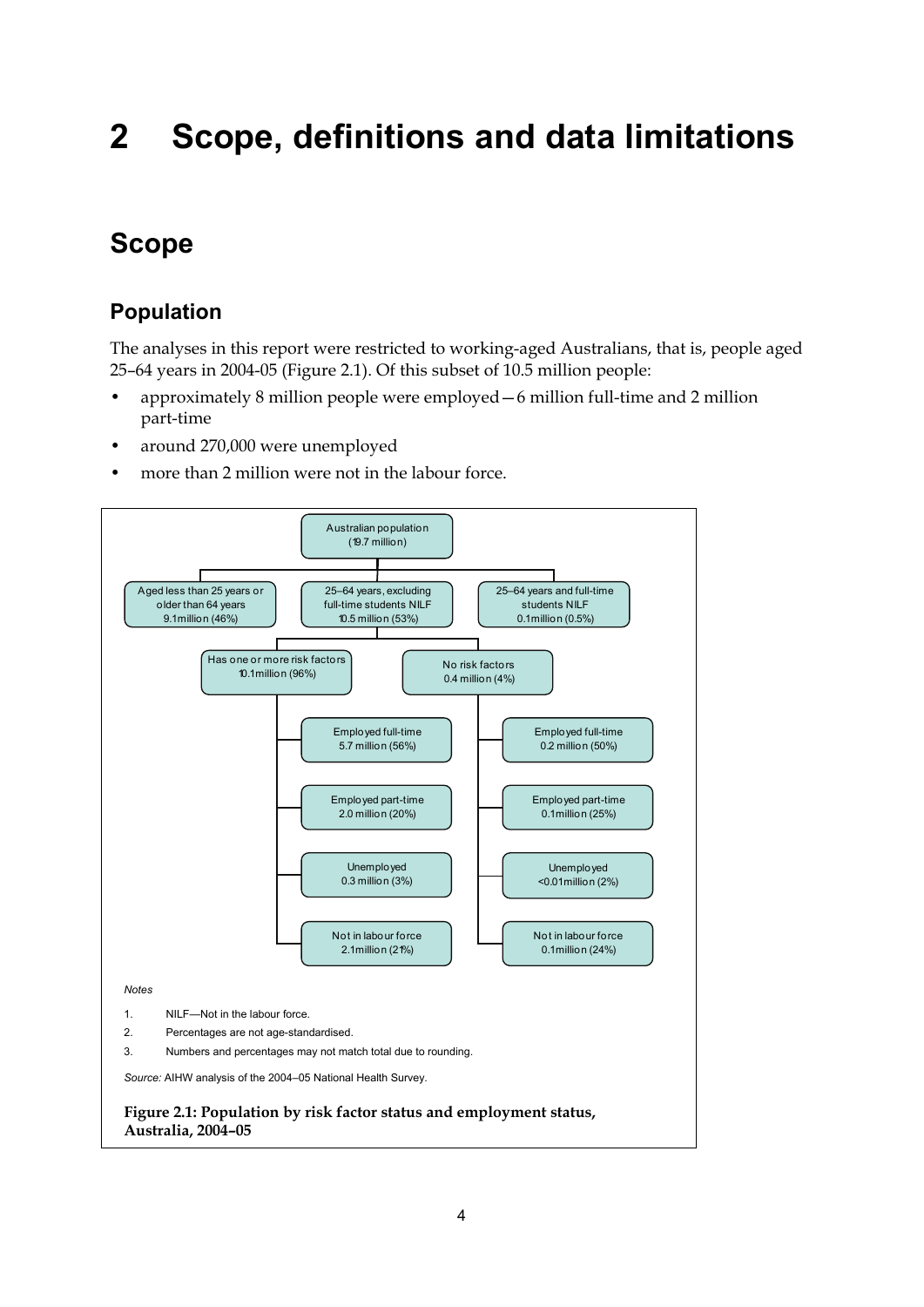# 2 Scope, definitions and data limitations

## Scope

### Population

The analyses in this report were restricted to working-aged Australians, that is, people aged 25–64 years in 2004-05 (Figure 2.1). Of this subset of 10.5 million people:

- approximately 8 million people were employed—6 million full-time and 2 million part-time
- around 270,000 were unemployed
- more than 2 million were not in the labour force.

- Australian population (19.7 million)
  - Aged less than 25 years or older than 64 years 9.1million (46%)
  - 25–64 years, excluding full-time students NILF 10.5 million (53%)
    - Has one or more risk factors 10.1million (96%)
      - Employed full-time 5.7 million (56%)
      - Employed part-time 2.0 million (20%)
      - Unemployed 0.3 million (3%)
      - Not in labour force 2.1million (21%)
    - No risk factors 0.4 million (4%)
      - Employed full-time 0.2 million (50%)
      - Employed part-time 0.1million (25%)
      - Unemployed <0.01million (2%)
      - Not in labour force 0.1million (24%)
  - 25–64 years and full-time students NILF 0.1million (0.5%)

*Notes*

1. NILF—Not in the labour force.
2. Percentages are not age-standardised.
3. Numbers and percentages may not match total due to rounding.

*Source:* AIHW analysis of the 2004–05 National Health Survey.

**Figure 2.1: Population by risk factor status and employment status, Australia, 2004–05**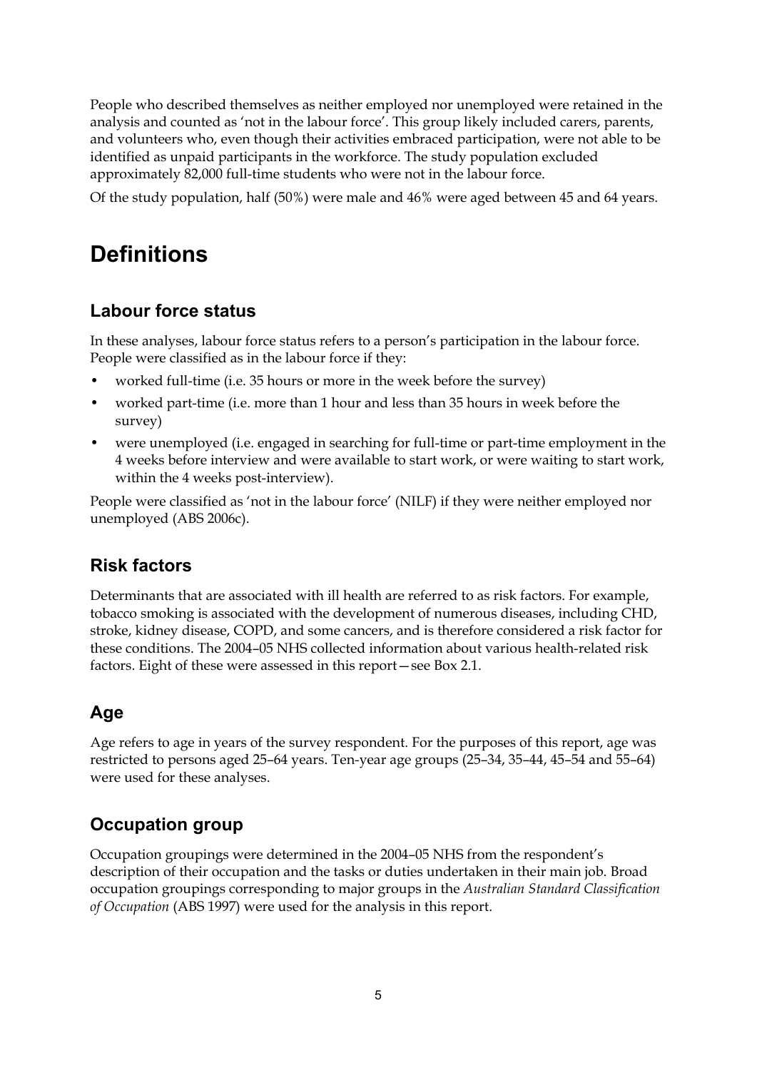People who described themselves as neither employed nor unemployed were retained in the analysis and counted as 'not in the labour force'. This group likely included carers, parents, and volunteers who, even though their activities embraced participation, were not able to be identified as unpaid participants in the workforce. The study population excluded approximately 82,000 full-time students who were not in the labour force.

Of the study population, half (50%) were male and 46% were aged between 45 and 64 years.

# Definitions

## Labour force status

In these analyses, labour force status refers to a person's participation in the labour force. People were classified as in the labour force if they:

- worked full-time (i.e. 35 hours or more in the week before the survey)
- worked part-time (i.e. more than 1 hour and less than 35 hours in week before the survey)
- were unemployed (i.e. engaged in searching for full-time or part-time employment in the 4 weeks before interview and were available to start work, or were waiting to start work, within the 4 weeks post-interview).

People were classified as 'not in the labour force' (NILF) if they were neither employed nor unemployed (ABS 2006c).

## Risk factors

Determinants that are associated with ill health are referred to as risk factors. For example, tobacco smoking is associated with the development of numerous diseases, including CHD, stroke, kidney disease, COPD, and some cancers, and is therefore considered a risk factor for these conditions. The 2004–05 NHS collected information about various health-related risk factors. Eight of these were assessed in this report—see Box 2.1.

## Age

Age refers to age in years of the survey respondent. For the purposes of this report, age was restricted to persons aged 25–64 years. Ten-year age groups (25–34, 35–44, 45–54 and 55–64) were used for these analyses.

## Occupation group

Occupation groupings were determined in the 2004–05 NHS from the respondent's description of their occupation and the tasks or duties undertaken in their main job. Broad occupation groupings corresponding to major groups in the *Australian Standard Classification of Occupation* (ABS 1997) were used for the analysis in this report.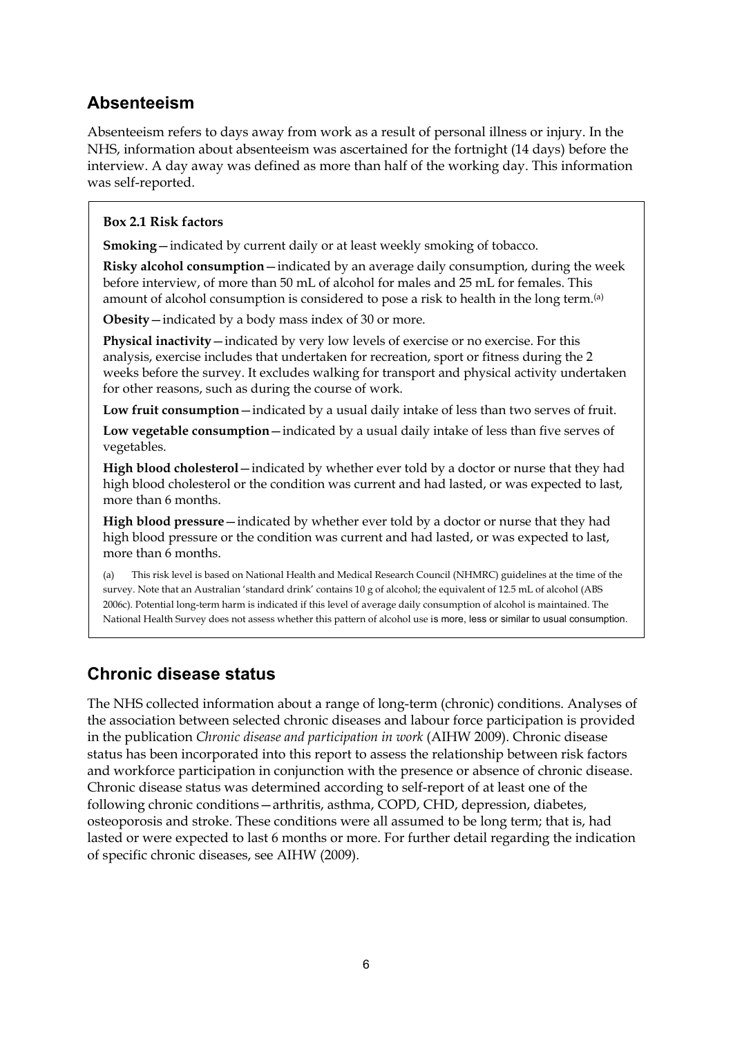## Absenteeism

Absenteeism refers to days away from work as a result of personal illness or injury. In the NHS, information about absenteeism was ascertained for the fortnight (14 days) before the interview. A day away was defined as more than half of the working day. This information was self-reported.

**Box 2.1 Risk factors**

**Smoking**—indicated by current daily or at least weekly smoking of tobacco.

**Risky alcohol consumption**—indicated by an average daily consumption, during the week before interview, of more than 50 mL of alcohol for males and 25 mL for females. This amount of alcohol consumption is considered to pose a risk to health in the long term.[(a)]

**Obesity**—indicated by a body mass index of 30 or more.

**Physical inactivity**—indicated by very low levels of exercise or no exercise. For this analysis, exercise includes that undertaken for recreation, sport or fitness during the 2 weeks before the survey. It excludes walking for transport and physical activity undertaken for other reasons, such as during the course of work.

**Low fruit consumption**—indicated by a usual daily intake of less than two serves of fruit.

**Low vegetable consumption**—indicated by a usual daily intake of less than five serves of vegetables.

**High blood cholesterol**—indicated by whether ever told by a doctor or nurse that they had high blood cholesterol or the condition was current and had lasted, or was expected to last, more than 6 months.

**High blood pressure**—indicated by whether ever told by a doctor or nurse that they had high blood pressure or the condition was current and had lasted, or was expected to last, more than 6 months.

(a) This risk level is based on National Health and Medical Research Council (NHMRC) guidelines at the time of the survey. Note that an Australian 'standard drink' contains 10 g of alcohol; the equivalent of 12.5 mL of alcohol (ABS 2006c). Potential long-term harm is indicated if this level of average daily consumption of alcohol is maintained. The National Health Survey does not assess whether this pattern of alcohol use is more, less or similar to usual consumption.

## Chronic disease status

The NHS collected information about a range of long-term (chronic) conditions. Analyses of the association between selected chronic diseases and labour force participation is provided in the publication *Chronic disease and participation in work* (AIHW 2009). Chronic disease status has been incorporated into this report to assess the relationship between risk factors and workforce participation in conjunction with the presence or absence of chronic disease. Chronic disease status was determined according to self-report of at least one of the following chronic conditions—arthritis, asthma, COPD, CHD, depression, diabetes, osteoporosis and stroke. These conditions were all assumed to be long term; that is, had lasted or were expected to last 6 months or more. For further detail regarding the indication of specific chronic diseases, see AIHW (2009).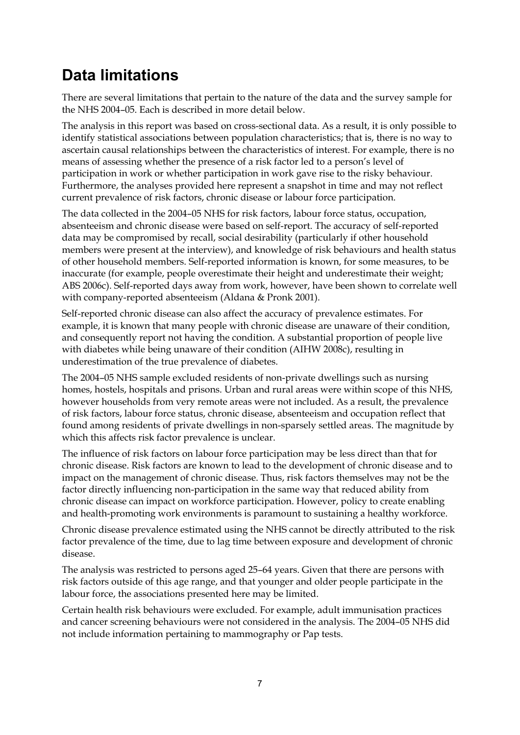## Data limitations

There are several limitations that pertain to the nature of the data and the survey sample for the NHS 2004–05. Each is described in more detail below.

The analysis in this report was based on cross-sectional data. As a result, it is only possible to identify statistical associations between population characteristics; that is, there is no way to ascertain causal relationships between the characteristics of interest. For example, there is no means of assessing whether the presence of a risk factor led to a person's level of participation in work or whether participation in work gave rise to the risky behaviour. Furthermore, the analyses provided here represent a snapshot in time and may not reflect current prevalence of risk factors, chronic disease or labour force participation.

The data collected in the 2004–05 NHS for risk factors, labour force status, occupation, absenteeism and chronic disease were based on self-report. The accuracy of self-reported data may be compromised by recall, social desirability (particularly if other household members were present at the interview), and knowledge of risk behaviours and health status of other household members. Self-reported information is known, for some measures, to be inaccurate (for example, people overestimate their height and underestimate their weight; ABS 2006c). Self-reported days away from work, however, have been shown to correlate well with company-reported absenteeism (Aldana & Pronk 2001).

Self-reported chronic disease can also affect the accuracy of prevalence estimates. For example, it is known that many people with chronic disease are unaware of their condition, and consequently report not having the condition. A substantial proportion of people live with diabetes while being unaware of their condition (AIHW 2008c), resulting in underestimation of the true prevalence of diabetes.

The 2004–05 NHS sample excluded residents of non-private dwellings such as nursing homes, hostels, hospitals and prisons. Urban and rural areas were within scope of this NHS, however households from very remote areas were not included. As a result, the prevalence of risk factors, labour force status, chronic disease, absenteeism and occupation reflect that found among residents of private dwellings in non-sparsely settled areas. The magnitude by which this affects risk factor prevalence is unclear.

The influence of risk factors on labour force participation may be less direct than that for chronic disease. Risk factors are known to lead to the development of chronic disease and to impact on the management of chronic disease. Thus, risk factors themselves may not be the factor directly influencing non-participation in the same way that reduced ability from chronic disease can impact on workforce participation. However, policy to create enabling and health-promoting work environments is paramount to sustaining a healthy workforce.

Chronic disease prevalence estimated using the NHS cannot be directly attributed to the risk factor prevalence of the time, due to lag time between exposure and development of chronic disease.

The analysis was restricted to persons aged 25–64 years. Given that there are persons with risk factors outside of this age range, and that younger and older people participate in the labour force, the associations presented here may be limited.

Certain health risk behaviours were excluded. For example, adult immunisation practices and cancer screening behaviours were not considered in the analysis. The 2004–05 NHS did not include information pertaining to mammography or Pap tests.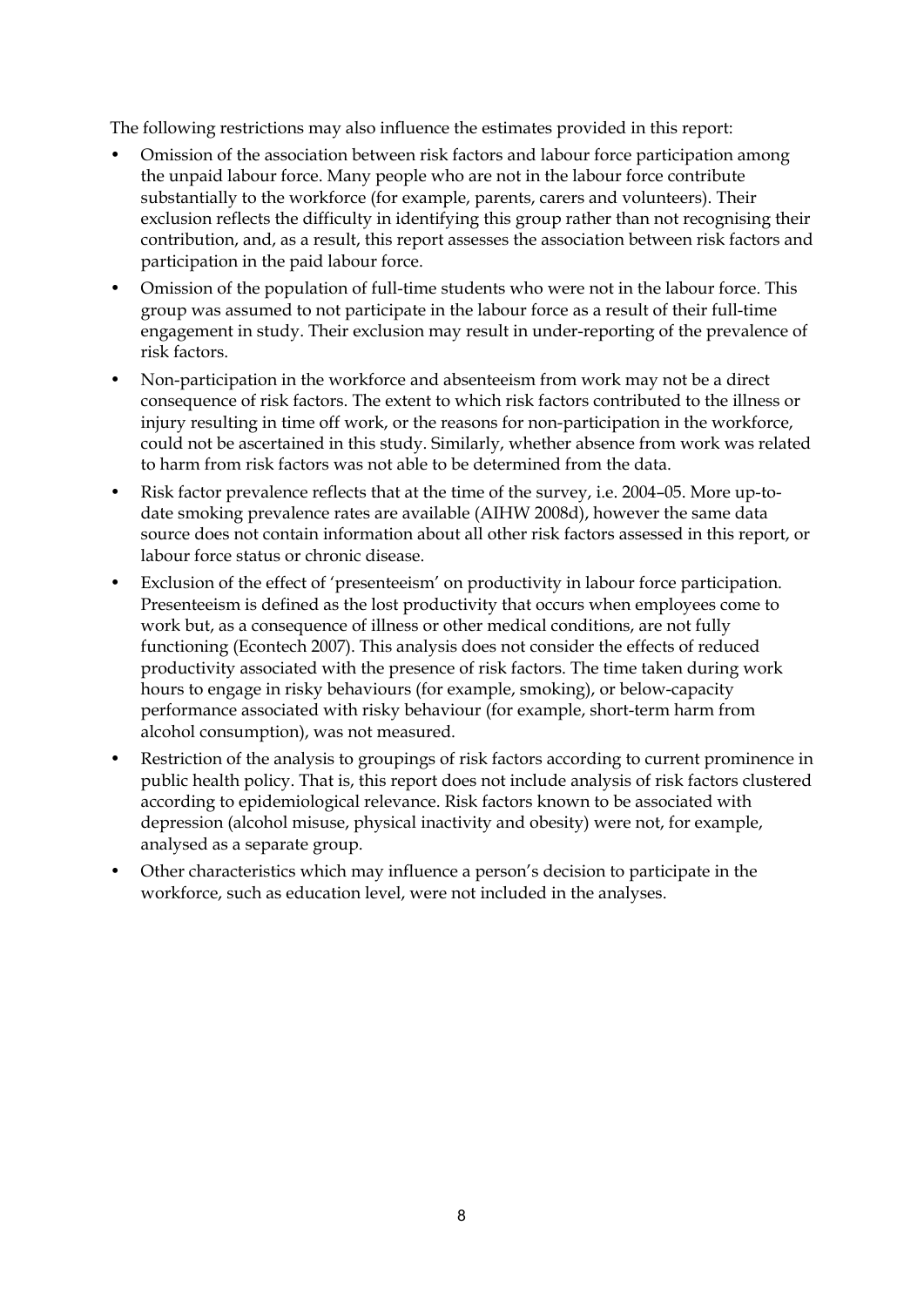The following restrictions may also influence the estimates provided in this report:

- Omission of the association between risk factors and labour force participation among the unpaid labour force. Many people who are not in the labour force contribute substantially to the workforce (for example, parents, carers and volunteers). Their exclusion reflects the difficulty in identifying this group rather than not recognising their contribution, and, as a result, this report assesses the association between risk factors and participation in the paid labour force.
- Omission of the population of full-time students who were not in the labour force. This group was assumed to not participate in the labour force as a result of their full-time engagement in study. Their exclusion may result in under-reporting of the prevalence of risk factors.
- Non-participation in the workforce and absenteeism from work may not be a direct consequence of risk factors. The extent to which risk factors contributed to the illness or injury resulting in time off work, or the reasons for non-participation in the workforce, could not be ascertained in this study. Similarly, whether absence from work was related to harm from risk factors was not able to be determined from the data.
- Risk factor prevalence reflects that at the time of the survey, i.e. 2004–05. More up-to-date smoking prevalence rates are available (AIHW 2008d), however the same data source does not contain information about all other risk factors assessed in this report, or labour force status or chronic disease.
- Exclusion of the effect of 'presenteeism' on productivity in labour force participation. Presenteeism is defined as the lost productivity that occurs when employees come to work but, as a consequence of illness or other medical conditions, are not fully functioning (Econtech 2007). This analysis does not consider the effects of reduced productivity associated with the presence of risk factors. The time taken during work hours to engage in risky behaviours (for example, smoking), or below-capacity performance associated with risky behaviour (for example, short-term harm from alcohol consumption), was not measured.
- Restriction of the analysis to groupings of risk factors according to current prominence in public health policy. That is, this report does not include analysis of risk factors clustered according to epidemiological relevance. Risk factors known to be associated with depression (alcohol misuse, physical inactivity and obesity) were not, for example, analysed as a separate group.
- Other characteristics which may influence a person's decision to participate in the workforce, such as education level, were not included in the analyses.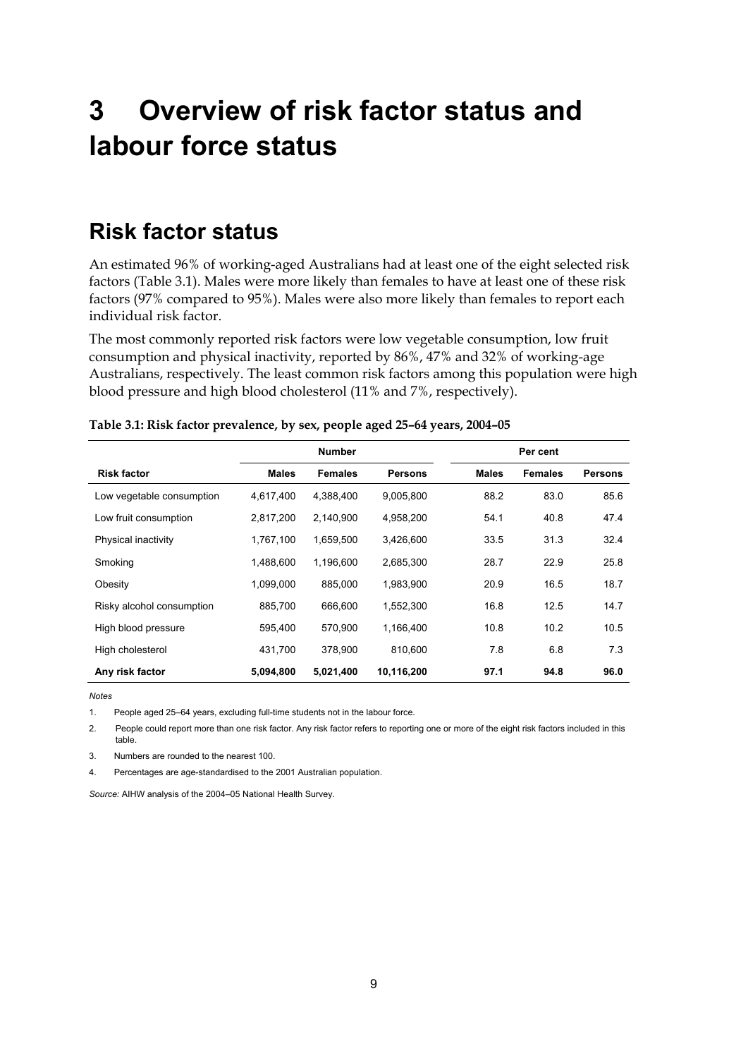# 3 Overview of risk factor status and labour force status

## Risk factor status

An estimated 96% of working-aged Australians had at least one of the eight selected risk factors (Table 3.1). Males were more likely than females to have at least one of these risk factors (97% compared to 95%). Males were also more likely than females to report each individual risk factor.

The most commonly reported risk factors were low vegetable consumption, low fruit consumption and physical inactivity, reported by 86%, 47% and 32% of working-age Australians, respectively. The least common risk factors among this population were high blood pressure and high blood cholesterol (11% and 7%, respectively).

**Table 3.1: Risk factor prevalence, by sex, people aged 25–64 years, 2004–05**

| | Number | | | Per cent | | |
|---|---|---|---|---|---|---|
| **Risk factor** | **Males** | **Females** | **Persons** | **Males** | **Females** | **Persons** |
| Low vegetable consumption | 4,617,400 | 4,388,400 | 9,005,800 | 88.2 | 83.0 | 85.6 |
| Low fruit consumption | 2,817,200 | 2,140,900 | 4,958,200 | 54.1 | 40.8 | 47.4 |
| Physical inactivity | 1,767,100 | 1,659,500 | 3,426,600 | 33.5 | 31.3 | 32.4 |
| Smoking | 1,488,600 | 1,196,600 | 2,685,300 | 28.7 | 22.9 | 25.8 |
| Obesity | 1,099,000 | 885,000 | 1,983,900 | 20.9 | 16.5 | 18.7 |
| Risky alcohol consumption | 885,700 | 666,600 | 1,552,300 | 16.8 | 12.5 | 14.7 |
| High blood pressure | 595,400 | 570,900 | 1,166,400 | 10.8 | 10.2 | 10.5 |
| High cholesterol | 431,700 | 378,900 | 810,600 | 7.8 | 6.8 | 7.3 |
| **Any risk factor** | **5,094,800** | **5,021,400** | **10,116,200** | **97.1** | **94.8** | **96.0** |

*Notes*

1. People aged 25–64 years, excluding full-time students not in the labour force.
2. People could report more than one risk factor. Any risk factor refers to reporting one or more of the eight risk factors included in this table.
3. Numbers are rounded to the nearest 100.
4. Percentages are age-standardised to the 2001 Australian population.

*Source:* AIHW analysis of the 2004–05 National Health Survey.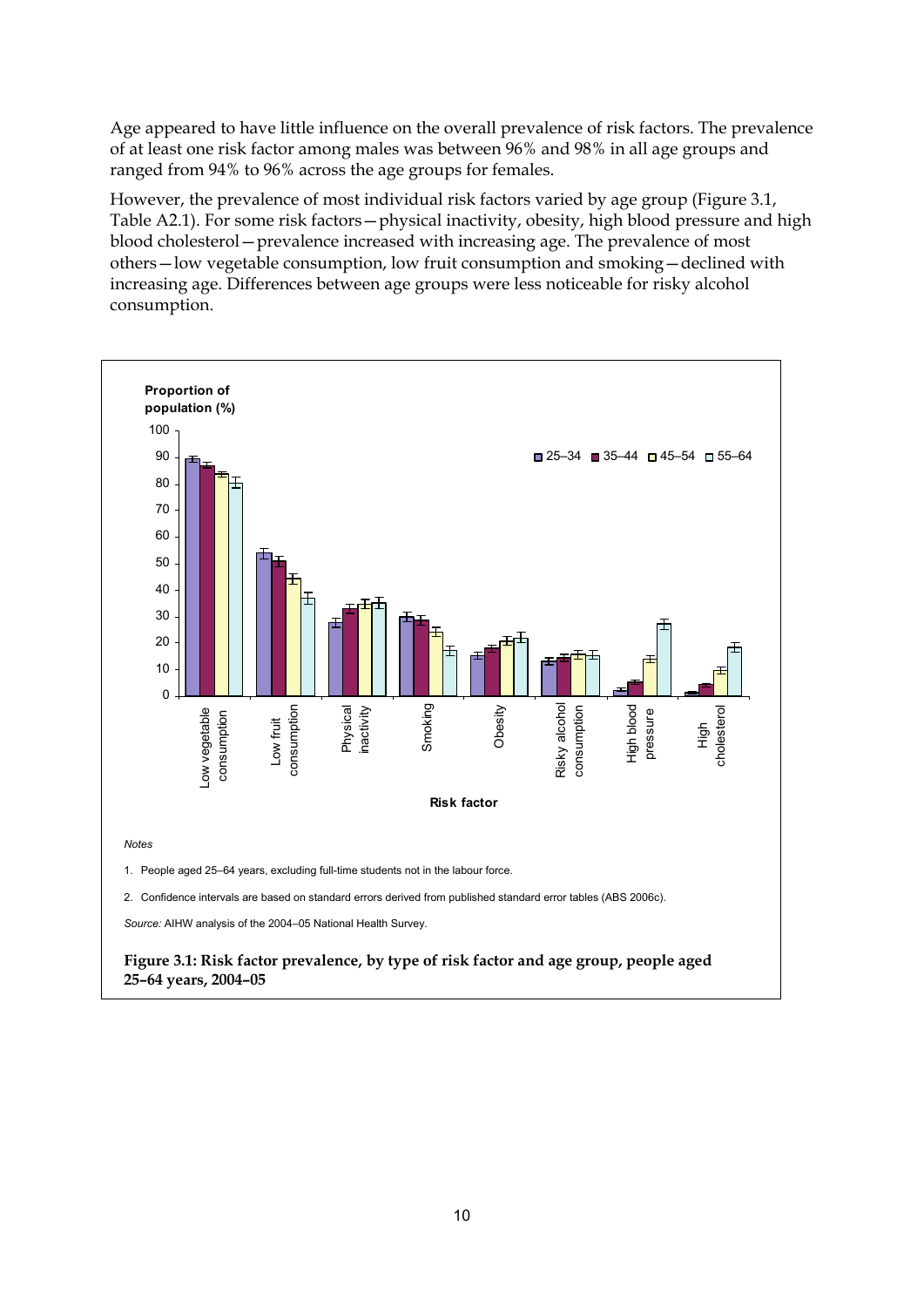Age appeared to have little influence on the overall prevalence of risk factors. The prevalence of at least one risk factor among males was between 96% and 98% in all age groups and ranged from 94% to 96% across the age groups for females.

However, the prevalence of most individual risk factors varied by age group (Figure 3.1, Table A2.1). For some risk factors—physical inactivity, obesity, high blood pressure and high blood cholesterol—prevalence increased with increasing age. The prevalence of most others—low vegetable consumption, low fruit consumption and smoking—declined with increasing age. Differences between age groups were less noticeable for risky alcohol consumption.

*Notes*

1. People aged 25–64 years, excluding full-time students not in the labour force.
2. Confidence intervals are based on standard errors derived from published standard error tables (ABS 2006c).

*Source:* AIHW analysis of the 2004–05 National Health Survey.

**Figure 3.1: Risk factor prevalence, by type of risk factor and age group, people aged 25–64 years, 2004–05**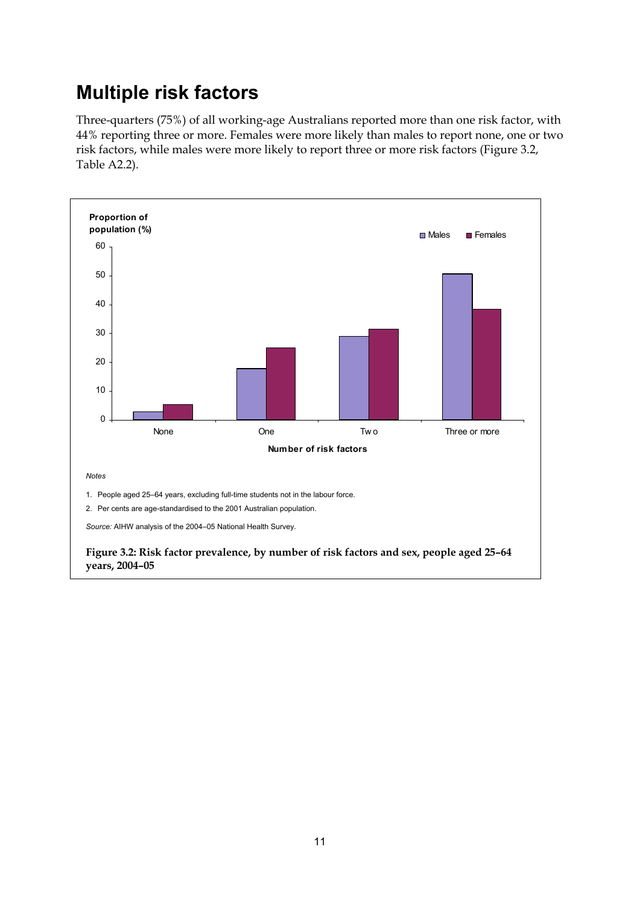## Multiple risk factors

Three-quarters (75%) of all working-age Australians reported more than one risk factor, with 44% reporting three or more. Females were more likely than males to report none, one or two risk factors, while males were more likely to report three or more risk factors (Figure 3.2, Table A2.2).

*Notes*

1. People aged 25–64 years, excluding full-time students not in the labour force.
2. Per cents are age-standardised to the 2001 Australian population.

*Source:* AIHW analysis of the 2004–05 National Health Survey.

**Figure 3.2: Risk factor prevalence, by number of risk factors and sex, people aged 25–64 years, 2004–05**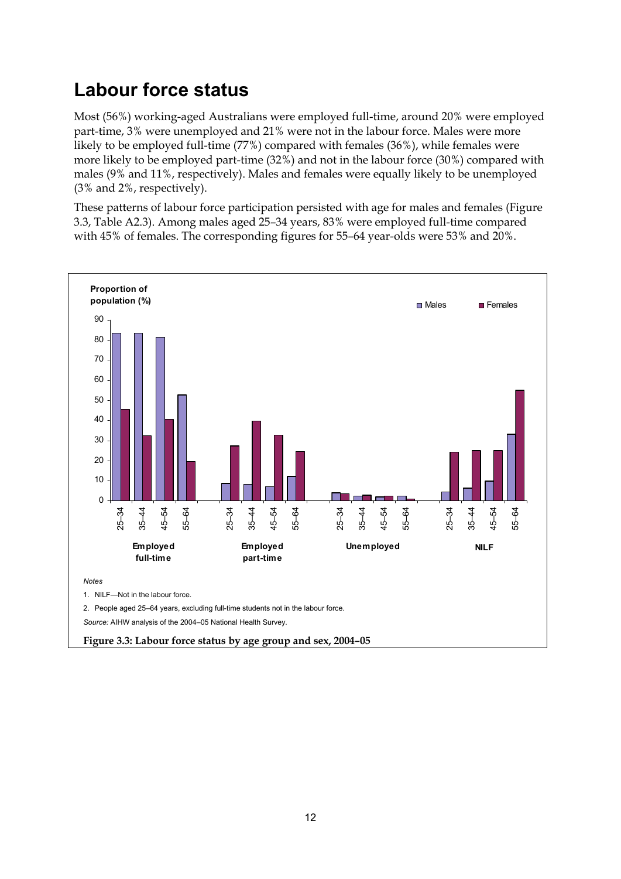## Labour force status

Most (56%) working-aged Australians were employed full-time, around 20% were employed part-time, 3% were unemployed and 21% were not in the labour force. Males were more likely to be employed full-time (77%) compared with females (36%), while females were more likely to be employed part-time (32%) and not in the labour force (30%) compared with males (9% and 11%, respectively). Males and females were equally likely to be unemployed (3% and 2%, respectively).

These patterns of labour force participation persisted with age for males and females (Figure 3.3, Table A2.3). Among males aged 25–34 years, 83% were employed full-time compared with 45% of females. The corresponding figures for 55–64 year-olds were 53% and 20%.

*Notes*

1. NILF—Not in the labour force.
2. People aged 25–64 years, excluding full-time students not in the labour force.

*Source:* AIHW analysis of the 2004–05 National Health Survey.

**Figure 3.3: Labour force status by age group and sex, 2004–05**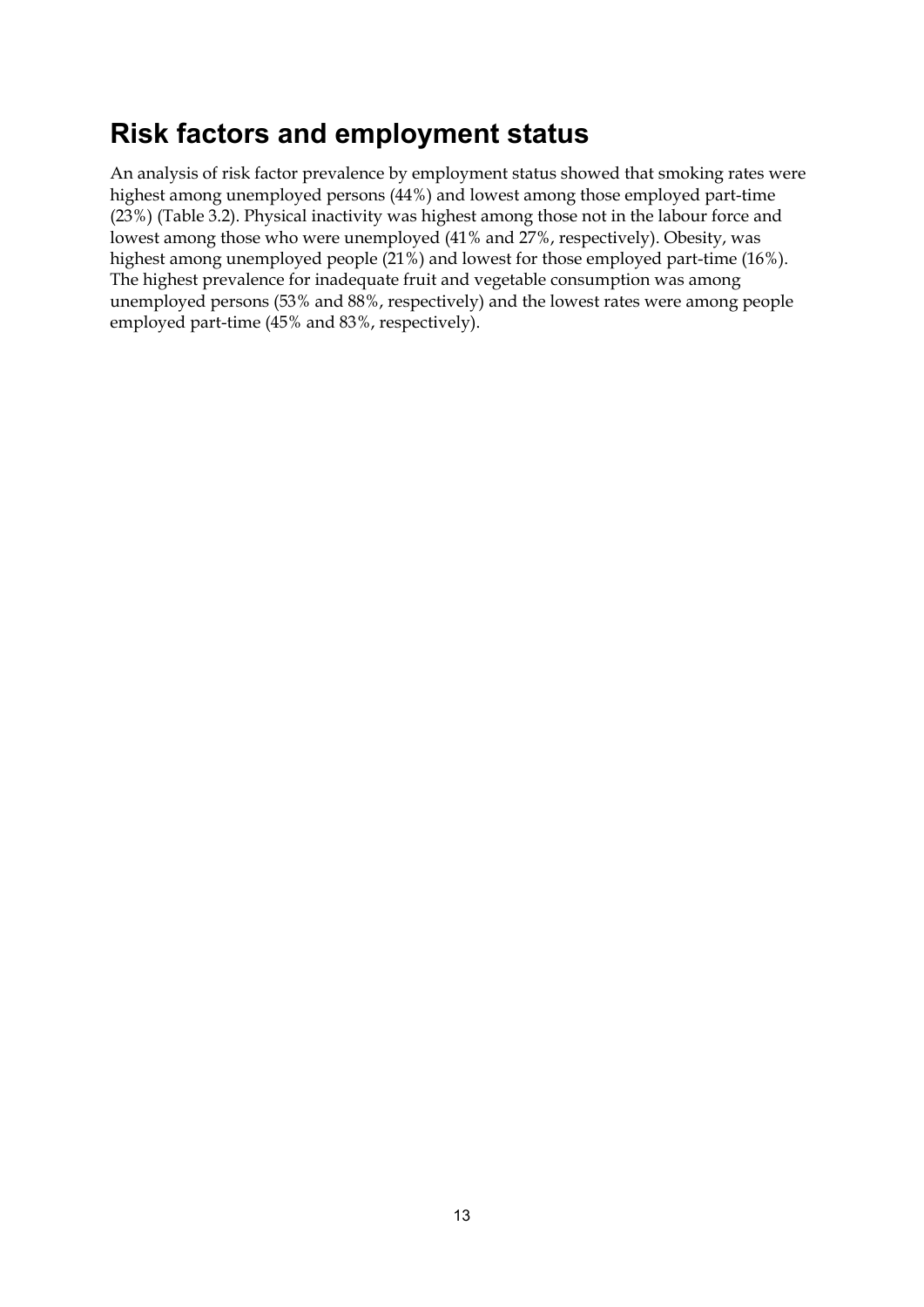## Risk factors and employment status

An analysis of risk factor prevalence by employment status showed that smoking rates were highest among unemployed persons (44%) and lowest among those employed part-time (23%) (Table 3.2). Physical inactivity was highest among those not in the labour force and lowest among those who were unemployed (41% and 27%, respectively). Obesity, was highest among unemployed people (21%) and lowest for those employed part-time (16%). The highest prevalence for inadequate fruit and vegetable consumption was among unemployed persons (53% and 88%, respectively) and the lowest rates were among people employed part-time (45% and 83%, respectively).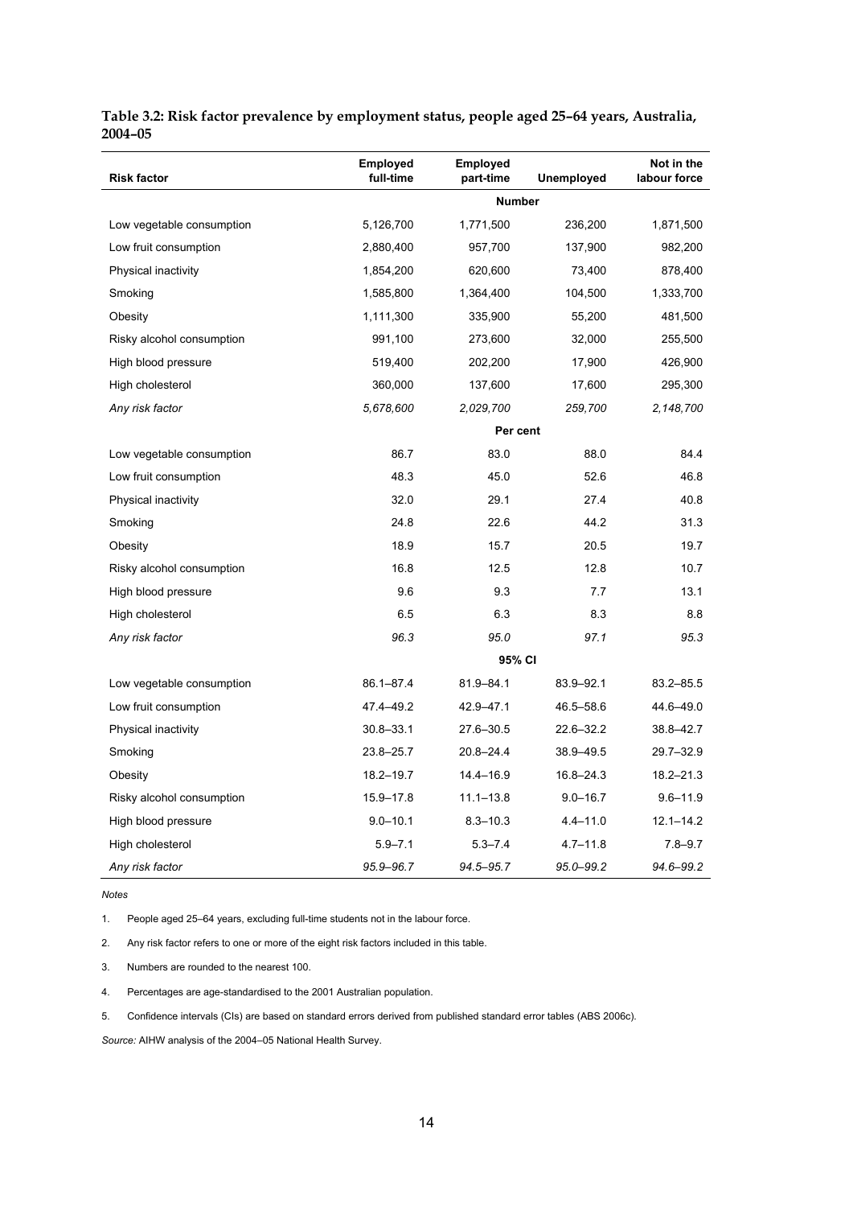**Table 3.2: Risk factor prevalence by employment status, people aged 25–64 years, Australia, 2004–05**

| Risk factor | Employed full-time | Employed part-time | Unemployed | Not in the labour force |
|---|---|---|---|---|
| | | **Number** | | |
| Low vegetable consumption | 5,126,700 | 1,771,500 | 236,200 | 1,871,500 |
| Low fruit consumption | 2,880,400 | 957,700 | 137,900 | 982,200 |
| Physical inactivity | 1,854,200 | 620,600 | 73,400 | 878,400 |
| Smoking | 1,585,800 | 1,364,400 | 104,500 | 1,333,700 |
| Obesity | 1,111,300 | 335,900 | 55,200 | 481,500 |
| Risky alcohol consumption | 991,100 | 273,600 | 32,000 | 255,500 |
| High blood pressure | 519,400 | 202,200 | 17,900 | 426,900 |
| High cholesterol | 360,000 | 137,600 | 17,600 | 295,300 |
| *Any risk factor* | *5,678,600* | *2,029,700* | *259,700* | *2,148,700* |
| | | **Per cent** | | |
| Low vegetable consumption | 86.7 | 83.0 | 88.0 | 84.4 |
| Low fruit consumption | 48.3 | 45.0 | 52.6 | 46.8 |
| Physical inactivity | 32.0 | 29.1 | 27.4 | 40.8 |
| Smoking | 24.8 | 22.6 | 44.2 | 31.3 |
| Obesity | 18.9 | 15.7 | 20.5 | 19.7 |
| Risky alcohol consumption | 16.8 | 12.5 | 12.8 | 10.7 |
| High blood pressure | 9.6 | 9.3 | 7.7 | 13.1 |
| High cholesterol | 6.5 | 6.3 | 8.3 | 8.8 |
| *Any risk factor* | *96.3* | *95.0* | *97.1* | *95.3* |
| | | **95% CI** | | |
| Low vegetable consumption | 86.1–87.4 | 81.9–84.1 | 83.9–92.1 | 83.2–85.5 |
| Low fruit consumption | 47.4–49.2 | 42.9–47.1 | 46.5–58.6 | 44.6–49.0 |
| Physical inactivity | 30.8–33.1 | 27.6–30.5 | 22.6–32.2 | 38.8–42.7 |
| Smoking | 23.8–25.7 | 20.8–24.4 | 38.9–49.5 | 29.7–32.9 |
| Obesity | 18.2–19.7 | 14.4–16.9 | 16.8–24.3 | 18.2–21.3 |
| Risky alcohol consumption | 15.9–17.8 | 11.1–13.8 | 9.0–16.7 | 9.6–11.9 |
| High blood pressure | 9.0–10.1 | 8.3–10.3 | 4.4–11.0 | 12.1–14.2 |
| High cholesterol | 5.9–7.1 | 5.3–7.4 | 4.7–11.8 | 7.8–9.7 |
| *Any risk factor* | *95.9–96.7* | *94.5–95.7* | *95.0–99.2* | *94.6–99.2* |

*Notes*

1. People aged 25–64 years, excluding full-time students not in the labour force.
2. Any risk factor refers to one or more of the eight risk factors included in this table.
3. Numbers are rounded to the nearest 100.
4. Percentages are age-standardised to the 2001 Australian population.
5. Confidence intervals (CIs) are based on standard errors derived from published standard error tables (ABS 2006c).

*Source:* AIHW analysis of the 2004–05 National Health Survey.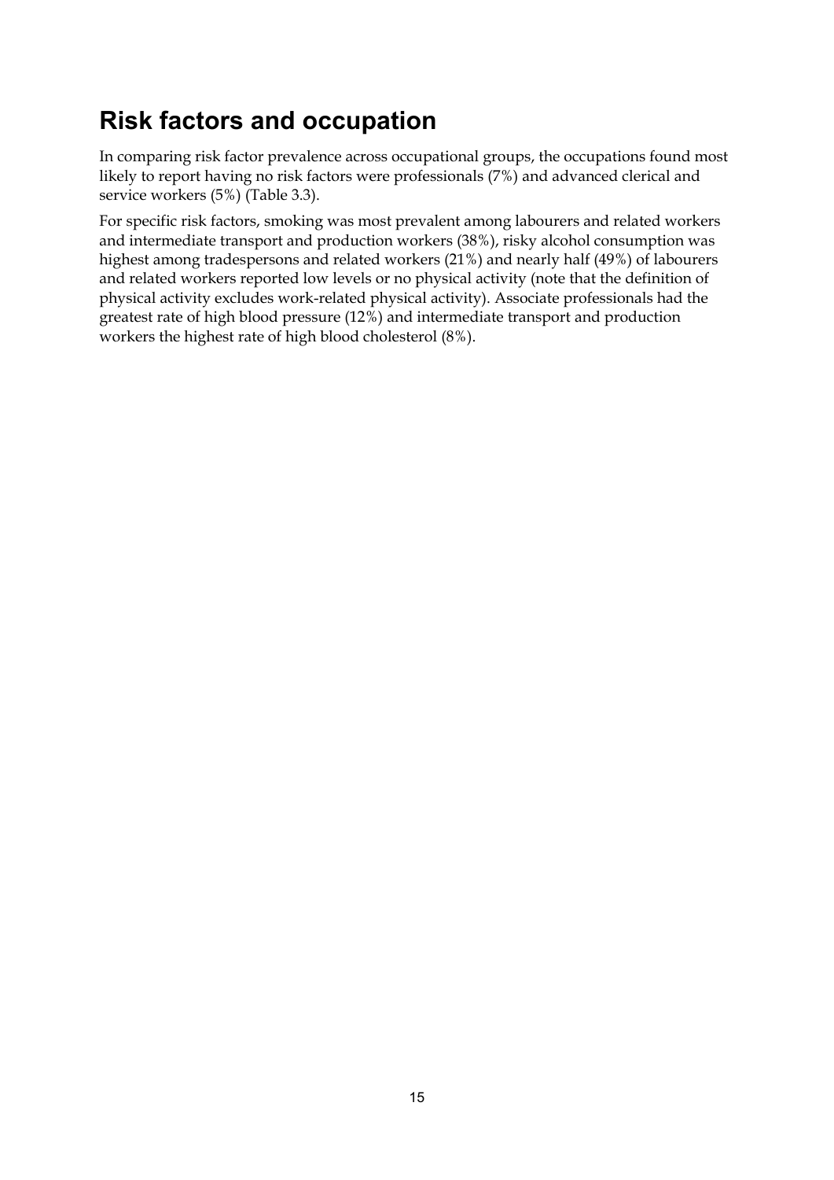## Risk factors and occupation

In comparing risk factor prevalence across occupational groups, the occupations found most likely to report having no risk factors were professionals (7%) and advanced clerical and service workers (5%) (Table 3.3).

For specific risk factors, smoking was most prevalent among labourers and related workers and intermediate transport and production workers (38%), risky alcohol consumption was highest among tradespersons and related workers (21%) and nearly half (49%) of labourers and related workers reported low levels or no physical activity (note that the definition of physical activity excludes work-related physical activity). Associate professionals had the greatest rate of high blood pressure (12%) and intermediate transport and production workers the highest rate of high blood cholesterol (8%).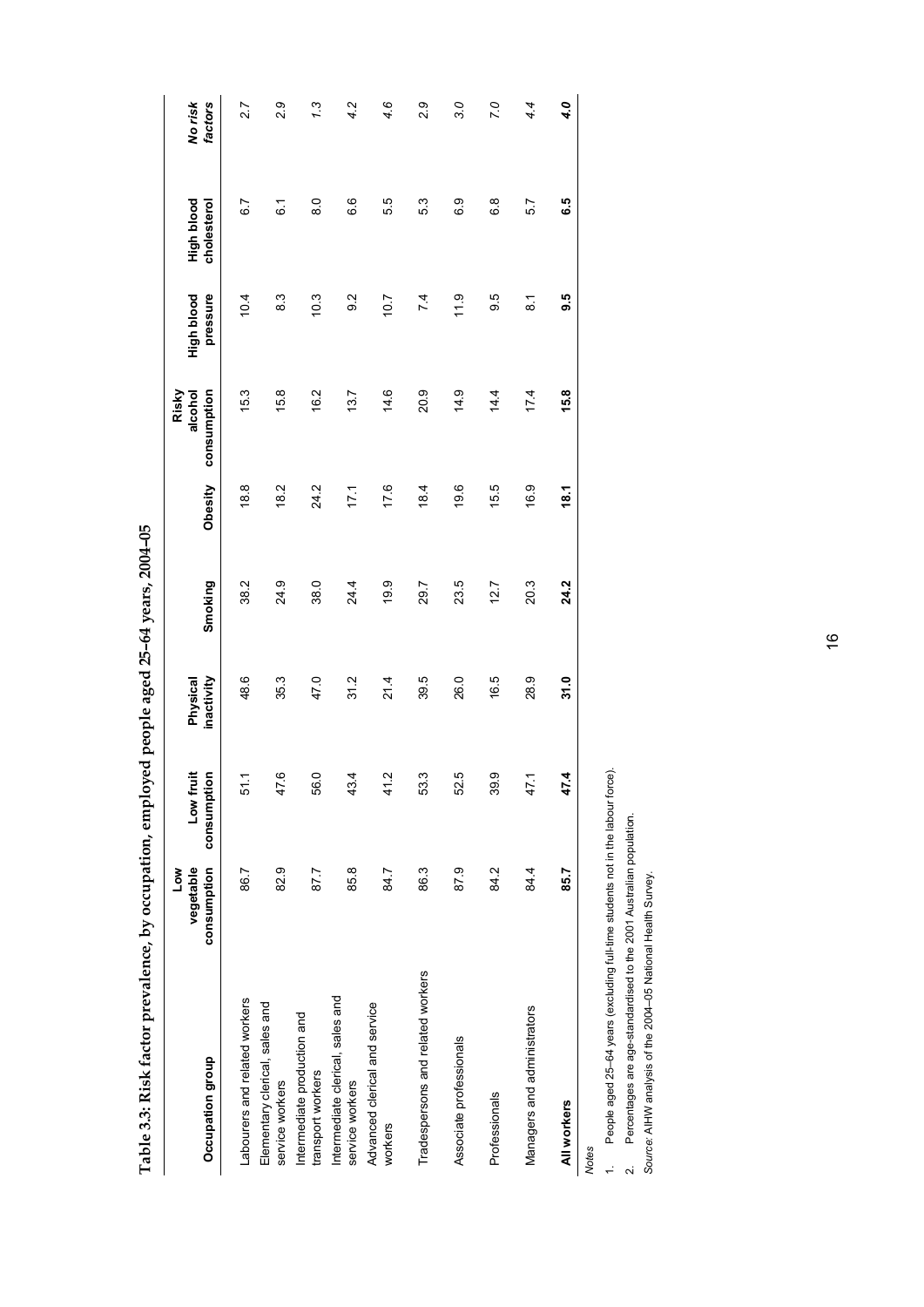**Table 3.3: Risk factor prevalence, by occupation, employed people aged 25–64 years, 2004–05**

| Occupation group | Low vegetable consumption | Low fruit consumption | Physical inactivity | Smoking | Obesity | Risky alcohol consumption | High blood pressure | High blood cholesterol | *No risk factors* |
|---|---|---|---|---|---|---|---|---|---|
| Labourers and related workers | 86.7 | 51.1 | 48.6 | 38.2 | 18.8 | 15.3 | 10.4 | 6.7 | *2.7* |
| Elementary clerical, sales and service workers | 82.9 | 47.6 | 35.3 | 24.9 | 18.2 | 15.8 | 8.3 | 6.1 | *2.9* |
| Intermediate production and transport workers | 87.7 | 56.0 | 47.0 | 38.0 | 24.2 | 16.2 | 10.3 | 8.0 | *1.3* |
| Intermediate clerical, sales and service workers | 85.8 | 43.4 | 31.2 | 24.4 | 17.1 | 13.7 | 9.2 | 6.6 | *4.2* |
| Advanced clerical and service workers | 84.7 | 41.2 | 21.4 | 19.9 | 17.6 | 14.6 | 10.7 | 5.5 | *4.6* |
| Tradespersons and related workers | 86.3 | 53.3 | 39.5 | 29.7 | 18.4 | 20.9 | 7.4 | 5.3 | *2.9* |
| Associate professionals | 87.9 | 52.5 | 26.0 | 23.5 | 19.6 | 14.9 | 11.9 | 6.9 | *3.0* |
| Professionals | 84.2 | 39.9 | 16.5 | 12.7 | 15.5 | 14.4 | 9.5 | 6.8 | *7.0* |
| Managers and administrators | 84.4 | 47.1 | 28.9 | 20.3 | 16.9 | 17.4 | 8.1 | 5.7 | *4.4* |
| **All workers** | **85.7** | **47.4** | **31.0** | **24.2** | **18.1** | **15.8** | **9.5** | **6.5** | ***4.0*** |

*Notes*

1. People aged 25–64 years (excluding full-time students not in the labour force).
2. Percentages are age-standardised to the 2001 Australian population.

*Source:* AIHW analysis of the 2004–05 National Health Survey.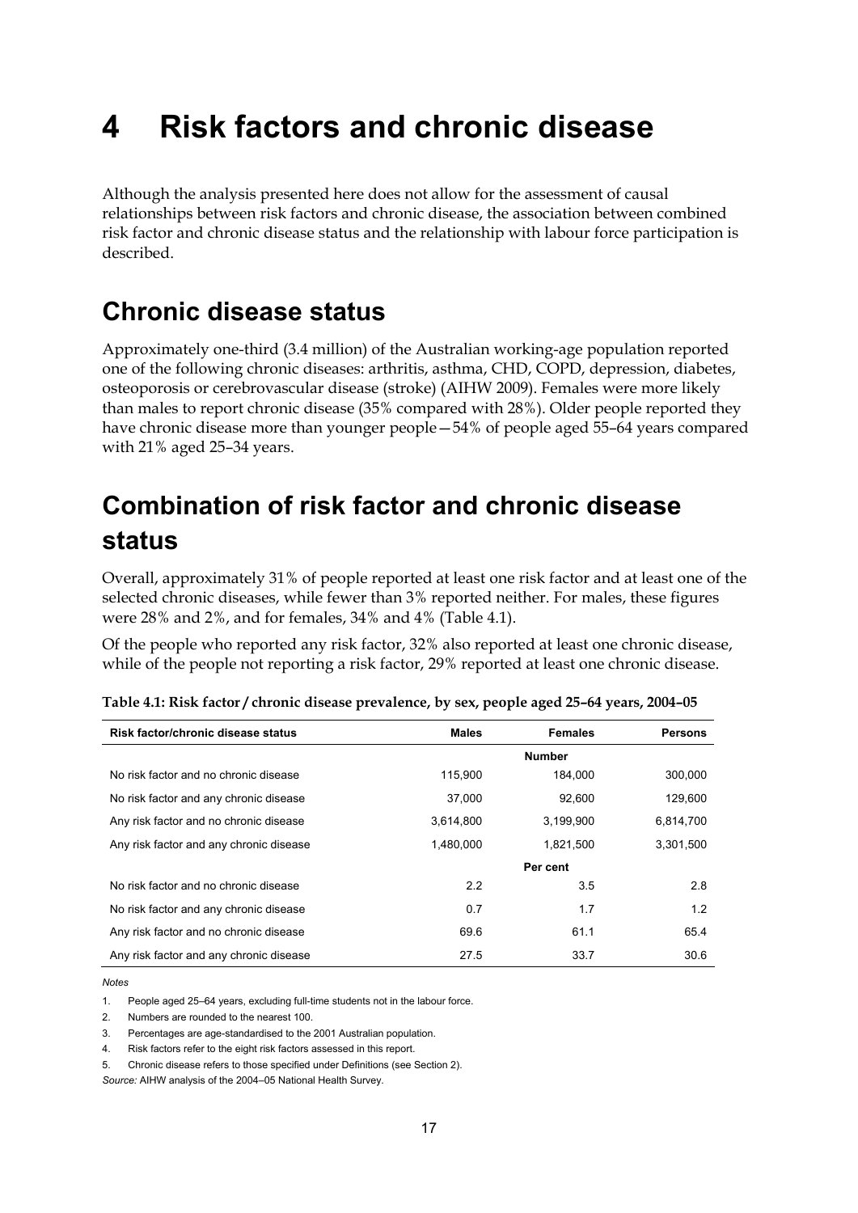# 4 Risk factors and chronic disease

Although the analysis presented here does not allow for the assessment of causal relationships between risk factors and chronic disease, the association between combined risk factor and chronic disease status and the relationship with labour force participation is described.

## Chronic disease status

Approximately one-third (3.4 million) of the Australian working-age population reported one of the following chronic diseases: arthritis, asthma, CHD, COPD, depression, diabetes, osteoporosis or cerebrovascular disease (stroke) (AIHW 2009). Females were more likely than males to report chronic disease (35% compared with 28%). Older people reported they have chronic disease more than younger people—54% of people aged 55–64 years compared with 21% aged 25–34 years.

## Combination of risk factor and chronic disease status

Overall, approximately 31% of people reported at least one risk factor and at least one of the selected chronic diseases, while fewer than 3% reported neither. For males, these figures were 28% and 2%, and for females, 34% and 4% (Table 4.1).

Of the people who reported any risk factor, 32% also reported at least one chronic disease, while of the people not reporting a risk factor, 29% reported at least one chronic disease.

**Table 4.1: Risk factor / chronic disease prevalence, by sex, people aged 25–64 years, 2004–05**

| Risk factor/chronic disease status | Males | Females | Persons |
|---|---|---|---|
| | | Number | |
| No risk factor and no chronic disease | 115,900 | 184,000 | 300,000 |
| No risk factor and any chronic disease | 37,000 | 92,600 | 129,600 |
| Any risk factor and no chronic disease | 3,614,800 | 3,199,900 | 6,814,700 |
| Any risk factor and any chronic disease | 1,480,000 | 1,821,500 | 3,301,500 |
| | | Per cent | |
| No risk factor and no chronic disease | 2.2 | 3.5 | 2.8 |
| No risk factor and any chronic disease | 0.7 | 1.7 | 1.2 |
| Any risk factor and no chronic disease | 69.6 | 61.1 | 65.4 |
| Any risk factor and any chronic disease | 27.5 | 33.7 | 30.6 |

*Notes*

1. People aged 25–64 years, excluding full-time students not in the labour force.
2. Numbers are rounded to the nearest 100.
3. Percentages are age-standardised to the 2001 Australian population.
4. Risk factors refer to the eight risk factors assessed in this report.
5. Chronic disease refers to those specified under Definitions (see Section 2).

*Source:* AIHW analysis of the 2004–05 National Health Survey.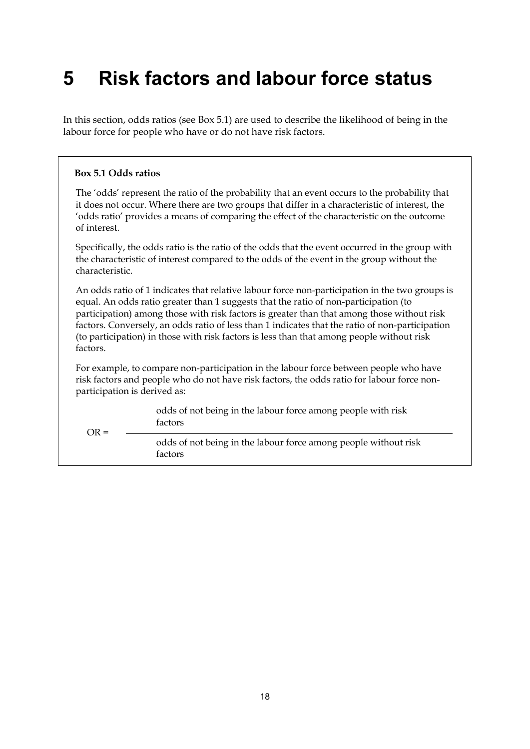# 5 Risk factors and labour force status

In this section, odds ratios (see Box 5.1) are used to describe the likelihood of being in the labour force for people who have or do not have risk factors.

**Box 5.1 Odds ratios**

The 'odds' represent the ratio of the probability that an event occurs to the probability that it does not occur. Where there are two groups that differ in a characteristic of interest, the 'odds ratio' provides a means of comparing the effect of the characteristic on the outcome of interest.

Specifically, the odds ratio is the ratio of the odds that the event occurred in the group with the characteristic of interest compared to the odds of the event in the group without the characteristic.

An odds ratio of 1 indicates that relative labour force non-participation in the two groups is equal. An odds ratio greater than 1 suggests that the ratio of non-participation (to participation) among those with risk factors is greater than that among those without risk factors. Conversely, an odds ratio of less than 1 indicates that the ratio of non-participation (to participation) in those with risk factors is less than that among people without risk factors.

For example, to compare non-participation in the labour force between people who have risk factors and people who do not have risk factors, the odds ratio for labour force non-participation is derived as:

$$OR = \frac{\text{odds of not being in the labour force among people with risk factors}}{\text{odds of not being in the labour force among people without risk factors}}$$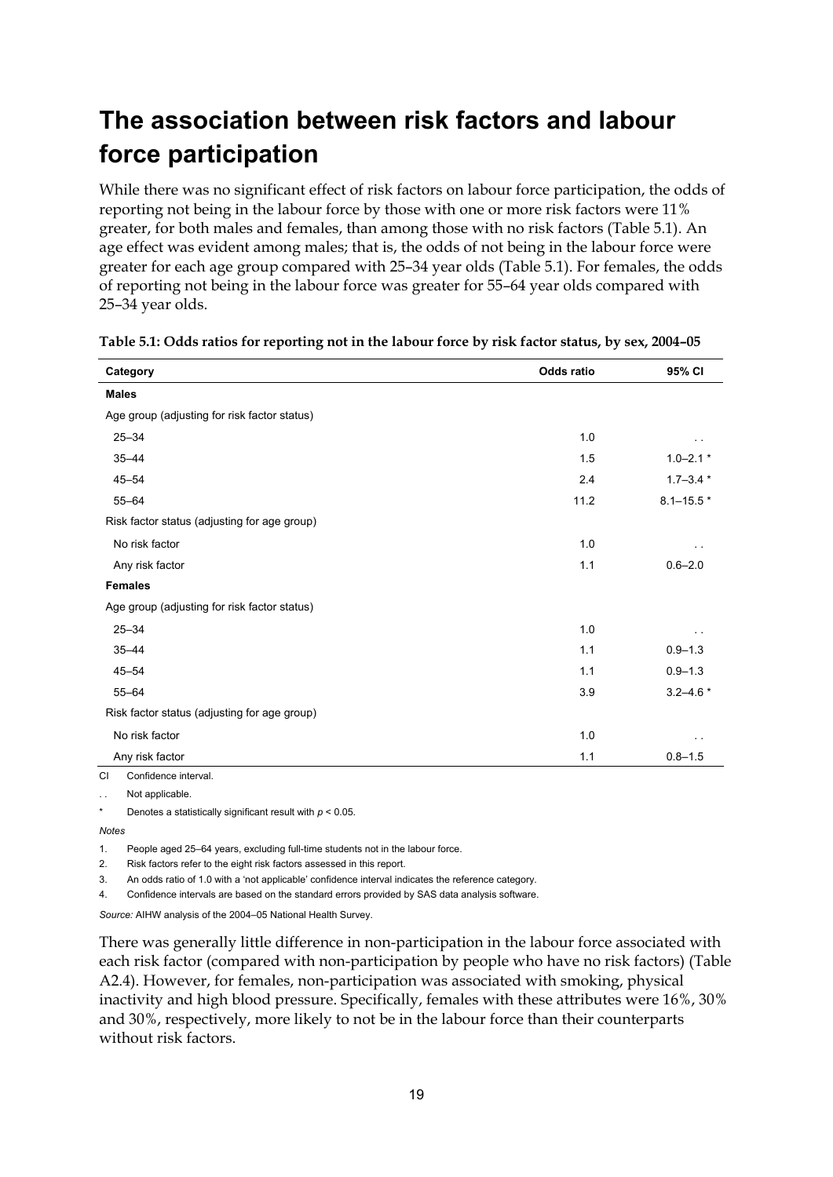# The association between risk factors and labour force participation

While there was no significant effect of risk factors on labour force participation, the odds of reporting not being in the labour force by those with one or more risk factors were 11% greater, for both males and females, than among those with no risk factors (Table 5.1). An age effect was evident among males; that is, the odds of not being in the labour force were greater for each age group compared with 25–34 year olds (Table 5.1). For females, the odds of reporting not being in the labour force was greater for 55–64 year olds compared with 25–34 year olds.

**Table 5.1: Odds ratios for reporting not in the labour force by risk factor status, by sex, 2004–05**

| Category | Odds ratio | 95% CI |
|---|---|---|
| **Males** | | |
| Age group (adjusting for risk factor status) | | |
| 25–34 | 1.0 | . . |
| 35–44 | 1.5 | 1.0–2.1 * |
| 45–54 | 2.4 | 1.7–3.4 * |
| 55–64 | 11.2 | 8.1–15.5 * |
| Risk factor status (adjusting for age group) | | |
| No risk factor | 1.0 | . . |
| Any risk factor | 1.1 | 0.6–2.0 |
| **Females** | | |
| Age group (adjusting for risk factor status) | | |
| 25–34 | 1.0 | . . |
| 35–44 | 1.1 | 0.9–1.3 |
| 45–54 | 1.1 | 0.9–1.3 |
| 55–64 | 3.9 | 3.2–4.6 * |
| Risk factor status (adjusting for age group) | | |
| No risk factor | 1.0 | . . |
| Any risk factor | 1.1 | 0.8–1.5 |

CI Confidence interval.

. . Not applicable.

\* Denotes a statistically significant result with $p < 0.05$.

*Notes*

1. People aged 25–64 years, excluding full-time students not in the labour force.
2. Risk factors refer to the eight risk factors assessed in this report.
3. An odds ratio of 1.0 with a 'not applicable' confidence interval indicates the reference category.
4. Confidence intervals are based on the standard errors provided by SAS data analysis software.

*Source:* AIHW analysis of the 2004–05 National Health Survey.

There was generally little difference in non-participation in the labour force associated with each risk factor (compared with non-participation by people who have no risk factors) (Table A2.4). However, for females, non-participation was associated with smoking, physical inactivity and high blood pressure. Specifically, females with these attributes were 16%, 30% and 30%, respectively, more likely to not be in the labour force than their counterparts without risk factors.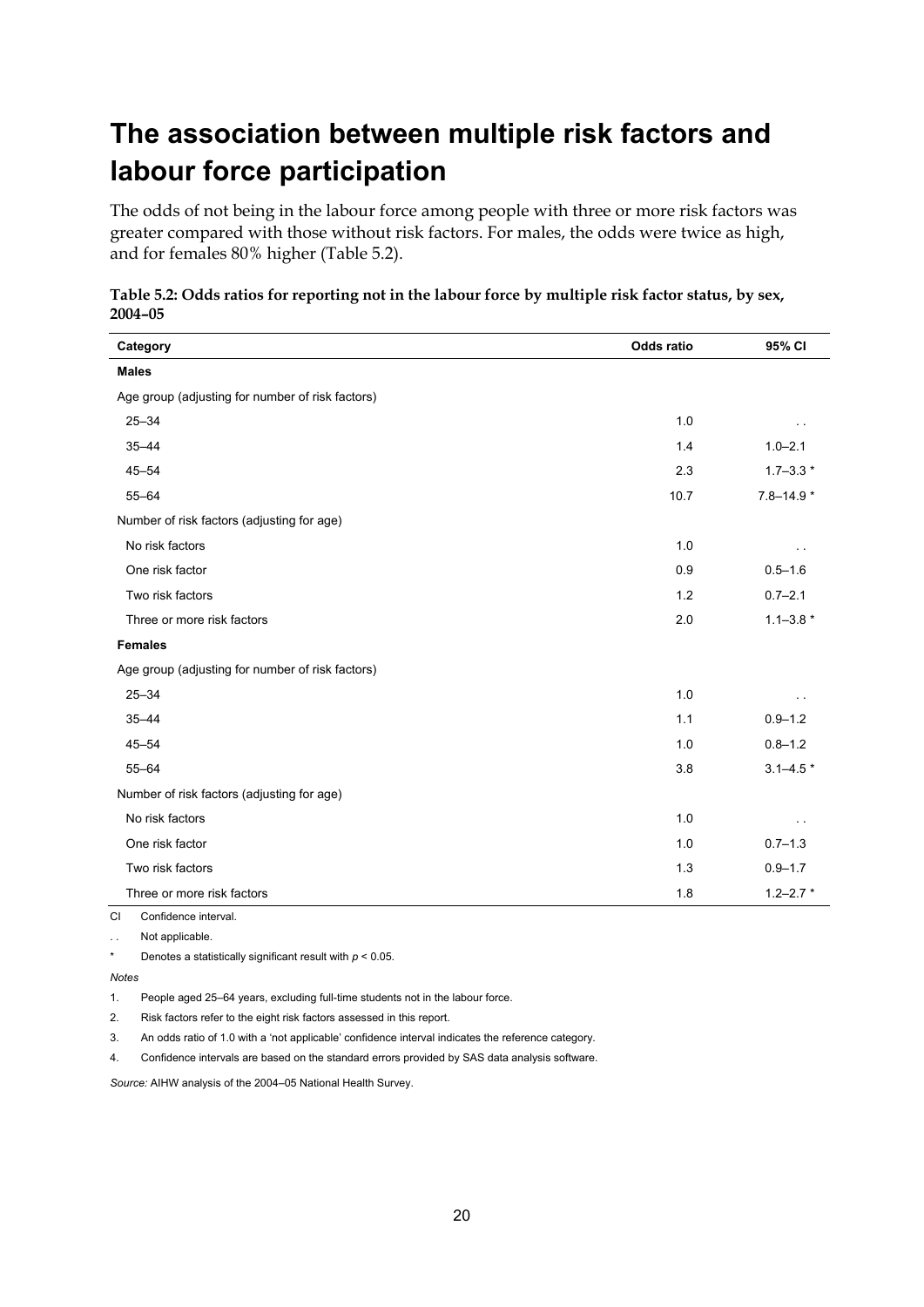# The association between multiple risk factors and labour force participation

The odds of not being in the labour force among people with three or more risk factors was greater compared with those without risk factors. For males, the odds were twice as high, and for females 80% higher (Table 5.2).

**Table 5.2: Odds ratios for reporting not in the labour force by multiple risk factor status, by sex, 2004–05**

| Category | Odds ratio | 95% CI |
|---|---|---|
| **Males** | | |
| Age group (adjusting for number of risk factors) | | |
| 25–34 | 1.0 | . . |
| 35–44 | 1.4 | 1.0–2.1 |
| 45–54 | 2.3 | 1.7–3.3 * |
| 55–64 | 10.7 | 7.8–14.9 * |
| Number of risk factors (adjusting for age) | | |
| No risk factors | 1.0 | . . |
| One risk factor | 0.9 | 0.5–1.6 |
| Two risk factors | 1.2 | 0.7–2.1 |
| Three or more risk factors | 2.0 | 1.1–3.8 * |
| **Females** | | |
| Age group (adjusting for number of risk factors) | | |
| 25–34 | 1.0 | . . |
| 35–44 | 1.1 | 0.9–1.2 |
| 45–54 | 1.0 | 0.8–1.2 |
| 55–64 | 3.8 | 3.1–4.5 * |
| Number of risk factors (adjusting for age) | | |
| No risk factors | 1.0 | . . |
| One risk factor | 1.0 | 0.7–1.3 |
| Two risk factors | 1.3 | 0.9–1.7 |
| Three or more risk factors | 1.8 | 1.2–2.7 * |

CI Confidence interval.

. . Not applicable.

\* Denotes a statistically significant result with $p < 0.05$.

*Notes*

1. People aged 25–64 years, excluding full-time students not in the labour force.
2. Risk factors refer to the eight risk factors assessed in this report.
3. An odds ratio of 1.0 with a 'not applicable' confidence interval indicates the reference category.
4. Confidence intervals are based on the standard errors provided by SAS data analysis software.

*Source:* AIHW analysis of the 2004–05 National Health Survey.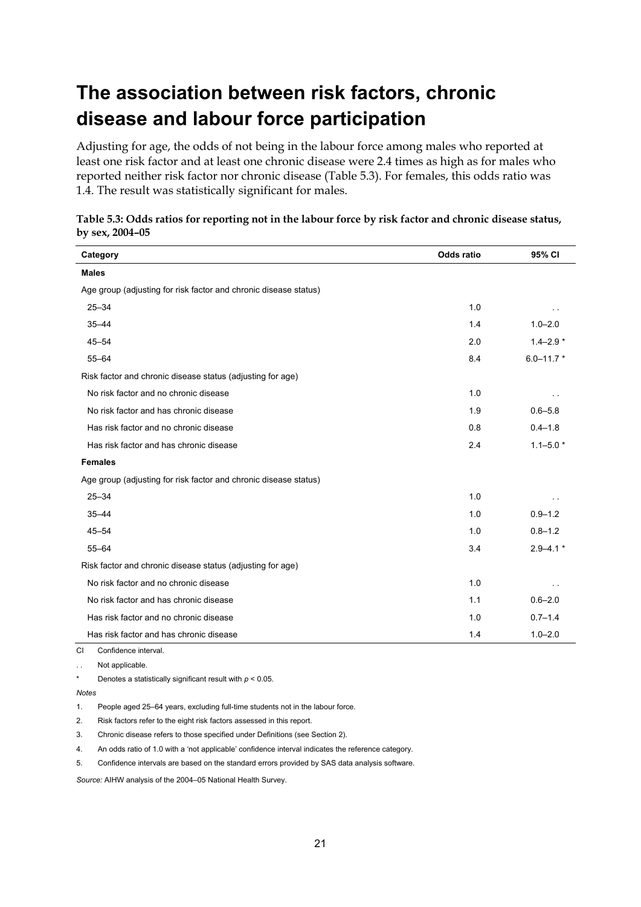# The association between risk factors, chronic disease and labour force participation

Adjusting for age, the odds of not being in the labour force among males who reported at least one risk factor and at least one chronic disease were 2.4 times as high as for males who reported neither risk factor nor chronic disease (Table 5.3). For females, this odds ratio was 1.4. The result was statistically significant for males.

**Table 5.3: Odds ratios for reporting not in the labour force by risk factor and chronic disease status, by sex, 2004–05**

| Category | Odds ratio | 95% CI |
|---|---|---|
| **Males** | | |
| Age group (adjusting for risk factor and chronic disease status) | | |
| 25–34 | 1.0 | . . |
| 35–44 | 1.4 | 1.0–2.0 |
| 45–54 | 2.0 | 1.4–2.9 * |
| 55–64 | 8.4 | 6.0–11.7 * |
| Risk factor and chronic disease status (adjusting for age) | | |
| No risk factor and no chronic disease | 1.0 | . . |
| No risk factor and has chronic disease | 1.9 | 0.6–5.8 |
| Has risk factor and no chronic disease | 0.8 | 0.4–1.8 |
| Has risk factor and has chronic disease | 2.4 | 1.1–5.0 * |
| **Females** | | |
| Age group (adjusting for risk factor and chronic disease status) | | |
| 25–34 | 1.0 | . . |
| 35–44 | 1.0 | 0.9–1.2 |
| 45–54 | 1.0 | 0.8–1.2 |
| 55–64 | 3.4 | 2.9–4.1 * |
| Risk factor and chronic disease status (adjusting for age) | | |
| No risk factor and no chronic disease | 1.0 | . . |
| No risk factor and has chronic disease | 1.1 | 0.6–2.0 |
| Has risk factor and no chronic disease | 1.0 | 0.7–1.4 |
| Has risk factor and has chronic disease | 1.4 | 1.0–2.0 |

CI Confidence interval.

. . Not applicable.

\* Denotes a statistically significant result with $p < 0.05$.

*Notes*

1. People aged 25–64 years, excluding full-time students not in the labour force.
2. Risk factors refer to the eight risk factors assessed in this report.
3. Chronic disease refers to those specified under Definitions (see Section 2).
4. An odds ratio of 1.0 with a 'not applicable' confidence interval indicates the reference category.
5. Confidence intervals are based on the standard errors provided by SAS data analysis software.

*Source:* AIHW analysis of the 2004–05 National Health Survey.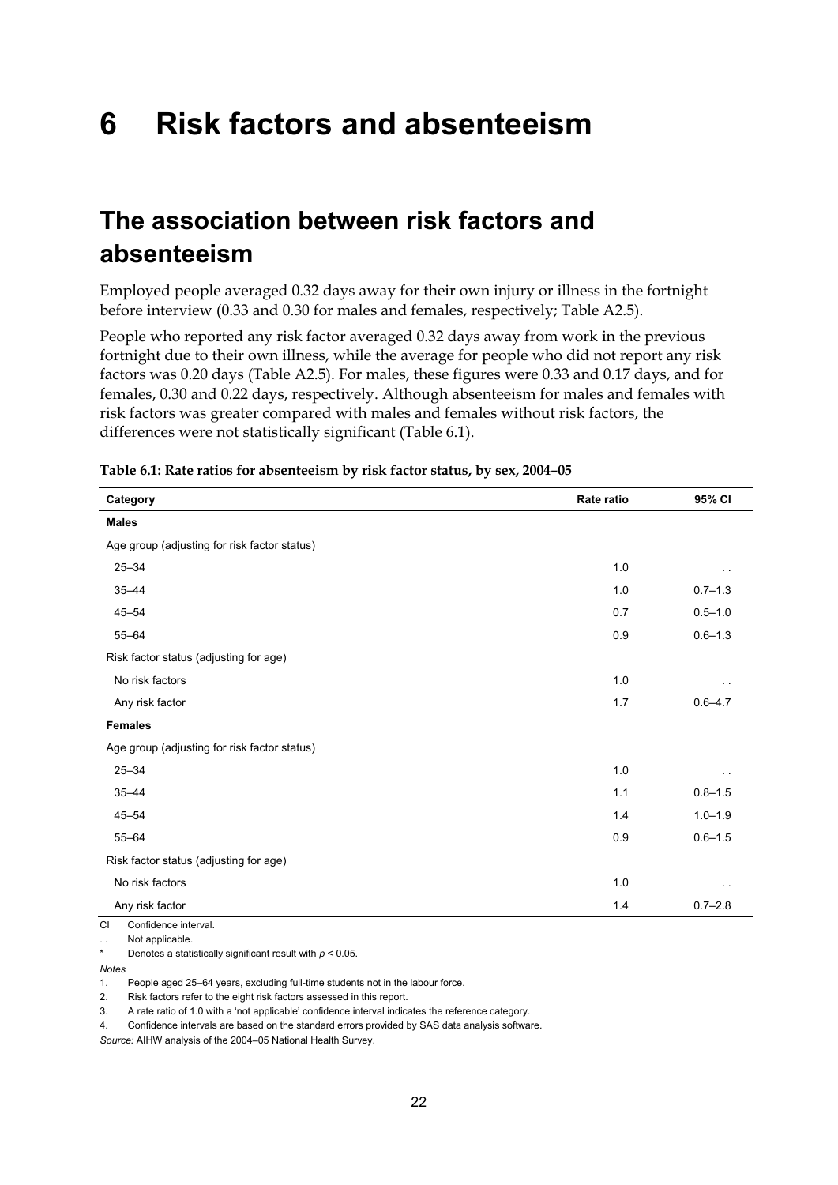# 6 Risk factors and absenteeism

## The association between risk factors and absenteeism

Employed people averaged 0.32 days away for their own injury or illness in the fortnight before interview (0.33 and 0.30 for males and females, respectively; Table A2.5).

People who reported any risk factor averaged 0.32 days away from work in the previous fortnight due to their own illness, while the average for people who did not report any risk factors was 0.20 days (Table A2.5). For males, these figures were 0.33 and 0.17 days, and for females, 0.30 and 0.22 days, respectively. Although absenteeism for males and females with risk factors was greater compared with males and females without risk factors, the differences were not statistically significant (Table 6.1).

**Table 6.1: Rate ratios for absenteeism by risk factor status, by sex, 2004–05**

| Category | Rate ratio | 95% CI |
|---|---|---|
| **Males** | | |
| Age group (adjusting for risk factor status) | | |
| 25–34 | 1.0 | . . |
| 35–44 | 1.0 | 0.7–1.3 |
| 45–54 | 0.7 | 0.5–1.0 |
| 55–64 | 0.9 | 0.6–1.3 |
| Risk factor status (adjusting for age) | | |
| No risk factors | 1.0 | . . |
| Any risk factor | 1.7 | 0.6–4.7 |
| **Females** | | |
| Age group (adjusting for risk factor status) | | |
| 25–34 | 1.0 | . . |
| 35–44 | 1.1 | 0.8–1.5 |
| 45–54 | 1.4 | 1.0–1.9 |
| 55–64 | 0.9 | 0.6–1.5 |
| Risk factor status (adjusting for age) | | |
| No risk factors | 1.0 | . . |
| Any risk factor | 1.4 | 0.7–2.8 |

CI Confidence interval.

. . Not applicable.

\* Denotes a statistically significant result with $p < 0.05$.

*Notes*

1. People aged 25–64 years, excluding full-time students not in the labour force.
2. Risk factors refer to the eight risk factors assessed in this report.
3. A rate ratio of 1.0 with a 'not applicable' confidence interval indicates the reference category.
4. Confidence intervals are based on the standard errors provided by SAS data analysis software.

*Source:* AIHW analysis of the 2004–05 National Health Survey.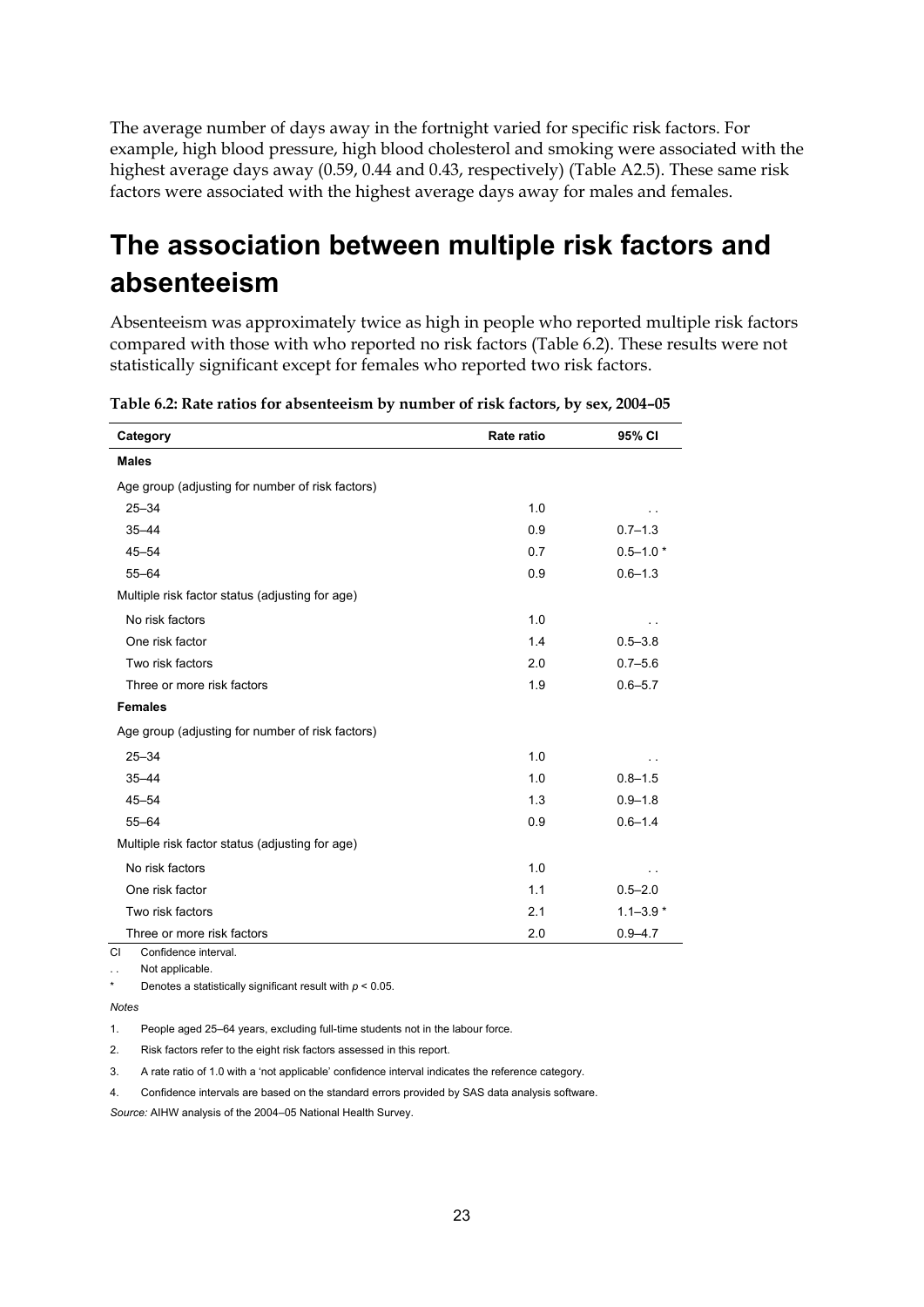The average number of days away in the fortnight varied for specific risk factors. For example, high blood pressure, high blood cholesterol and smoking were associated with the highest average days away (0.59, 0.44 and 0.43, respectively) (Table A2.5). These same risk factors were associated with the highest average days away for males and females.

# The association between multiple risk factors and absenteeism

Absenteeism was approximately twice as high in people who reported multiple risk factors compared with those with who reported no risk factors (Table 6.2). These results were not statistically significant except for females who reported two risk factors.

**Table 6.2: Rate ratios for absenteeism by number of risk factors, by sex, 2004–05**

| Category | Rate ratio | 95% CI |
|---|---|---|
| **Males** | | |
| Age group (adjusting for number of risk factors) | | |
| 25–34 | 1.0 | . . |
| 35–44 | 0.9 | 0.7–1.3 |
| 45–54 | 0.7 | 0.5–1.0 * |
| 55–64 | 0.9 | 0.6–1.3 |
| Multiple risk factor status (adjusting for age) | | |
| No risk factors | 1.0 | . . |
| One risk factor | 1.4 | 0.5–3.8 |
| Two risk factors | 2.0 | 0.7–5.6 |
| Three or more risk factors | 1.9 | 0.6–5.7 |
| **Females** | | |
| Age group (adjusting for number of risk factors) | | |
| 25–34 | 1.0 | . . |
| 35–44 | 1.0 | 0.8–1.5 |
| 45–54 | 1.3 | 0.9–1.8 |
| 55–64 | 0.9 | 0.6–1.4 |
| Multiple risk factor status (adjusting for age) | | |
| No risk factors | 1.0 | . . |
| One risk factor | 1.1 | 0.5–2.0 |
| Two risk factors | 2.1 | 1.1–3.9 * |
| Three or more risk factors | 2.0 | 0.9–4.7 |

CI Confidence interval.

. . Not applicable.

\* Denotes a statistically significant result with $p < 0.05$.

*Notes*

1. People aged 25–64 years, excluding full-time students not in the labour force.
2. Risk factors refer to the eight risk factors assessed in this report.
3. A rate ratio of 1.0 with a 'not applicable' confidence interval indicates the reference category.
4. Confidence intervals are based on the standard errors provided by SAS data analysis software.

*Source:* AIHW analysis of the 2004–05 National Health Survey.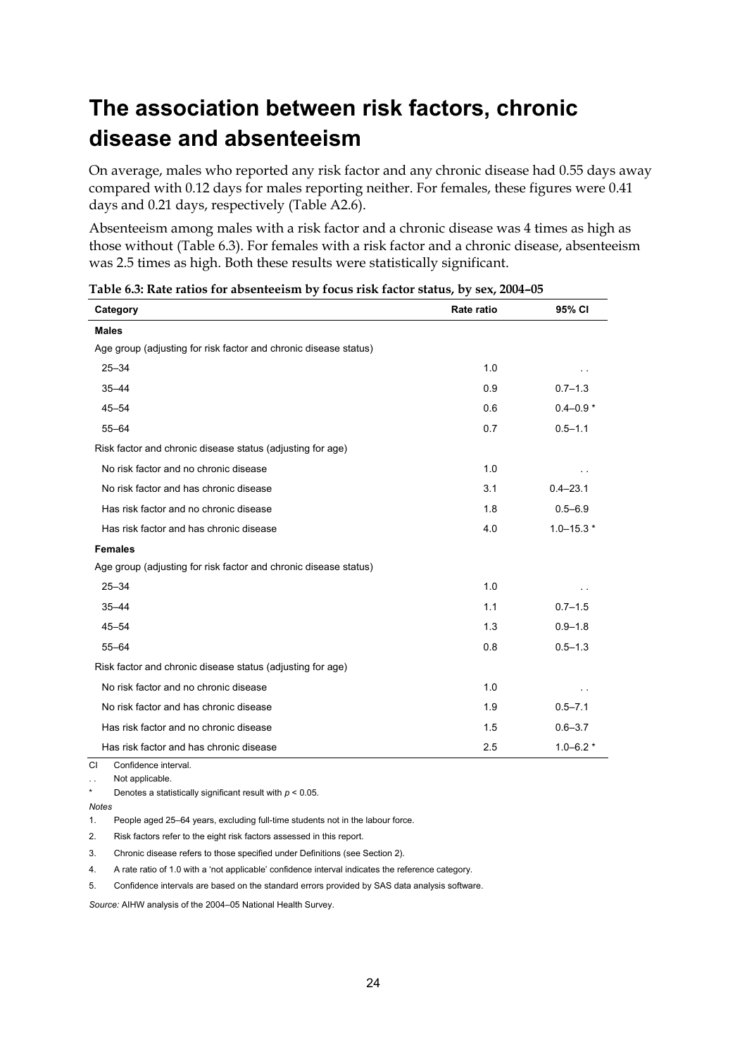# The association between risk factors, chronic disease and absenteeism

On average, males who reported any risk factor and any chronic disease had 0.55 days away compared with 0.12 days for males reporting neither. For females, these figures were 0.41 days and 0.21 days, respectively (Table A2.6).

Absenteeism among males with a risk factor and a chronic disease was 4 times as high as those without (Table 6.3). For females with a risk factor and a chronic disease, absenteeism was 2.5 times as high. Both these results were statistically significant.

**Table 6.3: Rate ratios for absenteeism by focus risk factor status, by sex, 2004–05**

| Category | Rate ratio | 95% CI |
|---|---|---|
| **Males** | | |
| Age group (adjusting for risk factor and chronic disease status) | | |
| 25–34 | 1.0 | . . |
| 35–44 | 0.9 | 0.7–1.3 |
| 45–54 | 0.6 | 0.4–0.9 * |
| 55–64 | 0.7 | 0.5–1.1 |
| Risk factor and chronic disease status (adjusting for age) | | |
| No risk factor and no chronic disease | 1.0 | . . |
| No risk factor and has chronic disease | 3.1 | 0.4–23.1 |
| Has risk factor and no chronic disease | 1.8 | 0.5–6.9 |
| Has risk factor and has chronic disease | 4.0 | 1.0–15.3 * |
| **Females** | | |
| Age group (adjusting for risk factor and chronic disease status) | | |
| 25–34 | 1.0 | . . |
| 35–44 | 1.1 | 0.7–1.5 |
| 45–54 | 1.3 | 0.9–1.8 |
| 55–64 | 0.8 | 0.5–1.3 |
| Risk factor and chronic disease status (adjusting for age) | | |
| No risk factor and no chronic disease | 1.0 | . . |
| No risk factor and has chronic disease | 1.9 | 0.5–7.1 |
| Has risk factor and no chronic disease | 1.5 | 0.6–3.7 |
| Has risk factor and has chronic disease | 2.5 | 1.0–6.2 * |

CI Confidence interval.

. . Not applicable.

\* Denotes a statistically significant result with $p < 0.05$.

*Notes*

1. People aged 25–64 years, excluding full-time students not in the labour force.
2. Risk factors refer to the eight risk factors assessed in this report.
3. Chronic disease refers to those specified under Definitions (see Section 2).
4. A rate ratio of 1.0 with a 'not applicable' confidence interval indicates the reference category.
5. Confidence intervals are based on the standard errors provided by SAS data analysis software.

*Source:* AIHW analysis of the 2004–05 National Health Survey.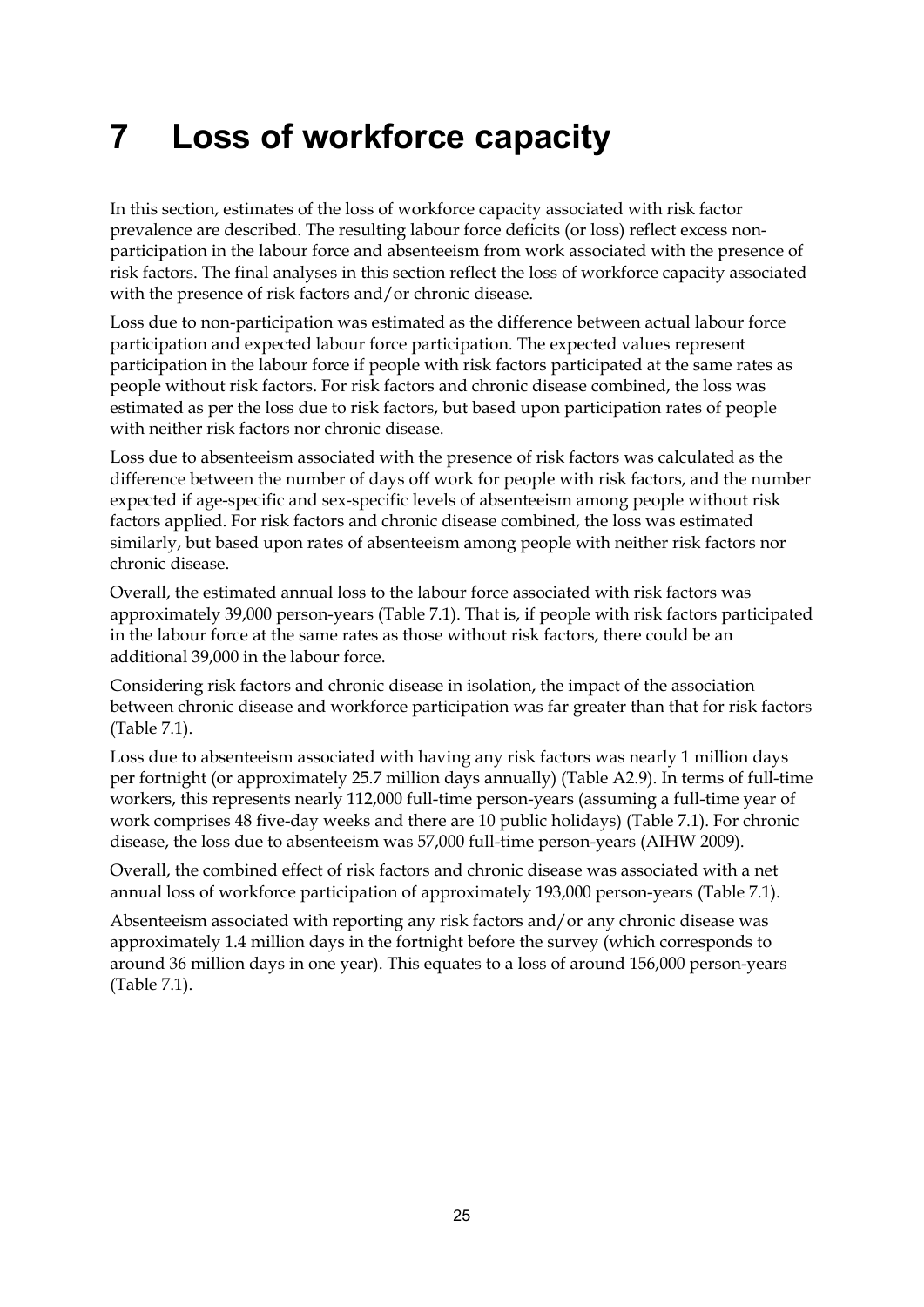# 7 Loss of workforce capacity

In this section, estimates of the loss of workforce capacity associated with risk factor prevalence are described. The resulting labour force deficits (or loss) reflect excess non-participation in the labour force and absenteeism from work associated with the presence of risk factors. The final analyses in this section reflect the loss of workforce capacity associated with the presence of risk factors and/or chronic disease.

Loss due to non-participation was estimated as the difference between actual labour force participation and expected labour force participation. The expected values represent participation in the labour force if people with risk factors participated at the same rates as people without risk factors. For risk factors and chronic disease combined, the loss was estimated as per the loss due to risk factors, but based upon participation rates of people with neither risk factors nor chronic disease.

Loss due to absenteeism associated with the presence of risk factors was calculated as the difference between the number of days off work for people with risk factors, and the number expected if age-specific and sex-specific levels of absenteeism among people without risk factors applied. For risk factors and chronic disease combined, the loss was estimated similarly, but based upon rates of absenteeism among people with neither risk factors nor chronic disease.

Overall, the estimated annual loss to the labour force associated with risk factors was approximately 39,000 person-years (Table 7.1). That is, if people with risk factors participated in the labour force at the same rates as those without risk factors, there could be an additional 39,000 in the labour force.

Considering risk factors and chronic disease in isolation, the impact of the association between chronic disease and workforce participation was far greater than that for risk factors (Table 7.1).

Loss due to absenteeism associated with having any risk factors was nearly 1 million days per fortnight (or approximately 25.7 million days annually) (Table A2.9). In terms of full-time workers, this represents nearly 112,000 full-time person-years (assuming a full-time year of work comprises 48 five-day weeks and there are 10 public holidays) (Table 7.1). For chronic disease, the loss due to absenteeism was 57,000 full-time person-years (AIHW 2009).

Overall, the combined effect of risk factors and chronic disease was associated with a net annual loss of workforce participation of approximately 193,000 person-years (Table 7.1).

Absenteeism associated with reporting any risk factors and/or any chronic disease was approximately 1.4 million days in the fortnight before the survey (which corresponds to around 36 million days in one year). This equates to a loss of around 156,000 person-years (Table 7.1).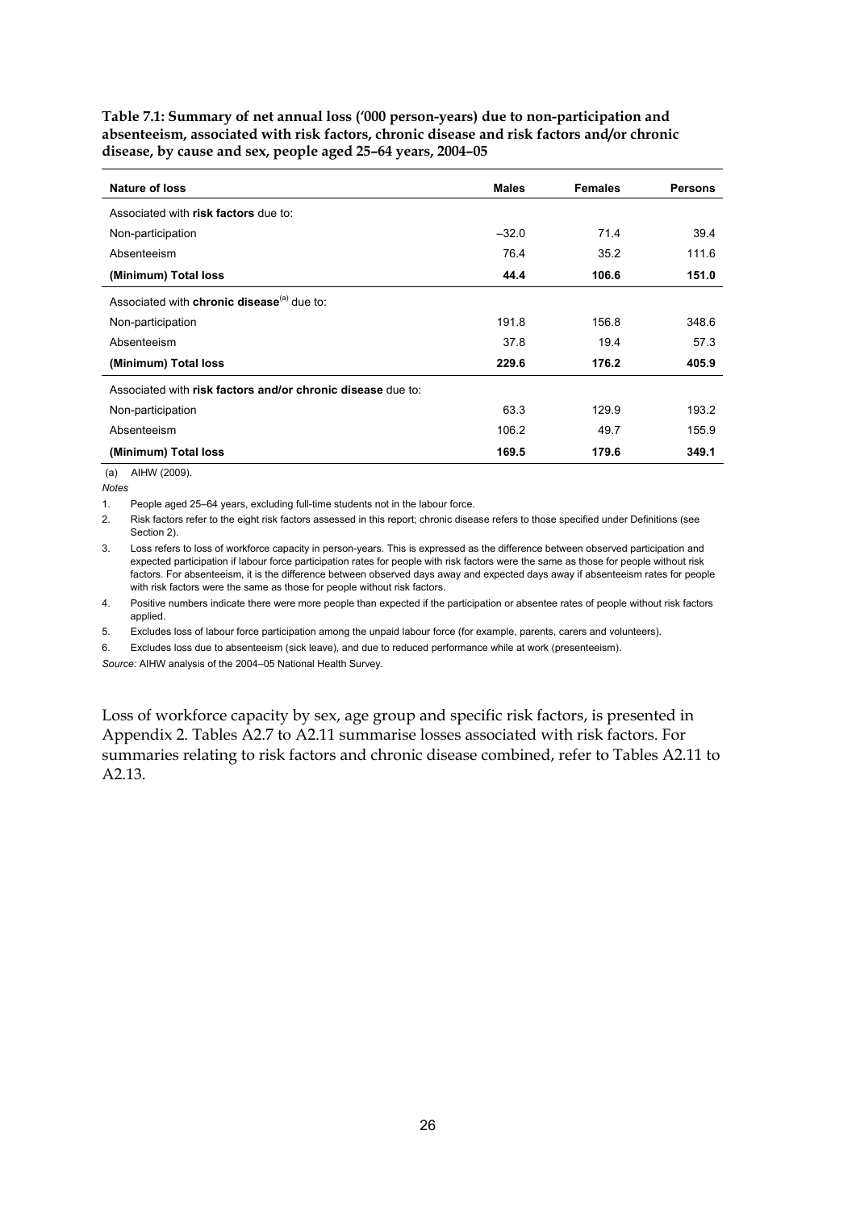**Table 7.1: Summary of net annual loss ('000 person-years) due to non-participation and absenteeism, associated with risk factors, chronic disease and risk factors and/or chronic disease, by cause and sex, people aged 25–64 years, 2004–05**

| Nature of loss | Males | Females | Persons |
|---|---|---|---|
| Associated with **risk factors** due to: | | | |
| Non-participation | –32.0 | 71.4 | 39.4 |
| Absenteeism | 76.4 | 35.2 | 111.6 |
| **(Minimum) Total loss** | **44.4** | **106.6** | **151.0** |
| Associated with **chronic disease**[(a)] due to: | | | |
| Non-participation | 191.8 | 156.8 | 348.6 |
| Absenteeism | 37.8 | 19.4 | 57.3 |
| **(Minimum) Total loss** | **229.6** | **176.2** | **405.9** |
| Associated with **risk factors and/or chronic disease** due to: | | | |
| Non-participation | 63.3 | 129.9 | 193.2 |
| Absenteeism | 106.2 | 49.7 | 155.9 |
| **(Minimum) Total loss** | **169.5** | **179.6** | **349.1** |

(a) AIHW (2009).

*Notes*

1. People aged 25–64 years, excluding full-time students not in the labour force.
2. Risk factors refer to the eight risk factors assessed in this report; chronic disease refers to those specified under Definitions (see Section 2).
3. Loss refers to loss of workforce capacity in person-years. This is expressed as the difference between observed participation and expected participation if labour force participation rates for people with risk factors were the same as those for people without risk factors. For absenteeism, it is the difference between observed days away and expected days away if absenteeism rates for people with risk factors were the same as those for people without risk factors.
4. Positive numbers indicate there were more people than expected if the participation or absentee rates of people without risk factors applied.
5. Excludes loss of labour force participation among the unpaid labour force (for example, parents, carers and volunteers).
6. Excludes loss due to absenteeism (sick leave), and due to reduced performance while at work (presenteeism).

*Source:* AIHW analysis of the 2004–05 National Health Survey.

Loss of workforce capacity by sex, age group and specific risk factors, is presented in Appendix 2. Tables A2.7 to A2.11 summarise losses associated with risk factors. For summaries relating to risk factors and chronic disease combined, refer to Tables A2.11 to A2.13.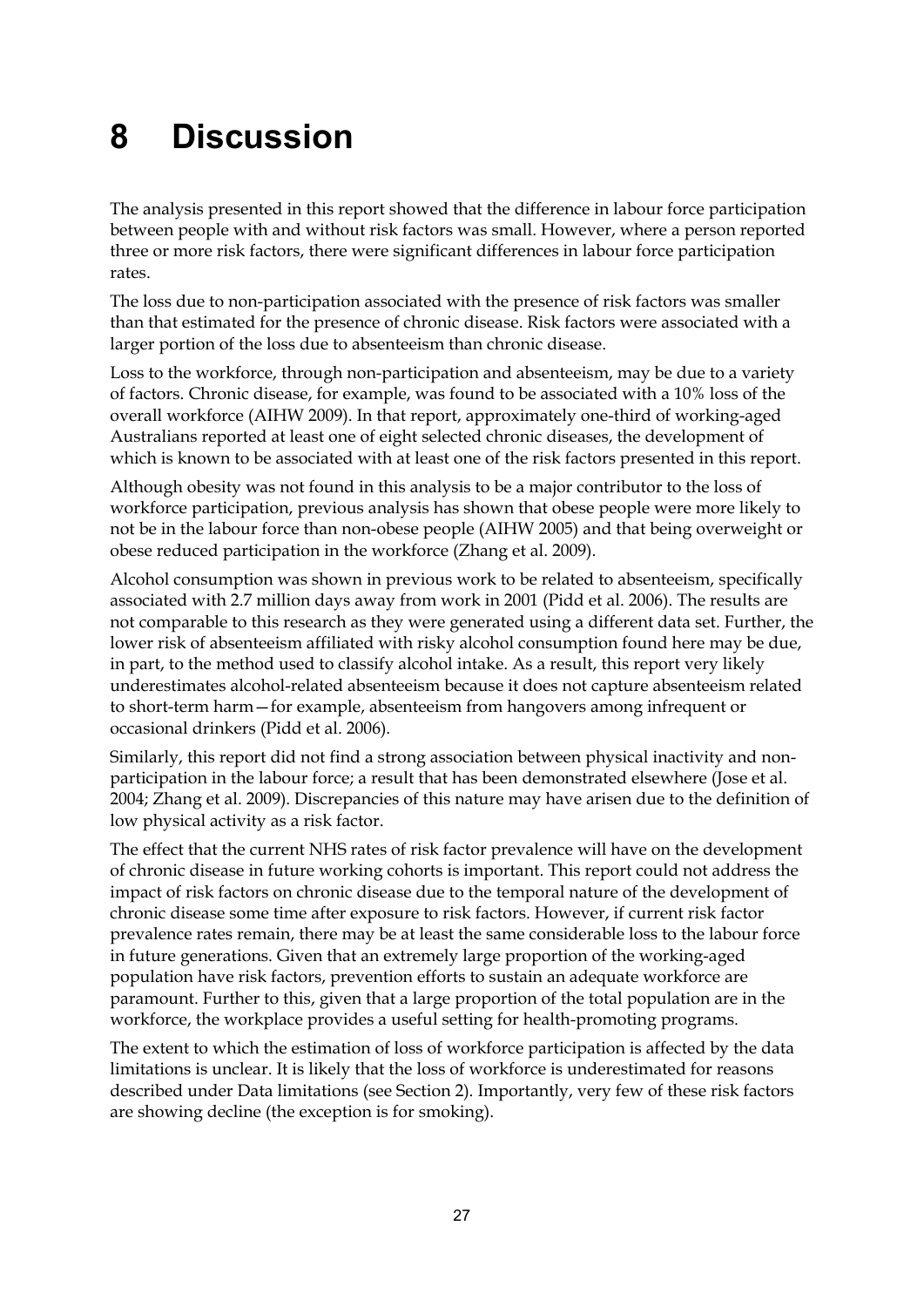# 8 Discussion

The analysis presented in this report showed that the difference in labour force participation between people with and without risk factors was small. However, where a person reported three or more risk factors, there were significant differences in labour force participation rates.

The loss due to non-participation associated with the presence of risk factors was smaller than that estimated for the presence of chronic disease. Risk factors were associated with a larger portion of the loss due to absenteeism than chronic disease.

Loss to the workforce, through non-participation and absenteeism, may be due to a variety of factors. Chronic disease, for example, was found to be associated with a 10% loss of the overall workforce (AIHW 2009). In that report, approximately one-third of working-aged Australians reported at least one of eight selected chronic diseases, the development of which is known to be associated with at least one of the risk factors presented in this report.

Although obesity was not found in this analysis to be a major contributor to the loss of workforce participation, previous analysis has shown that obese people were more likely to not be in the labour force than non-obese people (AIHW 2005) and that being overweight or obese reduced participation in the workforce (Zhang et al. 2009).

Alcohol consumption was shown in previous work to be related to absenteeism, specifically associated with 2.7 million days away from work in 2001 (Pidd et al. 2006). The results are not comparable to this research as they were generated using a different data set. Further, the lower risk of absenteeism affiliated with risky alcohol consumption found here may be due, in part, to the method used to classify alcohol intake. As a result, this report very likely underestimates alcohol-related absenteeism because it does not capture absenteeism related to short-term harm—for example, absenteeism from hangovers among infrequent or occasional drinkers (Pidd et al. 2006).

Similarly, this report did not find a strong association between physical inactivity and non-participation in the labour force; a result that has been demonstrated elsewhere (Jose et al. 2004; Zhang et al. 2009). Discrepancies of this nature may have arisen due to the definition of low physical activity as a risk factor.

The effect that the current NHS rates of risk factor prevalence will have on the development of chronic disease in future working cohorts is important. This report could not address the impact of risk factors on chronic disease due to the temporal nature of the development of chronic disease some time after exposure to risk factors. However, if current risk factor prevalence rates remain, there may be at least the same considerable loss to the labour force in future generations. Given that an extremely large proportion of the working-aged population have risk factors, prevention efforts to sustain an adequate workforce are paramount. Further to this, given that a large proportion of the total population are in the workforce, the workplace provides a useful setting for health-promoting programs.

The extent to which the estimation of loss of workforce participation is affected by the data limitations is unclear. It is likely that the loss of workforce is underestimated for reasons described under Data limitations (see Section 2). Importantly, very few of these risk factors are showing decline (the exception is for smoking).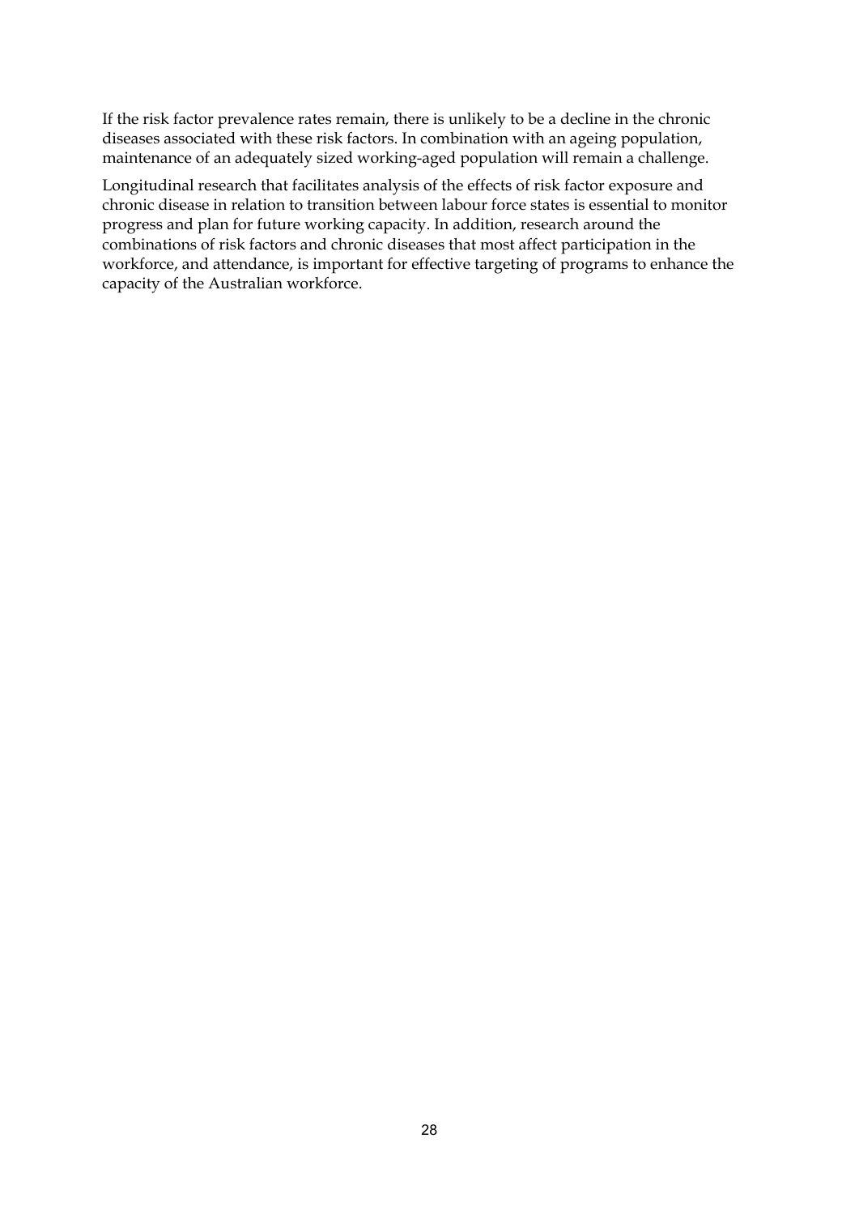If the risk factor prevalence rates remain, there is unlikely to be a decline in the chronic diseases associated with these risk factors. In combination with an ageing population, maintenance of an adequately sized working-aged population will remain a challenge.

Longitudinal research that facilitates analysis of the effects of risk factor exposure and chronic disease in relation to transition between labour force states is essential to monitor progress and plan for future working capacity. In addition, research around the combinations of risk factors and chronic diseases that most affect participation in the workforce, and attendance, is important for effective targeting of programs to enhance the capacity of the Australian workforce.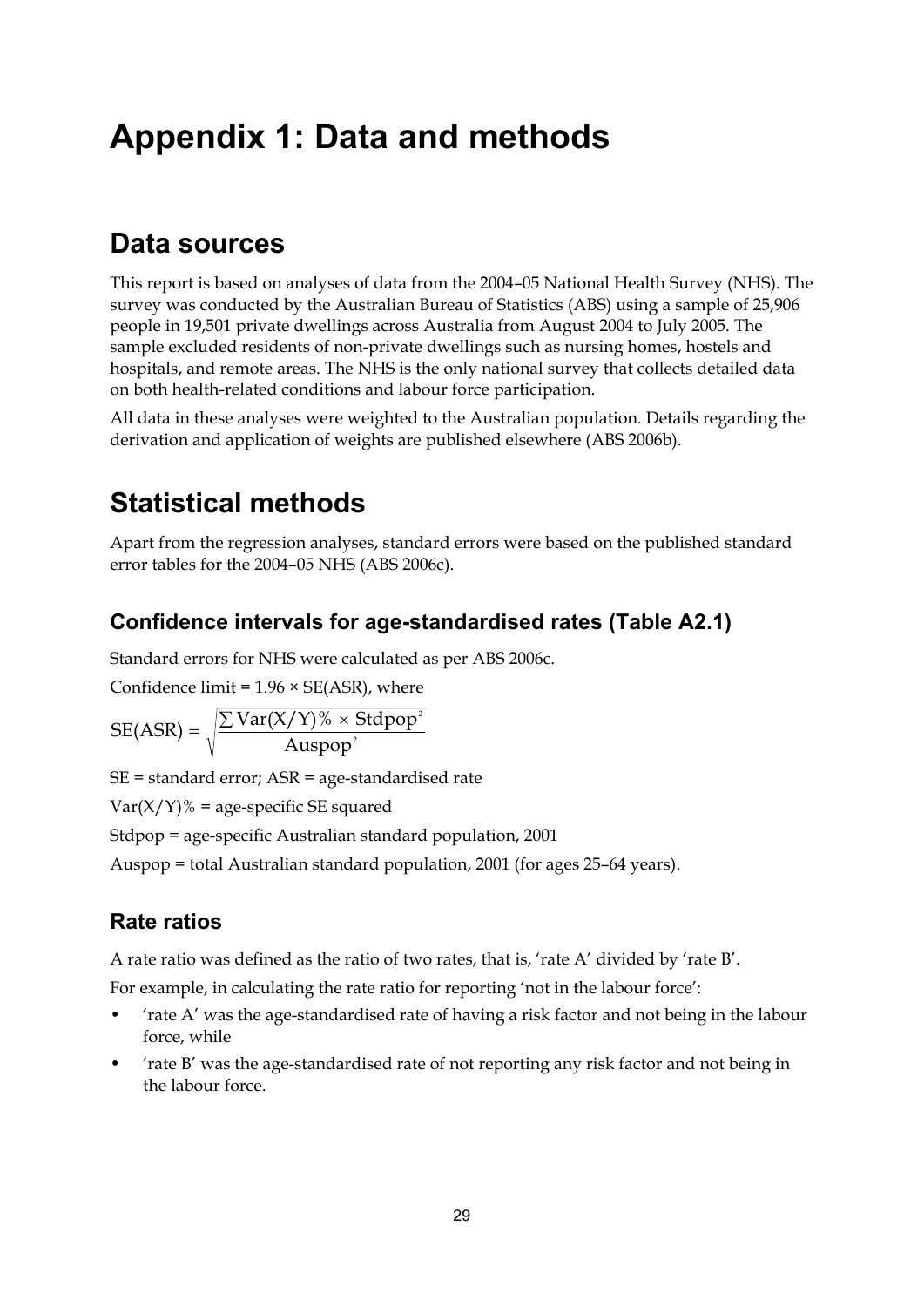# Appendix 1: Data and methods

## Data sources

This report is based on analyses of data from the 2004–05 National Health Survey (NHS). The survey was conducted by the Australian Bureau of Statistics (ABS) using a sample of 25,906 people in 19,501 private dwellings across Australia from August 2004 to July 2005. The sample excluded residents of non-private dwellings such as nursing homes, hostels and hospitals, and remote areas. The NHS is the only national survey that collects detailed data on both health-related conditions and labour force participation.

All data in these analyses were weighted to the Australian population. Details regarding the derivation and application of weights are published elsewhere (ABS 2006b).

## Statistical methods

Apart from the regression analyses, standard errors were based on the published standard error tables for the 2004–05 NHS (ABS 2006c).

### Confidence intervals for age-standardised rates (Table A2.1)

Standard errors for NHS were calculated as per ABS 2006c.

Confidence limit = 1.96 × SE(ASR), where

$$\mathrm{SE(ASR)} = \sqrt{\frac{\sum \mathrm{Var}(X/Y)\% \times \mathrm{Stdpop}^2}{\mathrm{Auspop}^2}}$$

SE = standard error; ASR = age-standardised rate

$\mathrm{Var}(X/Y)\%$ = age-specific SE squared

Stdpop = age-specific Australian standard population, 2001

Auspop = total Australian standard population, 2001 (for ages 25–64 years).

### Rate ratios

A rate ratio was defined as the ratio of two rates, that is, 'rate A' divided by 'rate B'.

For example, in calculating the rate ratio for reporting 'not in the labour force':

- 'rate A' was the age-standardised rate of having a risk factor and not being in the labour force, while
- 'rate B' was the age-standardised rate of not reporting any risk factor and not being in the labour force.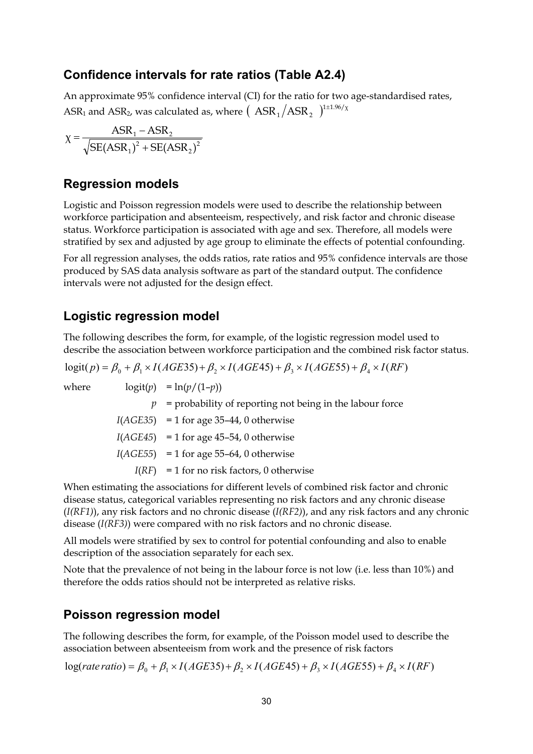## Confidence intervals for rate ratios (Table A2.4)

An approximate 95% confidence interval (CI) for the ratio for two age-standardised rates, $ASR_1$ and $ASR_2$, was calculated as, where $\left( ASR_1 / ASR_2 \right)^{1 \pm 1.96/\chi}$

$$\chi = \frac{ASR_1 - ASR_2}{\sqrt{SE(ASR_1)^2 + SE(ASR_2)^2}}$$

## Regression models

Logistic and Poisson regression models were used to describe the relationship between workforce participation and absenteeism, respectively, and risk factor and chronic disease status. Workforce participation is associated with age and sex. Therefore, all models were stratified by sex and adjusted by age group to eliminate the effects of potential confounding.

For all regression analyses, the odds ratios, rate ratios and 95% confidence intervals are those produced by SAS data analysis software as part of the standard output. The confidence intervals were not adjusted for the design effect.

## Logistic regression model

The following describes the form, for example, of the logistic regression model used to describe the association between workforce participation and the combined risk factor status.

$$\text{logit}(p) = \beta_0 + \beta_1 \times I(AGE35) + \beta_2 \times I(AGE45) + \beta_3 \times I(AGE55) + \beta_4 \times I(RF)$$

where

- $\text{logit}(p)$ = $\ln(p/(1-p))$
- $p$ = probability of reporting not being in the labour force
- $I(AGE35)$ = 1 for age 35–44, 0 otherwise
- $I(AGE45)$ = 1 for age 45–54, 0 otherwise
- $I(AGE55)$ = 1 for age 55–64, 0 otherwise
- $I(RF)$ = 1 for no risk factors, 0 otherwise

When estimating the associations for different levels of combined risk factor and chronic disease status, categorical variables representing no risk factors and any chronic disease (*I(RF1)*), any risk factors and no chronic disease (*I(RF2)*), and any risk factors and any chronic disease (*I(RF3)*) were compared with no risk factors and no chronic disease.

All models were stratified by sex to control for potential confounding and also to enable description of the association separately for each sex.

Note that the prevalence of not being in the labour force is not low (i.e. less than 10%) and therefore the odds ratios should not be interpreted as relative risks.

## Poisson regression model

The following describes the form, for example, of the Poisson model used to describe the association between absenteeism from work and the presence of risk factors

$$\log(\textit{rate ratio}) = \beta_0 + \beta_1 \times I(AGE35) + \beta_2 \times I(AGE45) + \beta_3 \times I(AGE55) + \beta_4 \times I(RF)$$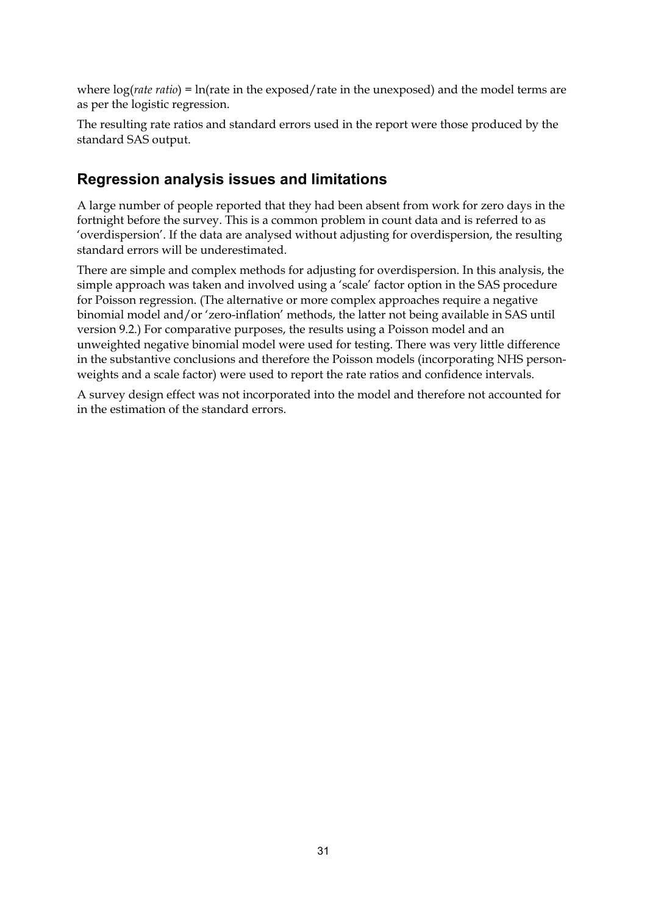where log(*rate ratio*) = ln(rate in the exposed/rate in the unexposed) and the model terms are as per the logistic regression.

The resulting rate ratios and standard errors used in the report were those produced by the standard SAS output.

## Regression analysis issues and limitations

A large number of people reported that they had been absent from work for zero days in the fortnight before the survey. This is a common problem in count data and is referred to as 'overdispersion'. If the data are analysed without adjusting for overdispersion, the resulting standard errors will be underestimated.

There are simple and complex methods for adjusting for overdispersion. In this analysis, the simple approach was taken and involved using a 'scale' factor option in the SAS procedure for Poisson regression. (The alternative or more complex approaches require a negative binomial model and/or 'zero-inflation' methods, the latter not being available in SAS until version 9.2.) For comparative purposes, the results using a Poisson model and an unweighted negative binomial model were used for testing. There was very little difference in the substantive conclusions and therefore the Poisson models (incorporating NHS person-weights and a scale factor) were used to report the rate ratios and confidence intervals.

A survey design effect was not incorporated into the model and therefore not accounted for in the estimation of the standard errors.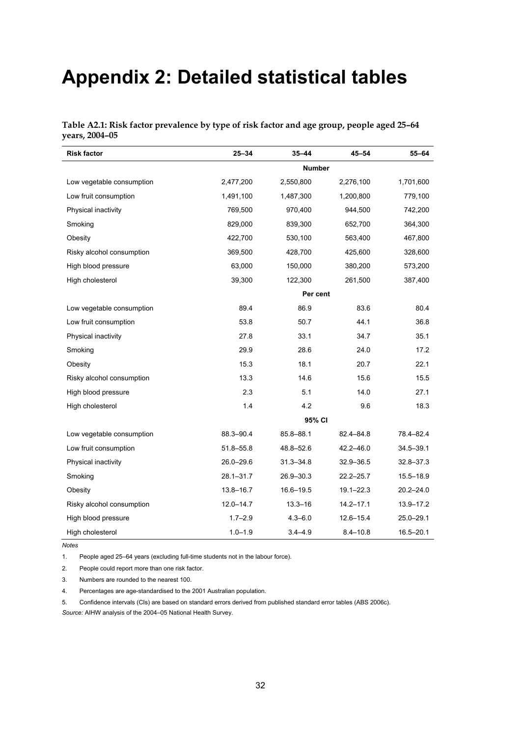# Appendix 2: Detailed statistical tables

**Table A2.1: Risk factor prevalence by type of risk factor and age group, people aged 25–64 years, 2004–05**

| Risk factor | 25–34 | 35–44 | 45–54 | 55–64 |
|---|---|---|---|---|
| | | **Number** | | |
| Low vegetable consumption | 2,477,200 | 2,550,800 | 2,276,100 | 1,701,600 |
| Low fruit consumption | 1,491,100 | 1,487,300 | 1,200,800 | 779,100 |
| Physical inactivity | 769,500 | 970,400 | 944,500 | 742,200 |
| Smoking | 829,000 | 839,300 | 652,700 | 364,300 |
| Obesity | 422,700 | 530,100 | 563,400 | 467,800 |
| Risky alcohol consumption | 369,500 | 428,700 | 425,600 | 328,600 |
| High blood pressure | 63,000 | 150,000 | 380,200 | 573,200 |
| High cholesterol | 39,300 | 122,300 | 261,500 | 387,400 |
| | | **Per cent** | | |
| Low vegetable consumption | 89.4 | 86.9 | 83.6 | 80.4 |
| Low fruit consumption | 53.8 | 50.7 | 44.1 | 36.8 |
| Physical inactivity | 27.8 | 33.1 | 34.7 | 35.1 |
| Smoking | 29.9 | 28.6 | 24.0 | 17.2 |
| Obesity | 15.3 | 18.1 | 20.7 | 22.1 |
| Risky alcohol consumption | 13.3 | 14.6 | 15.6 | 15.5 |
| High blood pressure | 2.3 | 5.1 | 14.0 | 27.1 |
| High cholesterol | 1.4 | 4.2 | 9.6 | 18.3 |
| | | **95% CI** | | |
| Low vegetable consumption | 88.3–90.4 | 85.8–88.1 | 82.4–84.8 | 78.4–82.4 |
| Low fruit consumption | 51.8–55.8 | 48.8–52.6 | 42.2–46.0 | 34.5–39.1 |
| Physical inactivity | 26.0–29.6 | 31.3–34.8 | 32.9–36.5 | 32.8–37.3 |
| Smoking | 28.1–31.7 | 26.9–30.3 | 22.2–25.7 | 15.5–18.9 |
| Obesity | 13.8–16.7 | 16.6–19.5 | 19.1–22.3 | 20.2–24.0 |
| Risky alcohol consumption | 12.0–14.7 | 13.3–16 | 14.2–17.1 | 13.9–17.2 |
| High blood pressure | 1.7–2.9 | 4.3–6.0 | 12.6–15.4 | 25.0–29.1 |
| High cholesterol | 1.0–1.9 | 3.4–4.9 | 8.4–10.8 | 16.5–20.1 |

*Notes*

1. People aged 25–64 years (excluding full-time students not in the labour force).
2. People could report more than one risk factor.
3. Numbers are rounded to the nearest 100.
4. Percentages are age-standardised to the 2001 Australian population.
5. Confidence intervals (CIs) are based on standard errors derived from published standard error tables (ABS 2006c).

*Source:* AIHW analysis of the 2004–05 National Health Survey.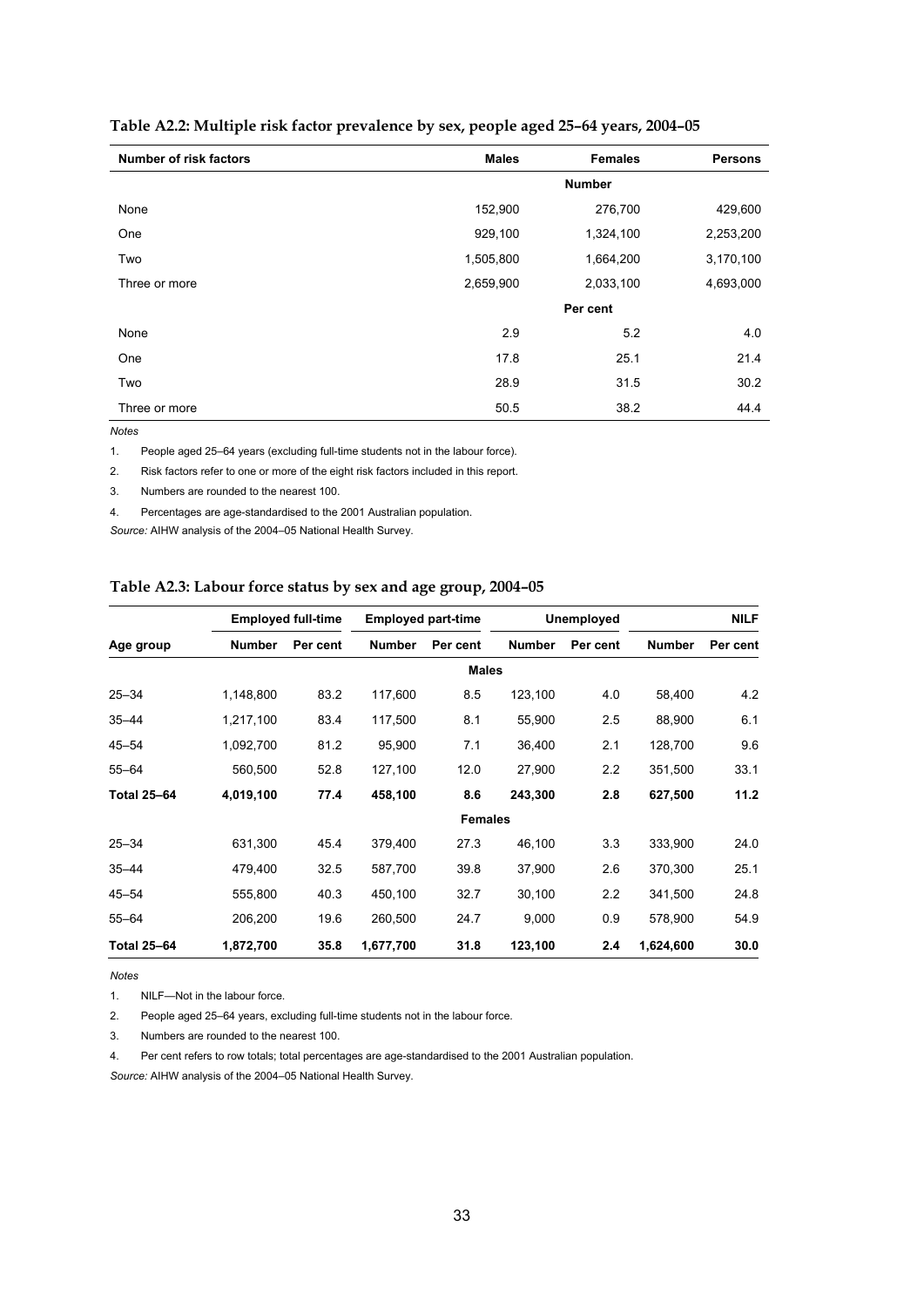**Table A2.2: Multiple risk factor prevalence by sex, people aged 25–64 years, 2004–05**

| Number of risk factors | Males | Females | Persons |
|---|---|---|---|
| | | **Number** | |
| None | 152,900 | 276,700 | 429,600 |
| One | 929,100 | 1,324,100 | 2,253,200 |
| Two | 1,505,800 | 1,664,200 | 3,170,100 |
| Three or more | 2,659,900 | 2,033,100 | 4,693,000 |
| | | **Per cent** | |
| None | 2.9 | 5.2 | 4.0 |
| One | 17.8 | 25.1 | 21.4 |
| Two | 28.9 | 31.5 | 30.2 |
| Three or more | 50.5 | 38.2 | 44.4 |

*Notes*

1. People aged 25–64 years (excluding full-time students not in the labour force).
2. Risk factors refer to one or more of the eight risk factors included in this report.
3. Numbers are rounded to the nearest 100.
4. Percentages are age-standardised to the 2001 Australian population.

*Source:* AIHW analysis of the 2004–05 National Health Survey.

**Table A2.3: Labour force status by sex and age group, 2004–05**

| | Employed full-time | | Employed part-time | | Unemployed | | NILF | |
|---|---|---|---|---|---|---|---|---|
| **Age group** | **Number** | **Per cent** | **Number** | **Per cent** | **Number** | **Per cent** | **Number** | **Per cent** |
| | | | | **Males** | | | | |
| 25–34 | 1,148,800 | 83.2 | 117,600 | 8.5 | 123,100 | 4.0 | 58,400 | 4.2 |
| 35–44 | 1,217,100 | 83.4 | 117,500 | 8.1 | 55,900 | 2.5 | 88,900 | 6.1 |
| 45–54 | 1,092,700 | 81.2 | 95,900 | 7.1 | 36,400 | 2.1 | 128,700 | 9.6 |
| 55–64 | 560,500 | 52.8 | 127,100 | 12.0 | 27,900 | 2.2 | 351,500 | 33.1 |
| **Total 25–64** | **4,019,100** | **77.4** | **458,100** | **8.6** | **243,300** | **2.8** | **627,500** | **11.2** |
| | | | | **Females** | | | | |
| 25–34 | 631,300 | 45.4 | 379,400 | 27.3 | 46,100 | 3.3 | 333,900 | 24.0 |
| 35–44 | 479,400 | 32.5 | 587,700 | 39.8 | 37,900 | 2.6 | 370,300 | 25.1 |
| 45–54 | 555,800 | 40.3 | 450,100 | 32.7 | 30,100 | 2.2 | 341,500 | 24.8 |
| 55–64 | 206,200 | 19.6 | 260,500 | 24.7 | 9,000 | 0.9 | 578,900 | 54.9 |
| **Total 25–64** | **1,872,700** | **35.8** | **1,677,700** | **31.8** | **123,100** | **2.4** | **1,624,600** | **30.0** |

*Notes*

1. NILF—Not in the labour force.
2. People aged 25–64 years, excluding full-time students not in the labour force.
3. Numbers are rounded to the nearest 100.
4. Per cent refers to row totals; total percentages are age-standardised to the 2001 Australian population.

*Source:* AIHW analysis of the 2004–05 National Health Survey.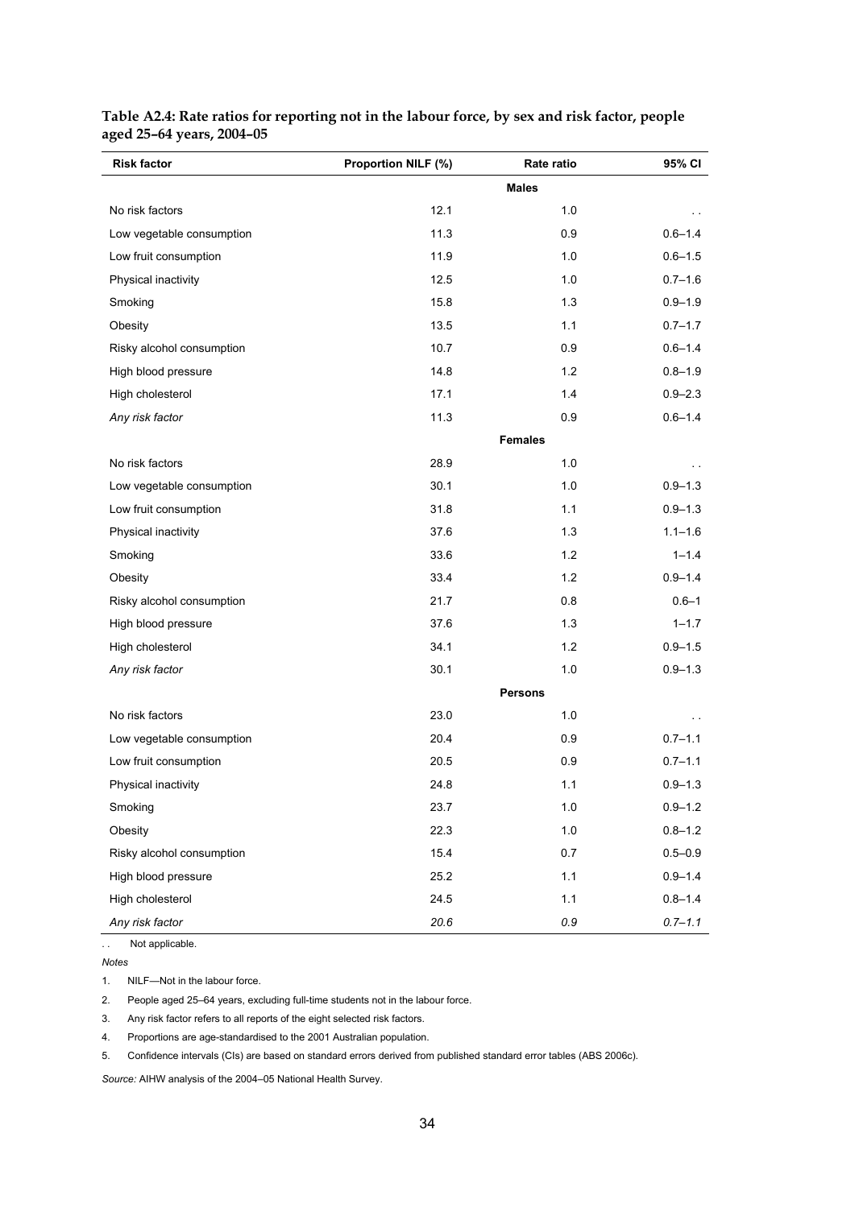**Table A2.4: Rate ratios for reporting not in the labour force, by sex and risk factor, people aged 25–64 years, 2004–05**

| Risk factor | Proportion NILF (%) | Rate ratio | 95% CI |
|---|---|---|---|
| | | **Males** | |
| No risk factors | 12.1 | 1.0 | . . |
| Low vegetable consumption | 11.3 | 0.9 | 0.6–1.4 |
| Low fruit consumption | 11.9 | 1.0 | 0.6–1.5 |
| Physical inactivity | 12.5 | 1.0 | 0.7–1.6 |
| Smoking | 15.8 | 1.3 | 0.9–1.9 |
| Obesity | 13.5 | 1.1 | 0.7–1.7 |
| Risky alcohol consumption | 10.7 | 0.9 | 0.6–1.4 |
| High blood pressure | 14.8 | 1.2 | 0.8–1.9 |
| High cholesterol | 17.1 | 1.4 | 0.9–2.3 |
| *Any risk factor* | 11.3 | 0.9 | 0.6–1.4 |
| | | **Females** | |
| No risk factors | 28.9 | 1.0 | . . |
| Low vegetable consumption | 30.1 | 1.0 | 0.9–1.3 |
| Low fruit consumption | 31.8 | 1.1 | 0.9–1.3 |
| Physical inactivity | 37.6 | 1.3 | 1.1–1.6 |
| Smoking | 33.6 | 1.2 | 1–1.4 |
| Obesity | 33.4 | 1.2 | 0.9–1.4 |
| Risky alcohol consumption | 21.7 | 0.8 | 0.6–1 |
| High blood pressure | 37.6 | 1.3 | 1–1.7 |
| High cholesterol | 34.1 | 1.2 | 0.9–1.5 |
| *Any risk factor* | 30.1 | 1.0 | 0.9–1.3 |
| | | **Persons** | |
| No risk factors | 23.0 | 1.0 | . . |
| Low vegetable consumption | 20.4 | 0.9 | 0.7–1.1 |
| Low fruit consumption | 20.5 | 0.9 | 0.7–1.1 |
| Physical inactivity | 24.8 | 1.1 | 0.9–1.3 |
| Smoking | 23.7 | 1.0 | 0.9–1.2 |
| Obesity | 22.3 | 1.0 | 0.8–1.2 |
| Risky alcohol consumption | 15.4 | 0.7 | 0.5–0.9 |
| High blood pressure | 25.2 | 1.1 | 0.9–1.4 |
| High cholesterol | 24.5 | 1.1 | 0.8–1.4 |
| *Any risk factor* | *20.6* | *0.9* | *0.7–1.1* |

. .  Not applicable.

*Notes*

1. NILF—Not in the labour force.
2. People aged 25–64 years, excluding full-time students not in the labour force.
3. Any risk factor refers to all reports of the eight selected risk factors.
4. Proportions are age-standardised to the 2001 Australian population.
5. Confidence intervals (CIs) are based on standard errors derived from published standard error tables (ABS 2006c).

*Source:* AIHW analysis of the 2004–05 National Health Survey.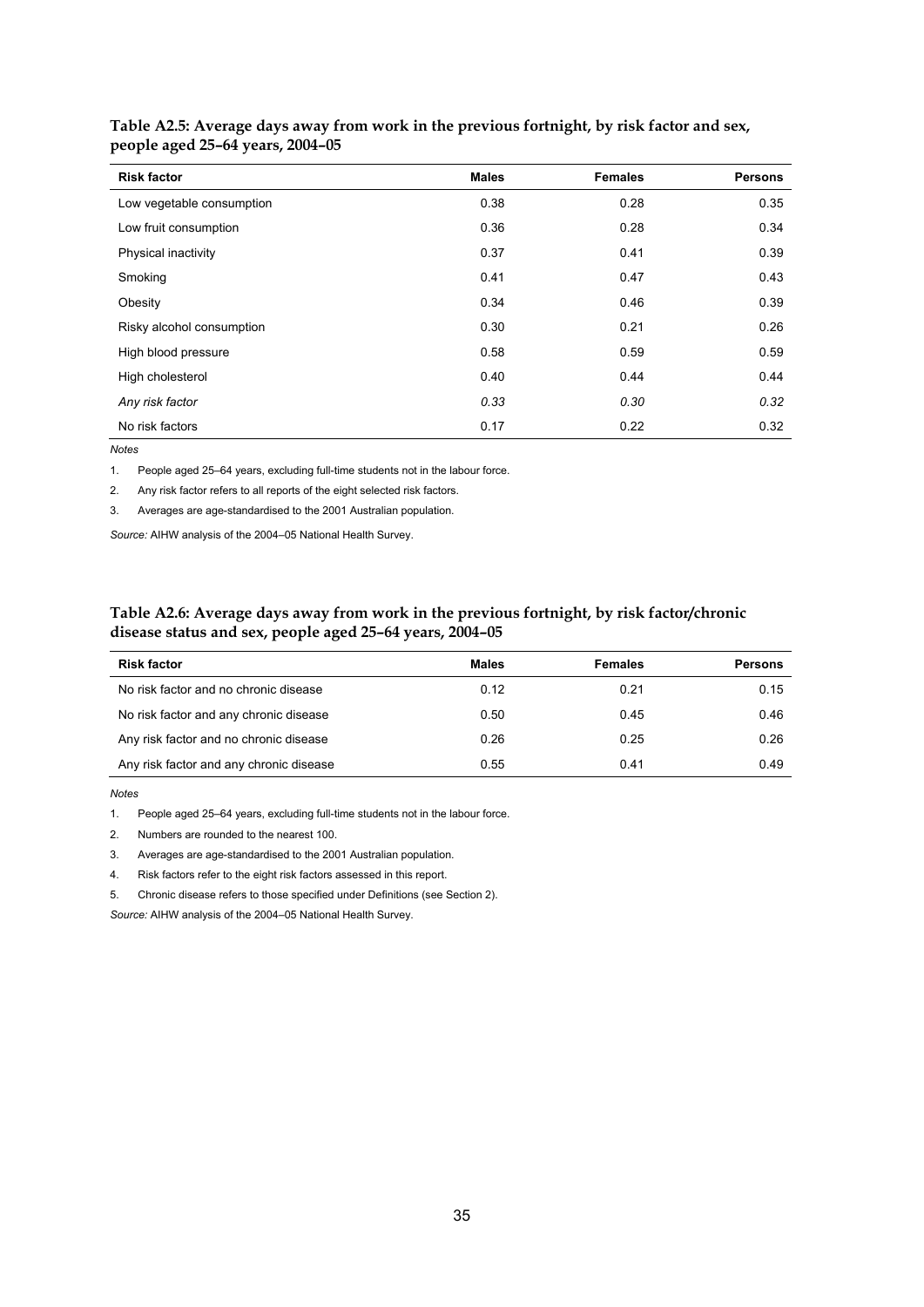**Table A2.5: Average days away from work in the previous fortnight, by risk factor and sex, people aged 25–64 years, 2004–05**

| Risk factor | Males | Females | Persons |
|---|---|---|---|
| Low vegetable consumption | 0.38 | 0.28 | 0.35 |
| Low fruit consumption | 0.36 | 0.28 | 0.34 |
| Physical inactivity | 0.37 | 0.41 | 0.39 |
| Smoking | 0.41 | 0.47 | 0.43 |
| Obesity | 0.34 | 0.46 | 0.39 |
| Risky alcohol consumption | 0.30 | 0.21 | 0.26 |
| High blood pressure | 0.58 | 0.59 | 0.59 |
| High cholesterol | 0.40 | 0.44 | 0.44 |
| *Any risk factor* | *0.33* | *0.30* | *0.32* |
| No risk factors | 0.17 | 0.22 | 0.32 |

*Notes*

1. People aged 25–64 years, excluding full-time students not in the labour force.
2. Any risk factor refers to all reports of the eight selected risk factors.
3. Averages are age-standardised to the 2001 Australian population.

*Source:* AIHW analysis of the 2004–05 National Health Survey.

**Table A2.6: Average days away from work in the previous fortnight, by risk factor/chronic disease status and sex, people aged 25–64 years, 2004–05**

| Risk factor | Males | Females | Persons |
|---|---|---|---|
| No risk factor and no chronic disease | 0.12 | 0.21 | 0.15 |
| No risk factor and any chronic disease | 0.50 | 0.45 | 0.46 |
| Any risk factor and no chronic disease | 0.26 | 0.25 | 0.26 |
| Any risk factor and any chronic disease | 0.55 | 0.41 | 0.49 |

*Notes*

1. People aged 25–64 years, excluding full-time students not in the labour force.
2. Numbers are rounded to the nearest 100.
3. Averages are age-standardised to the 2001 Australian population.
4. Risk factors refer to the eight risk factors assessed in this report.
5. Chronic disease refers to those specified under Definitions (see Section 2).

*Source:* AIHW analysis of the 2004–05 National Health Survey.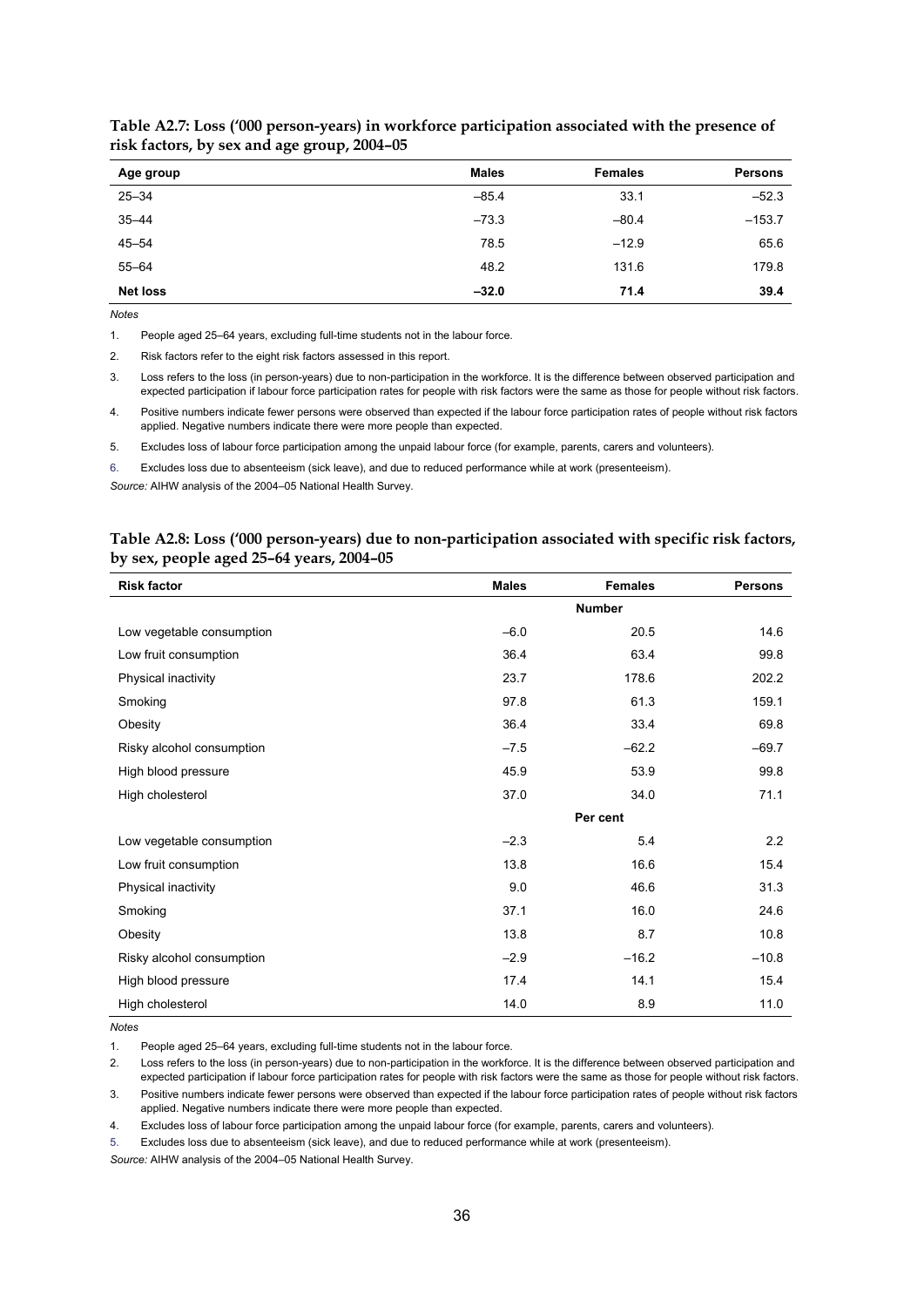**Table A2.7: Loss ('000 person-years) in workforce participation associated with the presence of risk factors, by sex and age group, 2004–05**

| Age group | Males | Females | Persons |
|---|---|---|---|
| 25–34 | –85.4 | 33.1 | –52.3 |
| 35–44 | –73.3 | –80.4 | –153.7 |
| 45–54 | 78.5 | –12.9 | 65.6 |
| 55–64 | 48.2 | 131.6 | 179.8 |
| **Net loss** | **–32.0** | **71.4** | **39.4** |

*Notes*

1. People aged 25–64 years, excluding full-time students not in the labour force.
2. Risk factors refer to the eight risk factors assessed in this report.
3. Loss refers to the loss (in person-years) due to non-participation in the workforce. It is the difference between observed participation and expected participation if labour force participation rates for people with risk factors were the same as those for people without risk factors.
4. Positive numbers indicate fewer persons were observed than expected if the labour force participation rates of people without risk factors applied. Negative numbers indicate there were more people than expected.
5. Excludes loss of labour force participation among the unpaid labour force (for example, parents, carers and volunteers).
6. Excludes loss due to absenteeism (sick leave), and due to reduced performance while at work (presenteeism).

*Source:* AIHW analysis of the 2004–05 National Health Survey.

**Table A2.8: Loss ('000 person-years) due to non-participation associated with specific risk factors, by sex, people aged 25–64 years, 2004–05**

| Risk factor | Males | Females | Persons |
|---|---|---|---|
| | | **Number** | |
| Low vegetable consumption | –6.0 | 20.5 | 14.6 |
| Low fruit consumption | 36.4 | 63.4 | 99.8 |
| Physical inactivity | 23.7 | 178.6 | 202.2 |
| Smoking | 97.8 | 61.3 | 159.1 |
| Obesity | 36.4 | 33.4 | 69.8 |
| Risky alcohol consumption | –7.5 | –62.2 | –69.7 |
| High blood pressure | 45.9 | 53.9 | 99.8 |
| High cholesterol | 37.0 | 34.0 | 71.1 |
| | | **Per cent** | |
| Low vegetable consumption | –2.3 | 5.4 | 2.2 |
| Low fruit consumption | 13.8 | 16.6 | 15.4 |
| Physical inactivity | 9.0 | 46.6 | 31.3 |
| Smoking | 37.1 | 16.0 | 24.6 |
| Obesity | 13.8 | 8.7 | 10.8 |
| Risky alcohol consumption | –2.9 | –16.2 | –10.8 |
| High blood pressure | 17.4 | 14.1 | 15.4 |
| High cholesterol | 14.0 | 8.9 | 11.0 |

*Notes*

1. People aged 25–64 years, excluding full-time students not in the labour force.
2. Loss refers to the loss (in person-years) due to non-participation in the workforce. It is the difference between observed participation and expected participation if labour force participation rates for people with risk factors were the same as those for people without risk factors.
3. Positive numbers indicate fewer persons were observed than expected if the labour force participation rates of people without risk factors applied. Negative numbers indicate there were more people than expected.
4. Excludes loss of labour force participation among the unpaid labour force (for example, parents, carers and volunteers).
5. Excludes loss due to absenteeism (sick leave), and due to reduced performance while at work (presenteeism).

*Source:* AIHW analysis of the 2004–05 National Health Survey.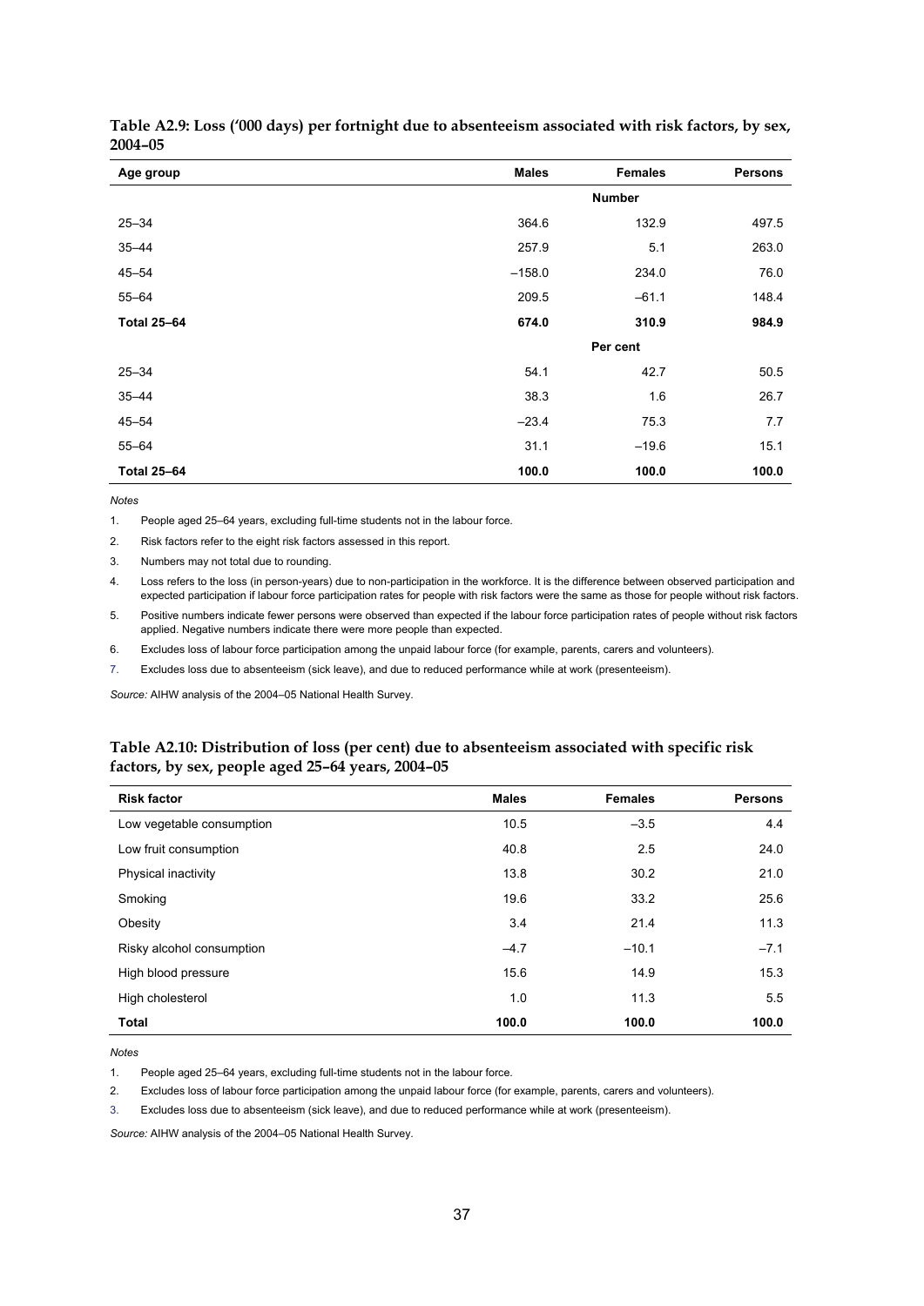**Table A2.9: Loss ('000 days) per fortnight due to absenteeism associated with risk factors, by sex, 2004–05**

| Age group | Males | Females | Persons |
|---|---|---|---|
| | | **Number** | |
| 25–34 | 364.6 | 132.9 | 497.5 |
| 35–44 | 257.9 | 5.1 | 263.0 |
| 45–54 | –158.0 | 234.0 | 76.0 |
| 55–64 | 209.5 | –61.1 | 148.4 |
| **Total 25–64** | **674.0** | **310.9** | **984.9** |
| | | **Per cent** | |
| 25–34 | 54.1 | 42.7 | 50.5 |
| 35–44 | 38.3 | 1.6 | 26.7 |
| 45–54 | –23.4 | 75.3 | 7.7 |
| 55–64 | 31.1 | –19.6 | 15.1 |
| **Total 25–64** | **100.0** | **100.0** | **100.0** |

*Notes*

1. People aged 25–64 years, excluding full-time students not in the labour force.
2. Risk factors refer to the eight risk factors assessed in this report.
3. Numbers may not total due to rounding.
4. Loss refers to the loss (in person-years) due to non-participation in the workforce. It is the difference between observed participation and expected participation if labour force participation rates for people with risk factors were the same as those for people without risk factors.
5. Positive numbers indicate fewer persons were observed than expected if the labour force participation rates of people without risk factors applied. Negative numbers indicate there were more people than expected.
6. Excludes loss of labour force participation among the unpaid labour force (for example, parents, carers and volunteers).
7. Excludes loss due to absenteeism (sick leave), and due to reduced performance while at work (presenteeism).

*Source:* AIHW analysis of the 2004–05 National Health Survey.

**Table A2.10: Distribution of loss (per cent) due to absenteeism associated with specific risk factors, by sex, people aged 25–64 years, 2004–05**

| Risk factor | Males | Females | Persons |
|---|---|---|---|
| Low vegetable consumption | 10.5 | –3.5 | 4.4 |
| Low fruit consumption | 40.8 | 2.5 | 24.0 |
| Physical inactivity | 13.8 | 30.2 | 21.0 |
| Smoking | 19.6 | 33.2 | 25.6 |
| Obesity | 3.4 | 21.4 | 11.3 |
| Risky alcohol consumption | –4.7 | –10.1 | –7.1 |
| High blood pressure | 15.6 | 14.9 | 15.3 |
| High cholesterol | 1.0 | 11.3 | 5.5 |
| **Total** | **100.0** | **100.0** | **100.0** |

*Notes*

1. People aged 25–64 years, excluding full-time students not in the labour force.
2. Excludes loss of labour force participation among the unpaid labour force (for example, parents, carers and volunteers).
3. Excludes loss due to absenteeism (sick leave), and due to reduced performance while at work (presenteeism).

*Source:* AIHW analysis of the 2004–05 National Health Survey.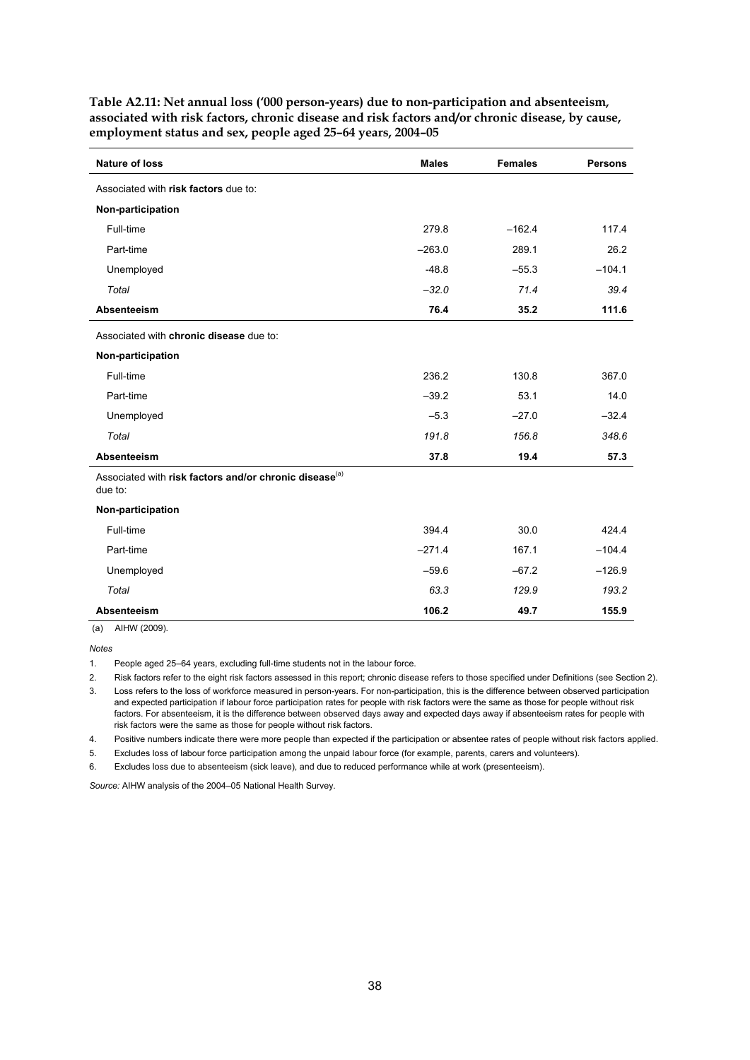**Table A2.11: Net annual loss ('000 person-years) due to non-participation and absenteeism, associated with risk factors, chronic disease and risk factors and/or chronic disease, by cause, employment status and sex, people aged 25–64 years, 2004–05**

| Nature of loss | Males | Females | Persons |
|---|---|---|---|
| Associated with **risk factors** due to: | | | |
| **Non-participation** | | | |
| Full-time | 279.8 | –162.4 | 117.4 |
| Part-time | –263.0 | 289.1 | 26.2 |
| Unemployed | -48.8 | –55.3 | –104.1 |
| *Total* | *–32.0* | *71.4* | *39.4* |
| **Absenteeism** | **76.4** | **35.2** | **111.6** |
| Associated with **chronic disease** due to: | | | |
| **Non-participation** | | | |
| Full-time | 236.2 | 130.8 | 367.0 |
| Part-time | –39.2 | 53.1 | 14.0 |
| Unemployed | –5.3 | –27.0 | –32.4 |
| *Total* | *191.8* | *156.8* | *348.6* |
| **Absenteeism** | **37.8** | **19.4** | **57.3** |
| Associated with **risk factors and/or chronic disease**[(a)] due to: | | | |
| **Non-participation** | | | |
| Full-time | 394.4 | 30.0 | 424.4 |
| Part-time | –271.4 | 167.1 | –104.4 |
| Unemployed | –59.6 | –67.2 | –126.9 |
| *Total* | *63.3* | *129.9* | *193.2* |
| **Absenteeism** | **106.2** | **49.7** | **155.9** |

(a) AIHW (2009).

*Notes*

1. People aged 25–64 years, excluding full-time students not in the labour force.
2. Risk factors refer to the eight risk factors assessed in this report; chronic disease refers to those specified under Definitions (see Section 2).
3. Loss refers to the loss of workforce measured in person-years. For non-participation, this is the difference between observed participation and expected participation if labour force participation rates for people with risk factors were the same as those for people without risk factors. For absenteeism, it is the difference between observed days away and expected days away if absenteeism rates for people with risk factors were the same as those for people without risk factors.
4. Positive numbers indicate there were more people than expected if the participation or absentee rates of people without risk factors applied.
5. Excludes loss of labour force participation among the unpaid labour force (for example, parents, carers and volunteers).
6. Excludes loss due to absenteeism (sick leave), and due to reduced performance while at work (presenteeism).

*Source:* AIHW analysis of the 2004–05 National Health Survey.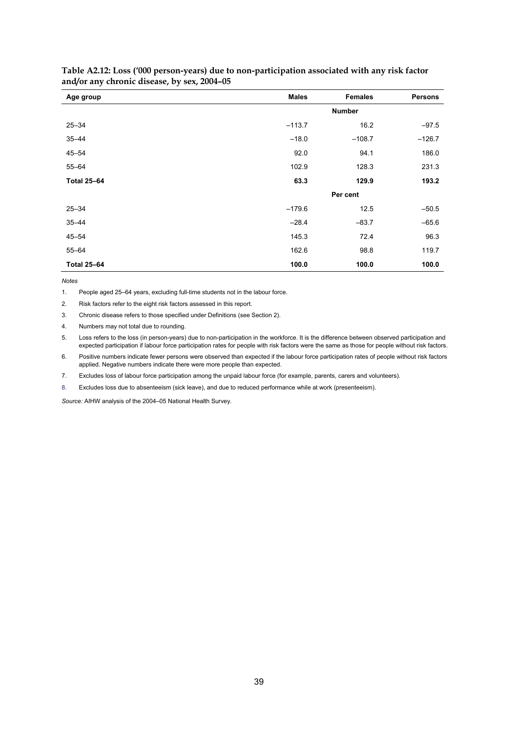**Table A2.12: Loss ('000 person-years) due to non-participation associated with any risk factor and/or any chronic disease, by sex, 2004–05**

| Age group | Males | Females | Persons |
|---|---|---|---|
| | | **Number** | |
| 25–34 | –113.7 | 16.2 | –97.5 |
| 35–44 | –18.0 | –108.7 | –126.7 |
| 45–54 | 92.0 | 94.1 | 186.0 |
| 55–64 | 102.9 | 128.3 | 231.3 |
| **Total 25–64** | **63.3** | **129.9** | **193.2** |
| | | **Per cent** | |
| 25–34 | –179.6 | 12.5 | –50.5 |
| 35–44 | –28.4 | –83.7 | –65.6 |
| 45–54 | 145.3 | 72.4 | 96.3 |
| 55–64 | 162.6 | 98.8 | 119.7 |
| **Total 25–64** | **100.0** | **100.0** | **100.0** |

*Notes*

1. People aged 25–64 years, excluding full-time students not in the labour force.
2. Risk factors refer to the eight risk factors assessed in this report.
3. Chronic disease refers to those specified under Definitions (see Section 2).
4. Numbers may not total due to rounding.
5. Loss refers to the loss (in person-years) due to non-participation in the workforce. It is the difference between observed participation and expected participation if labour force participation rates for people with risk factors were the same as those for people without risk factors.
6. Positive numbers indicate fewer persons were observed than expected if the labour force participation rates of people without risk factors applied. Negative numbers indicate there were more people than expected.
7. Excludes loss of labour force participation among the unpaid labour force (for example, parents, carers and volunteers).
8. Excludes loss due to absenteeism (sick leave), and due to reduced performance while at work (presenteeism).

*Source:* AIHW analysis of the 2004–05 National Health Survey.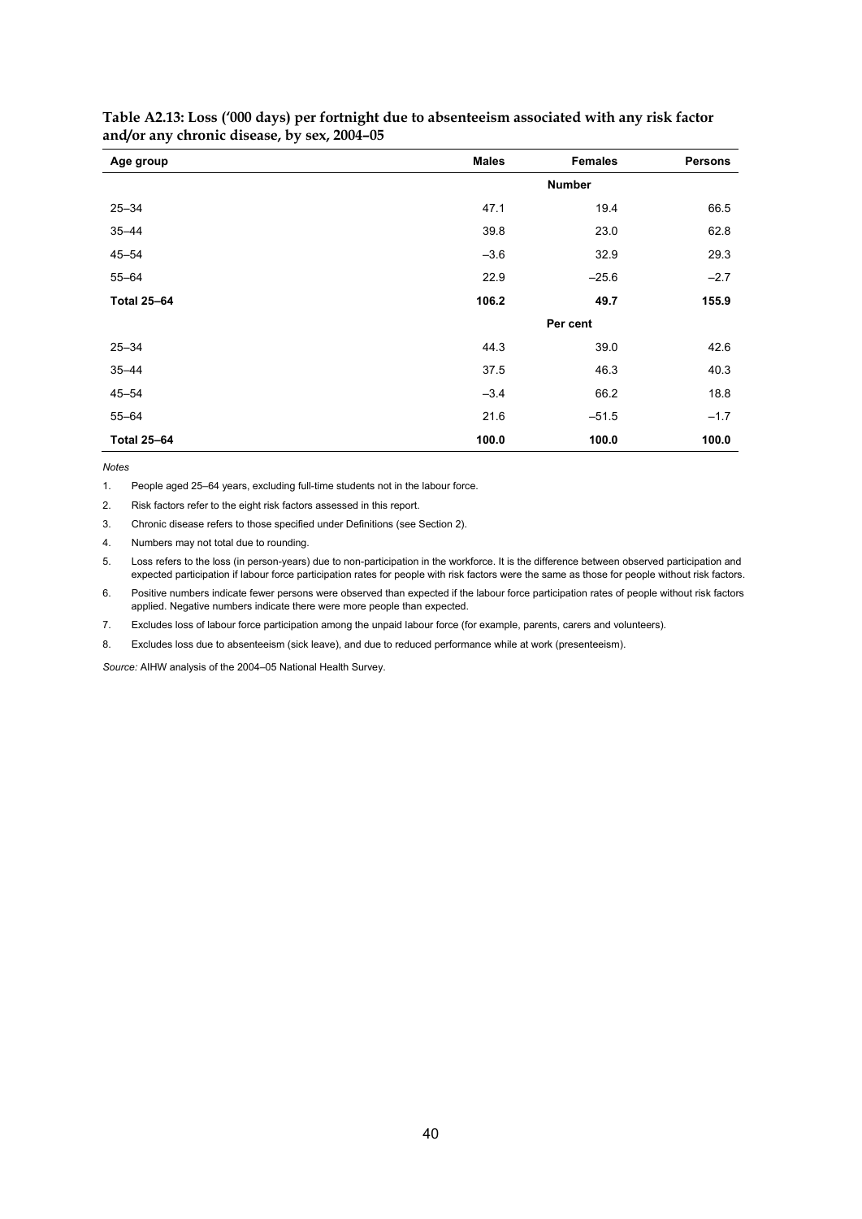**Table A2.13: Loss ('000 days) per fortnight due to absenteeism associated with any risk factor and/or any chronic disease, by sex, 2004–05**

| Age group | Males | Females | Persons |
|---|---|---|---|
| | | **Number** | |
| 25–34 | 47.1 | 19.4 | 66.5 |
| 35–44 | 39.8 | 23.0 | 62.8 |
| 45–54 | –3.6 | 32.9 | 29.3 |
| 55–64 | 22.9 | –25.6 | –2.7 |
| **Total 25–64** | **106.2** | **49.7** | **155.9** |
| | | **Per cent** | |
| 25–34 | 44.3 | 39.0 | 42.6 |
| 35–44 | 37.5 | 46.3 | 40.3 |
| 45–54 | –3.4 | 66.2 | 18.8 |
| 55–64 | 21.6 | –51.5 | –1.7 |
| **Total 25–64** | **100.0** | **100.0** | **100.0** |

*Notes*

1. People aged 25–64 years, excluding full-time students not in the labour force.
2. Risk factors refer to the eight risk factors assessed in this report.
3. Chronic disease refers to those specified under Definitions (see Section 2).
4. Numbers may not total due to rounding.
5. Loss refers to the loss (in person-years) due to non-participation in the workforce. It is the difference between observed participation and expected participation if labour force participation rates for people with risk factors were the same as those for people without risk factors.
6. Positive numbers indicate fewer persons were observed than expected if the labour force participation rates of people without risk factors applied. Negative numbers indicate there were more people than expected.
7. Excludes loss of labour force participation among the unpaid labour force (for example, parents, carers and volunteers).
8. Excludes loss due to absenteeism (sick leave), and due to reduced performance while at work (presenteeism).

*Source:* AIHW analysis of the 2004–05 National Health Survey.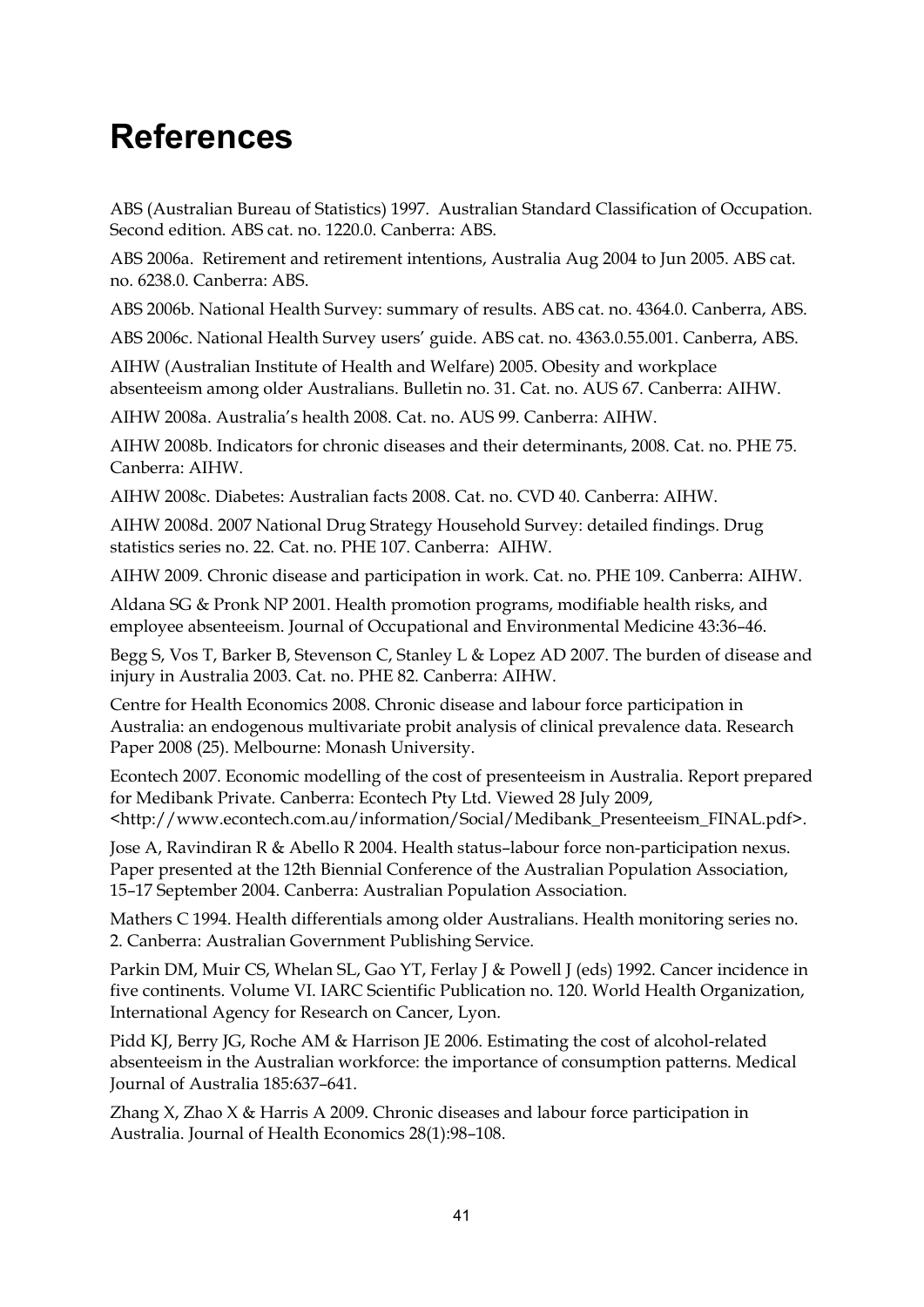# References

ABS (Australian Bureau of Statistics) 1997. Australian Standard Classification of Occupation. Second edition. ABS cat. no. 1220.0. Canberra: ABS.

ABS 2006a. Retirement and retirement intentions, Australia Aug 2004 to Jun 2005. ABS cat. no. 6238.0. Canberra: ABS.

ABS 2006b. National Health Survey: summary of results. ABS cat. no. 4364.0. Canberra, ABS.

ABS 2006c. National Health Survey users' guide. ABS cat. no. 4363.0.55.001. Canberra, ABS.

AIHW (Australian Institute of Health and Welfare) 2005. Obesity and workplace absenteeism among older Australians. Bulletin no. 31. Cat. no. AUS 67. Canberra: AIHW.

AIHW 2008a. Australia's health 2008. Cat. no. AUS 99. Canberra: AIHW.

AIHW 2008b. Indicators for chronic diseases and their determinants, 2008. Cat. no. PHE 75. Canberra: AIHW.

AIHW 2008c. Diabetes: Australian facts 2008. Cat. no. CVD 40. Canberra: AIHW.

AIHW 2008d. 2007 National Drug Strategy Household Survey: detailed findings. Drug statistics series no. 22. Cat. no. PHE 107. Canberra: AIHW.

AIHW 2009. Chronic disease and participation in work. Cat. no. PHE 109. Canberra: AIHW.

Aldana SG & Pronk NP 2001. Health promotion programs, modifiable health risks, and employee absenteeism. Journal of Occupational and Environmental Medicine 43:36–46.

Begg S, Vos T, Barker B, Stevenson C, Stanley L & Lopez AD 2007. The burden of disease and injury in Australia 2003. Cat. no. PHE 82. Canberra: AIHW.

Centre for Health Economics 2008. Chronic disease and labour force participation in Australia: an endogenous multivariate probit analysis of clinical prevalence data. Research Paper 2008 (25). Melbourne: Monash University.

Econtech 2007. Economic modelling of the cost of presenteeism in Australia. Report prepared for Medibank Private. Canberra: Econtech Pty Ltd. Viewed 28 July 2009, <http://www.econtech.com.au/information/Social/Medibank_Presenteeism_FINAL.pdf>.

Jose A, Ravindiran R & Abello R 2004. Health status–labour force non-participation nexus. Paper presented at the 12th Biennial Conference of the Australian Population Association, 15–17 September 2004. Canberra: Australian Population Association.

Mathers C 1994. Health differentials among older Australians. Health monitoring series no. 2. Canberra: Australian Government Publishing Service.

Parkin DM, Muir CS, Whelan SL, Gao YT, Ferlay J & Powell J (eds) 1992. Cancer incidence in five continents. Volume VI. IARC Scientific Publication no. 120. World Health Organization, International Agency for Research on Cancer, Lyon.

Pidd KJ, Berry JG, Roche AM & Harrison JE 2006. Estimating the cost of alcohol-related absenteeism in the Australian workforce: the importance of consumption patterns. Medical Journal of Australia 185:637–641.

Zhang X, Zhao X & Harris A 2009. Chronic diseases and labour force participation in Australia. Journal of Health Economics 28(1):98–108.